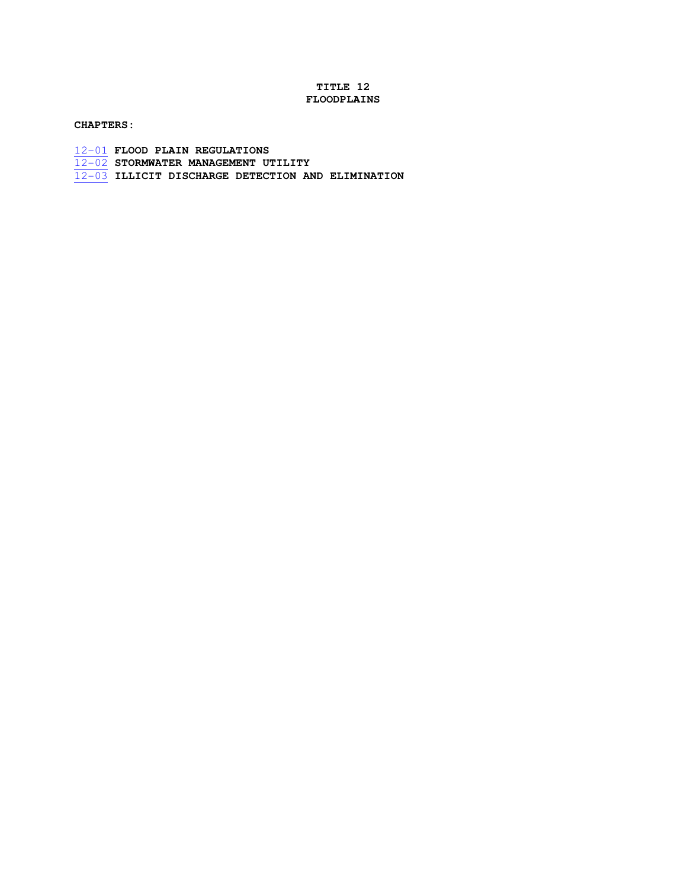# TITLE 12
# FLOODPLAINS

**CHAPTERS:**

12-01 **FLOOD PLAIN REGULATIONS**
12-02 **STORMWATER MANAGEMENT UTILITY**
12-03 **ILLICIT DISCHARGE DETECTION AND ELIMINATION**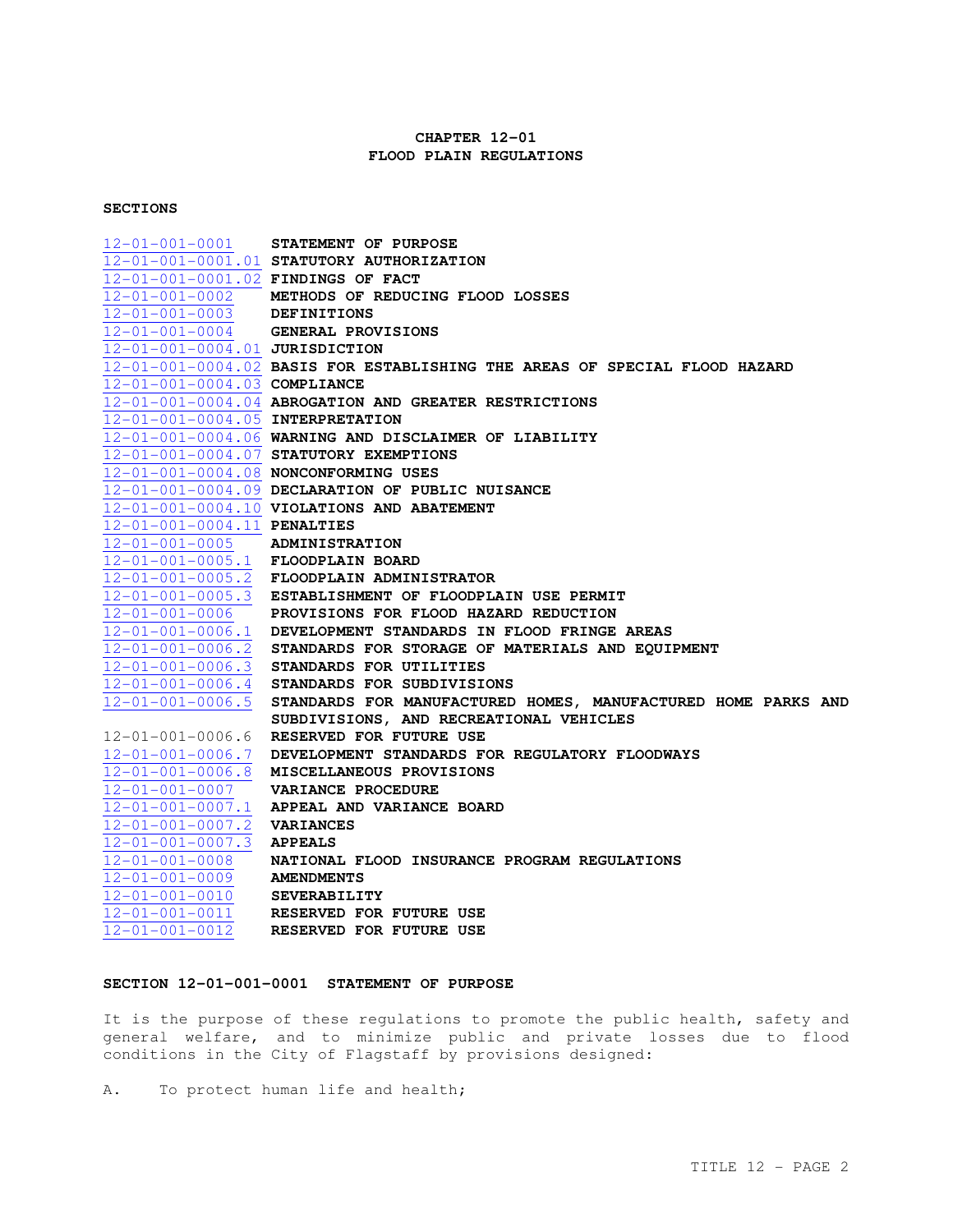# CHAPTER 12-01
# FLOOD PLAIN REGULATIONS

**SECTIONS**

| | |
|---|---|
| 12-01-001-0001 | **STATEMENT OF PURPOSE** |
| 12-01-001-0001.01 | **STATUTORY AUTHORIZATION** |
| 12-01-001-0001.02 | **FINDINGS OF FACT** |
| 12-01-001-0002 | **METHODS OF REDUCING FLOOD LOSSES** |
| 12-01-001-0003 | **DEFINITIONS** |
| 12-01-001-0004 | **GENERAL PROVISIONS** |
| 12-01-001-0004.01 | **JURISDICTION** |
| 12-01-001-0004.02 | **BASIS FOR ESTABLISHING THE AREAS OF SPECIAL FLOOD HAZARD** |
| 12-01-001-0004.03 | **COMPLIANCE** |
| 12-01-001-0004.04 | **ABROGATION AND GREATER RESTRICTIONS** |
| 12-01-001-0004.05 | **INTERPRETATION** |
| 12-01-001-0004.06 | **WARNING AND DISCLAIMER OF LIABILITY** |
| 12-01-001-0004.07 | **STATUTORY EXEMPTIONS** |
| 12-01-001-0004.08 | **NONCONFORMING USES** |
| 12-01-001-0004.09 | **DECLARATION OF PUBLIC NUISANCE** |
| 12-01-001-0004.10 | **VIOLATIONS AND ABATEMENT** |
| 12-01-001-0004.11 | **PENALTIES** |
| 12-01-001-0005 | **ADMINISTRATION** |
| 12-01-001-0005.1 | **FLOODPLAIN BOARD** |
| 12-01-001-0005.2 | **FLOODPLAIN ADMINISTRATOR** |
| 12-01-001-0005.3 | **ESTABLISHMENT OF FLOODPLAIN USE PERMIT** |
| 12-01-001-0006 | **PROVISIONS FOR FLOOD HAZARD REDUCTION** |
| 12-01-001-0006.1 | **DEVELOPMENT STANDARDS IN FLOOD FRINGE AREAS** |
| 12-01-001-0006.2 | **STANDARDS FOR STORAGE OF MATERIALS AND EQUIPMENT** |
| 12-01-001-0006.3 | **STANDARDS FOR UTILITIES** |
| 12-01-001-0006.4 | **STANDARDS FOR SUBDIVISIONS** |
| 12-01-001-0006.5 | **STANDARDS FOR MANUFACTURED HOMES, MANUFACTURED HOME PARKS AND SUBDIVISIONS, AND RECREATIONAL VEHICLES** |
| 12-01-001-0006.6 | **RESERVED FOR FUTURE USE** |
| 12-01-001-0006.7 | **DEVELOPMENT STANDARDS FOR REGULATORY FLOODWAYS** |
| 12-01-001-0006.8 | **MISCELLANEOUS PROVISIONS** |
| 12-01-001-0007 | **VARIANCE PROCEDURE** |
| 12-01-001-0007.1 | **APPEAL AND VARIANCE BOARD** |
| 12-01-001-0007.2 | **VARIANCES** |
| 12-01-001-0007.3 | **APPEALS** |
| 12-01-001-0008 | **NATIONAL FLOOD INSURANCE PROGRAM REGULATIONS** |
| 12-01-001-0009 | **AMENDMENTS** |
| 12-01-001-0010 | **SEVERABILITY** |
| 12-01-001-0011 | **RESERVED FOR FUTURE USE** |
| 12-01-001-0012 | **RESERVED FOR FUTURE USE** |

## SECTION 12-01-001-0001 STATEMENT OF PURPOSE

It is the purpose of these regulations to promote the public health, safety and general welfare, and to minimize public and private losses due to flood conditions in the City of Flagstaff by provisions designed:

A. To protect human life and health;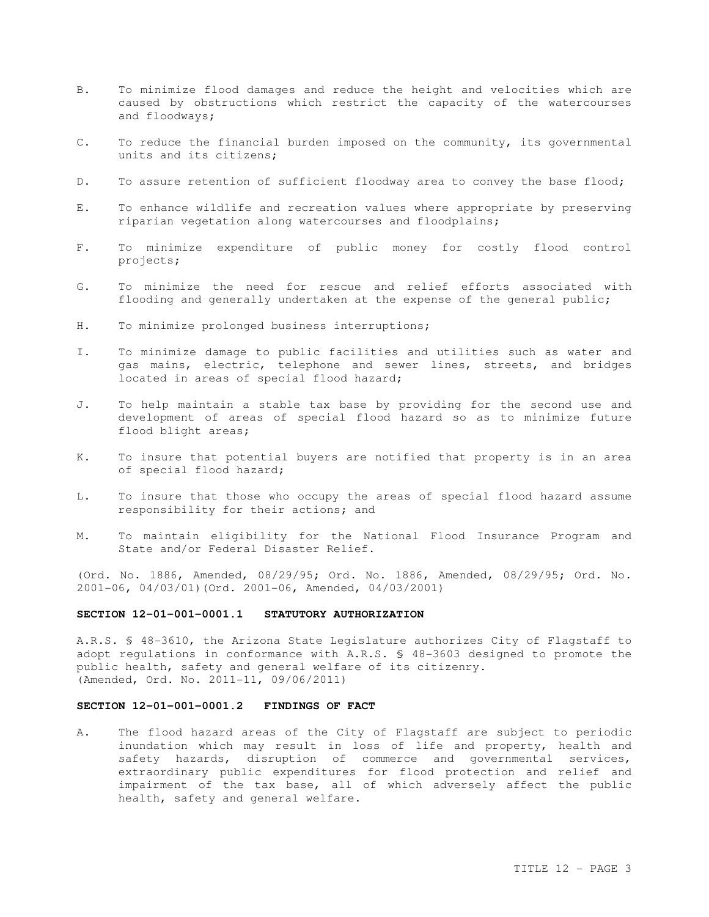B. To minimize flood damages and reduce the height and velocities which are caused by obstructions which restrict the capacity of the watercourses and floodways;

C. To reduce the financial burden imposed on the community, its governmental units and its citizens;

D. To assure retention of sufficient floodway area to convey the base flood;

E. To enhance wildlife and recreation values where appropriate by preserving riparian vegetation along watercourses and floodplains;

F. To minimize expenditure of public money for costly flood control projects;

G. To minimize the need for rescue and relief efforts associated with flooding and generally undertaken at the expense of the general public;

H. To minimize prolonged business interruptions;

I. To minimize damage to public facilities and utilities such as water and gas mains, electric, telephone and sewer lines, streets, and bridges located in areas of special flood hazard;

J. To help maintain a stable tax base by providing for the second use and development of areas of special flood hazard so as to minimize future flood blight areas;

K. To insure that potential buyers are notified that property is in an area of special flood hazard;

L. To insure that those who occupy the areas of special flood hazard assume responsibility for their actions; and

M. To maintain eligibility for the National Flood Insurance Program and State and/or Federal Disaster Relief.

(Ord. No. 1886, Amended, 08/29/95; Ord. No. 1886, Amended, 08/29/95; Ord. No. 2001-06, 04/03/01)(Ord. 2001-06, Amended, 04/03/2001)

**SECTION 12-01-001-0001.1 STATUTORY AUTHORIZATION**

A.R.S. § 48-3610, the Arizona State Legislature authorizes City of Flagstaff to adopt regulations in conformance with A.R.S. § 48-3603 designed to promote the public health, safety and general welfare of its citizenry.
(Amended, Ord. No. 2011-11, 09/06/2011)

**SECTION 12-01-001-0001.2 FINDINGS OF FACT**

A. The flood hazard areas of the City of Flagstaff are subject to periodic inundation which may result in loss of life and property, health and safety hazards, disruption of commerce and governmental services, extraordinary public expenditures for flood protection and relief and impairment of the tax base, all of which adversely affect the public health, safety and general welfare.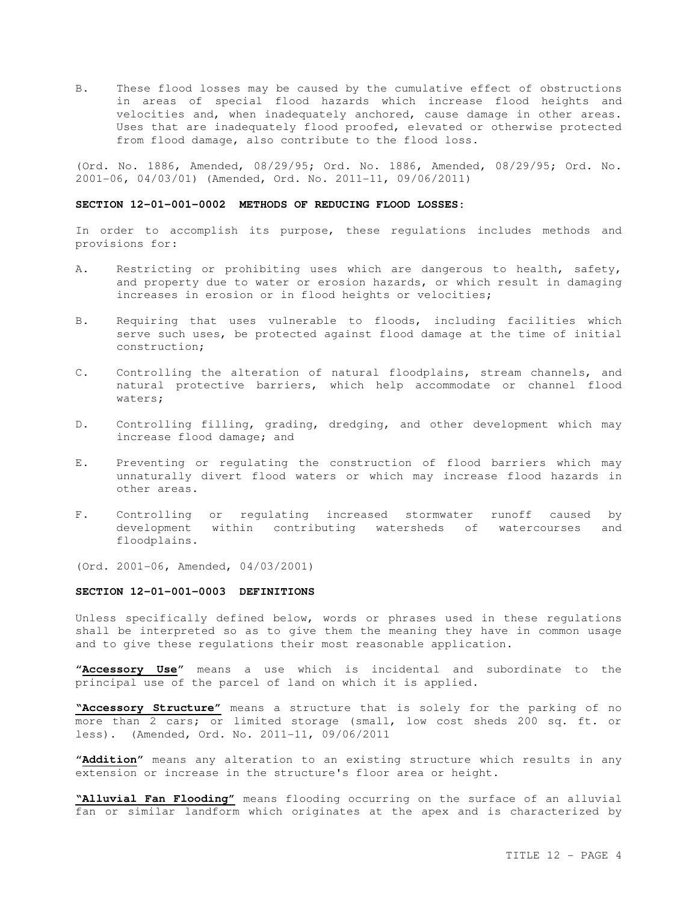B. These flood losses may be caused by the cumulative effect of obstructions in areas of special flood hazards which increase flood heights and velocities and, when inadequately anchored, cause damage in other areas. Uses that are inadequately flood proofed, elevated or otherwise protected from flood damage, also contribute to the flood loss.

(Ord. No. 1886, Amended, 08/29/95; Ord. No. 1886, Amended, 08/29/95; Ord. No. 2001-06, 04/03/01) (Amended, Ord. No. 2011-11, 09/06/2011)

**SECTION 12-01-001-0002 METHODS OF REDUCING FLOOD LOSSES:**

In order to accomplish its purpose, these regulations includes methods and provisions for:

A. Restricting or prohibiting uses which are dangerous to health, safety, and property due to water or erosion hazards, or which result in damaging increases in erosion or in flood heights or velocities;

B. Requiring that uses vulnerable to floods, including facilities which serve such uses, be protected against flood damage at the time of initial construction;

C. Controlling the alteration of natural floodplains, stream channels, and natural protective barriers, which help accommodate or channel flood waters;

D. Controlling filling, grading, dredging, and other development which may increase flood damage; and

E. Preventing or regulating the construction of flood barriers which may unnaturally divert flood waters or which may increase flood hazards in other areas.

F. Controlling or regulating increased stormwater runoff caused by development within contributing watersheds of watercourses and floodplains.

(Ord. 2001-06, Amended, 04/03/2001)

**SECTION 12-01-001-0003 DEFINITIONS**

Unless specifically defined below, words or phrases used in these regulations shall be interpreted so as to give them the meaning they have in common usage and to give these regulations their most reasonable application.

"**Accessory Use**" means a use which is incidental and subordinate to the principal use of the parcel of land on which it is applied.

**"Accessory Structure"** means a structure that is solely for the parking of no more than 2 cars; or limited storage (small, low cost sheds 200 sq. ft. or less). (Amended, Ord. No. 2011-11, 09/06/2011

"**Addition**" means any alteration to an existing structure which results in any extension or increase in the structure's floor area or height.

**"Alluvial Fan Flooding"** means flooding occurring on the surface of an alluvial fan or similar landform which originates at the apex and is characterized by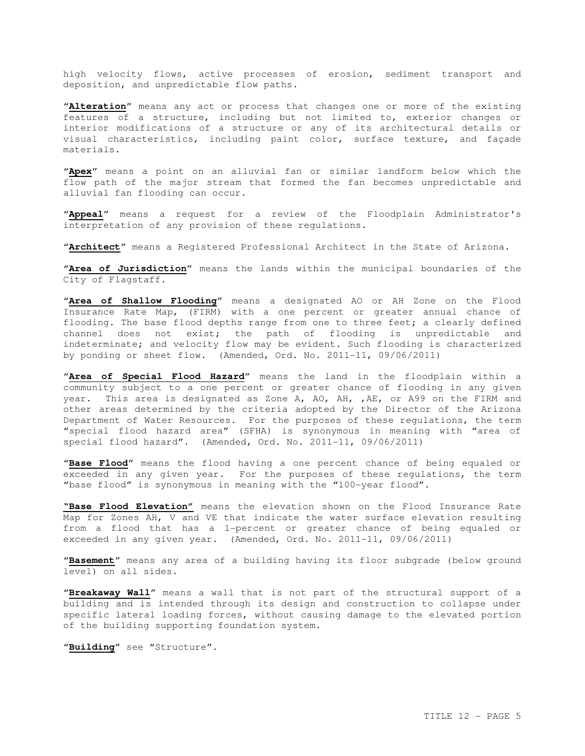high velocity flows, active processes of erosion, sediment transport and deposition, and unpredictable flow paths.

"**Alteration**" means any act or process that changes one or more of the existing features of a structure, including but not limited to, exterior changes or interior modifications of a structure or any of its architectural details or visual characteristics, including paint color, surface texture, and façade materials.

"**Apex**" means a point on an alluvial fan or similar landform below which the flow path of the major stream that formed the fan becomes unpredictable and alluvial fan flooding can occur.

"**Appeal**" means a request for a review of the Floodplain Administrator's interpretation of any provision of these regulations.

"**Architect**" means a Registered Professional Architect in the State of Arizona.

"**Area of Jurisdiction**" means the lands within the municipal boundaries of the City of Flagstaff.

"**Area of Shallow Flooding**" means a designated AO or AH Zone on the Flood Insurance Rate Map, (FIRM) with a one percent or greater annual chance of flooding. The base flood depths range from one to three feet; a clearly defined channel does not exist; the path of flooding is unpredictable and indeterminate; and velocity flow may be evident. Such flooding is characterized by ponding or sheet flow. (Amended, Ord. No. 2011-11, 09/06/2011)

"**Area of Special Flood Hazard**" means the land in the floodplain within a community subject to a one percent or greater chance of flooding in any given year. This area is designated as Zone A, AO, AH, ,AE, or A99 on the FIRM and other areas determined by the criteria adopted by the Director of the Arizona Department of Water Resources. For the purposes of these regulations, the term "special flood hazard area" (SFHA) is synonymous in meaning with "area of special flood hazard". (Amended, Ord. No. 2011-11, 09/06/2011)

"**Base Flood**" means the flood having a one percent chance of being equaled or exceeded in any given year. For the purposes of these regulations, the term "base flood" is synonymous in meaning with the "100-year flood".

**"Base Flood Elevation"** means the elevation shown on the Flood Insurance Rate Map for Zones AH, V and VE that indicate the water surface elevation resulting from a flood that has a 1-percent or greater chance of being equaled or exceeded in any given year. (Amended, Ord. No. 2011-11, 09/06/2011)

"**Basement**" means any area of a building having its floor subgrade (below ground level) on all sides.

"**Breakaway Wall**" means a wall that is not part of the structural support of a building and is intended through its design and construction to collapse under specific lateral loading forces, without causing damage to the elevated portion of the building supporting foundation system.

"**Building**" see "Structure".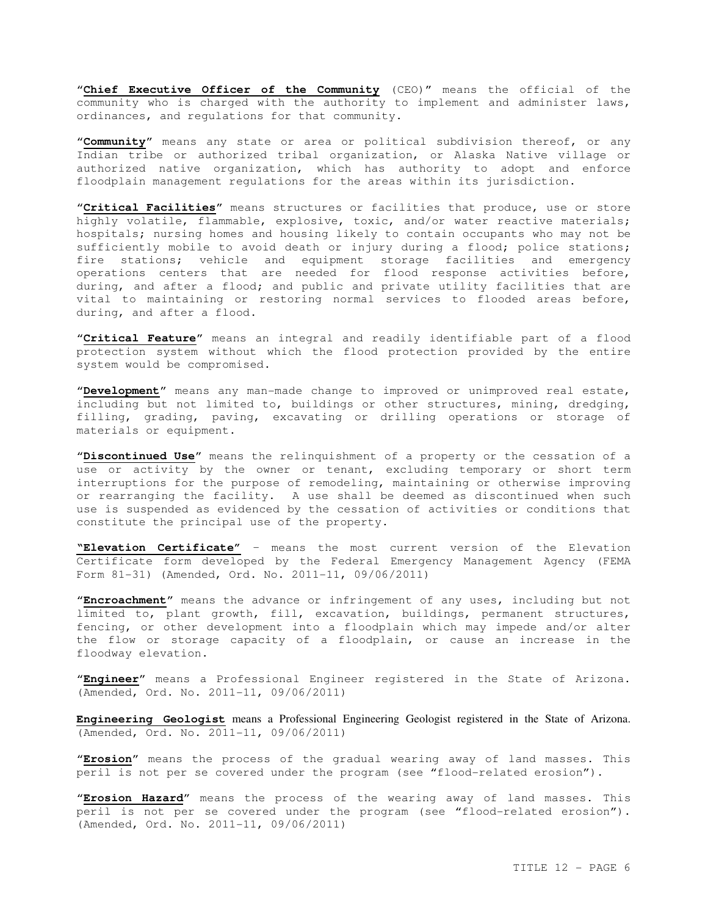"**Chief Executive Officer of the Community** (CEO)" means the official of the community who is charged with the authority to implement and administer laws, ordinances, and regulations for that community.

"**Community**" means any state or area or political subdivision thereof, or any Indian tribe or authorized tribal organization, or Alaska Native village or authorized native organization, which has authority to adopt and enforce floodplain management regulations for the areas within its jurisdiction.

"**Critical Facilities**" means structures or facilities that produce, use or store highly volatile, flammable, explosive, toxic, and/or water reactive materials; hospitals; nursing homes and housing likely to contain occupants who may not be sufficiently mobile to avoid death or injury during a flood; police stations; fire stations; vehicle and equipment storage facilities and emergency operations centers that are needed for flood response activities before, during, and after a flood; and public and private utility facilities that are vital to maintaining or restoring normal services to flooded areas before, during, and after a flood.

"**Critical Feature**" means an integral and readily identifiable part of a flood protection system without which the flood protection provided by the entire system would be compromised.

"**Development**" means any man-made change to improved or unimproved real estate, including but not limited to, buildings or other structures, mining, dredging, filling, grading, paving, excavating or drilling operations or storage of materials or equipment.

"**Discontinued Use**" means the relinquishment of a property or the cessation of a use or activity by the owner or tenant, excluding temporary or short term interruptions for the purpose of remodeling, maintaining or otherwise improving or rearranging the facility. A use shall be deemed as discontinued when such use is suspended as evidenced by the cessation of activities or conditions that constitute the principal use of the property.

"**Elevation Certificate**" - means the most current version of the Elevation Certificate form developed by the Federal Emergency Management Agency (FEMA Form 81-31) (Amended, Ord. No. 2011-11, 09/06/2011)

"**Encroachment**" means the advance or infringement of any uses, including but not limited to, plant growth, fill, excavation, buildings, permanent structures, fencing, or other development into a floodplain which may impede and/or alter the flow or storage capacity of a floodplain, or cause an increase in the floodway elevation.

"**Engineer**" means a Professional Engineer registered in the State of Arizona. (Amended, Ord. No. 2011-11, 09/06/2011)

**Engineering Geologist** means a Professional Engineering Geologist registered in the State of Arizona. (Amended, Ord. No. 2011-11, 09/06/2011)

"**Erosion**" means the process of the gradual wearing away of land masses. This peril is not per se covered under the program (see "flood-related erosion").

"**Erosion Hazard**" means the process of the wearing away of land masses. This peril is not per se covered under the program (see "flood-related erosion"). (Amended, Ord. No. 2011-11, 09/06/2011)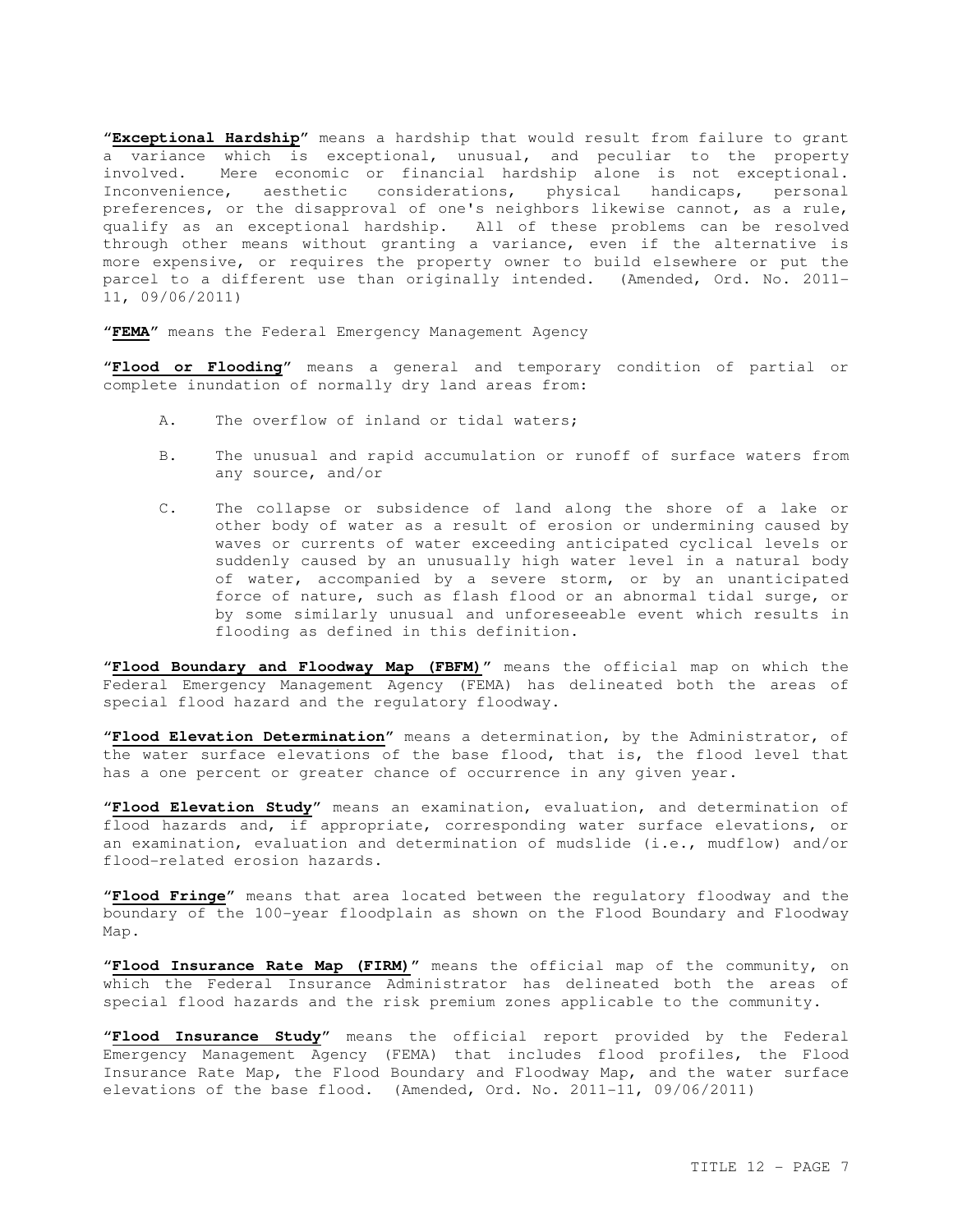"**Exceptional Hardship**" means a hardship that would result from failure to grant a variance which is exceptional, unusual, and peculiar to the property involved. Mere economic or financial hardship alone is not exceptional. Inconvenience, aesthetic considerations, physical handicaps, personal preferences, or the disapproval of one's neighbors likewise cannot, as a rule, qualify as an exceptional hardship. All of these problems can be resolved through other means without granting a variance, even if the alternative is more expensive, or requires the property owner to build elsewhere or put the parcel to a different use than originally intended. (Amended, Ord. No. 2011-11, 09/06/2011)

"**FEMA**" means the Federal Emergency Management Agency

"**Flood or Flooding**" means a general and temporary condition of partial or complete inundation of normally dry land areas from:

A. The overflow of inland or tidal waters;

B. The unusual and rapid accumulation or runoff of surface waters from any source, and/or

C. The collapse or subsidence of land along the shore of a lake or other body of water as a result of erosion or undermining caused by waves or currents of water exceeding anticipated cyclical levels or suddenly caused by an unusually high water level in a natural body of water, accompanied by a severe storm, or by an unanticipated force of nature, such as flash flood or an abnormal tidal surge, or by some similarly unusual and unforeseeable event which results in flooding as defined in this definition.

"**Flood Boundary and Floodway Map (FBFM)**" means the official map on which the Federal Emergency Management Agency (FEMA) has delineated both the areas of special flood hazard and the regulatory floodway.

"**Flood Elevation Determination**" means a determination, by the Administrator, of the water surface elevations of the base flood, that is, the flood level that has a one percent or greater chance of occurrence in any given year.

"**Flood Elevation Study**" means an examination, evaluation, and determination of flood hazards and, if appropriate, corresponding water surface elevations, or an examination, evaluation and determination of mudslide (i.e., mudflow) and/or flood-related erosion hazards.

"**Flood Fringe**" means that area located between the regulatory floodway and the boundary of the 100-year floodplain as shown on the Flood Boundary and Floodway Map.

"**Flood Insurance Rate Map (FIRM)**" means the official map of the community, on which the Federal Insurance Administrator has delineated both the areas of special flood hazards and the risk premium zones applicable to the community.

"**Flood Insurance Study**" means the official report provided by the Federal Emergency Management Agency (FEMA) that includes flood profiles, the Flood Insurance Rate Map, the Flood Boundary and Floodway Map, and the water surface elevations of the base flood. (Amended, Ord. No. 2011-11, 09/06/2011)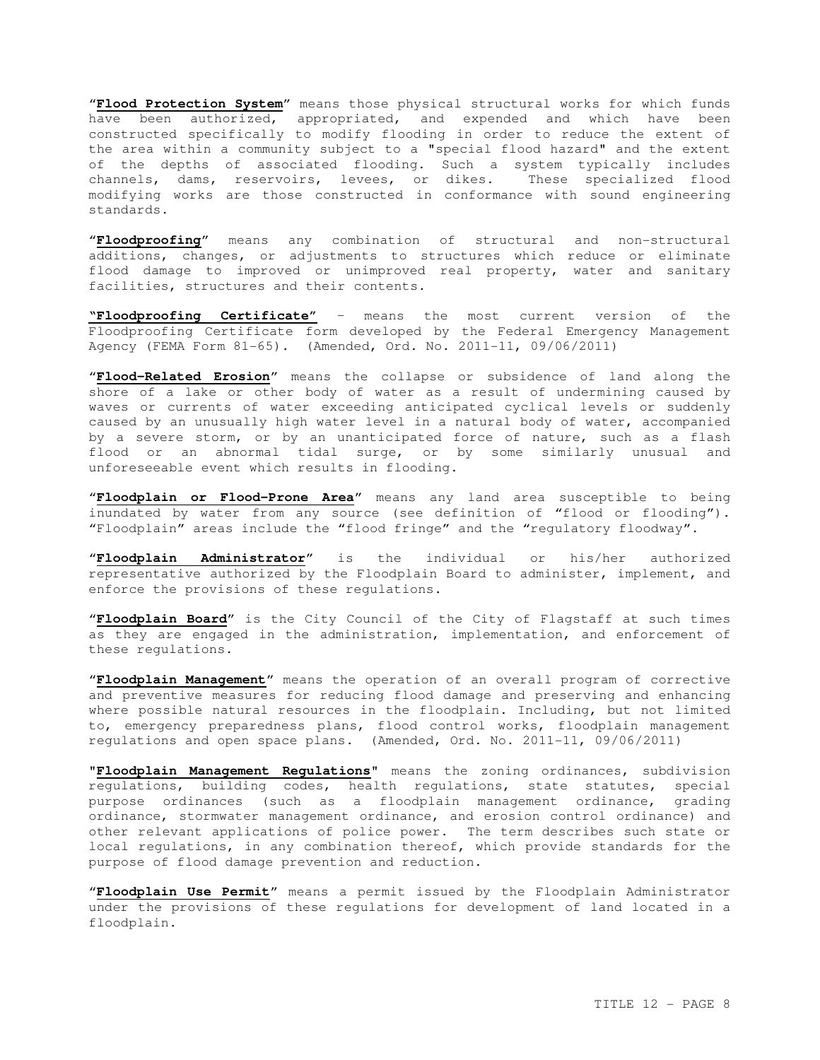"**Flood Protection System**" means those physical structural works for which funds have been authorized, appropriated, and expended and which have been constructed specifically to modify flooding in order to reduce the extent of the area within a community subject to a "special flood hazard" and the extent of the depths of associated flooding. Such a system typically includes channels, dams, reservoirs, levees, or dikes. These specialized flood modifying works are those constructed in conformance with sound engineering standards.

"**Floodproofing**" means any combination of structural and non-structural additions, changes, or adjustments to structures which reduce or eliminate flood damage to improved or unimproved real property, water and sanitary facilities, structures and their contents.

**"Floodproofing Certificate"** – means the most current version of the Floodproofing Certificate form developed by the Federal Emergency Management Agency (FEMA Form 81-65). (Amended, Ord. No. 2011-11, 09/06/2011)

"**Flood-Related Erosion**" means the collapse or subsidence of land along the shore of a lake or other body of water as a result of undermining caused by waves or currents of water exceeding anticipated cyclical levels or suddenly caused by an unusually high water level in a natural body of water, accompanied by a severe storm, or by an unanticipated force of nature, such as a flash flood or an abnormal tidal surge, or by some similarly unusual and unforeseeable event which results in flooding.

"**Floodplain or Flood-Prone Area**" means any land area susceptible to being inundated by water from any source (see definition of "flood or flooding"). "Floodplain" areas include the "flood fringe" and the "regulatory floodway".

"**Floodplain Administrator**" is the individual or his/her authorized representative authorized by the Floodplain Board to administer, implement, and enforce the provisions of these regulations.

"**Floodplain Board**" is the City Council of the City of Flagstaff at such times as they are engaged in the administration, implementation, and enforcement of these regulations.

"**Floodplain Management**" means the operation of an overall program of corrective and preventive measures for reducing flood damage and preserving and enhancing where possible natural resources in the floodplain. Including, but not limited to, emergency preparedness plans, flood control works, floodplain management regulations and open space plans. (Amended, Ord. No. 2011-11, 09/06/2011)

"**Floodplain Management Regulations**" means the zoning ordinances, subdivision regulations, building codes, health regulations, state statutes, special purpose ordinances (such as a floodplain management ordinance, grading ordinance, stormwater management ordinance, and erosion control ordinance) and other relevant applications of police power. The term describes such state or local regulations, in any combination thereof, which provide standards for the purpose of flood damage prevention and reduction.

"**Floodplain Use Permit**" means a permit issued by the Floodplain Administrator under the provisions of these regulations for development of land located in a floodplain.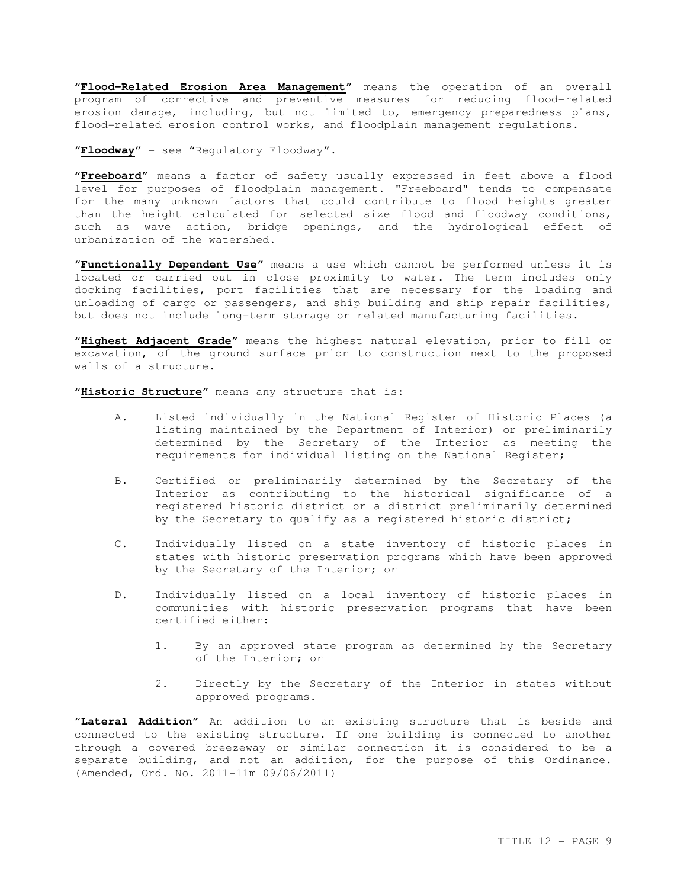"**Flood-Related Erosion Area Management**" means the operation of an overall program of corrective and preventive measures for reducing flood-related erosion damage, including, but not limited to, emergency preparedness plans, flood-related erosion control works, and floodplain management regulations.

"**Floodway**" - see "Regulatory Floodway".

"**Freeboard**" means a factor of safety usually expressed in feet above a flood level for purposes of floodplain management. "Freeboard" tends to compensate for the many unknown factors that could contribute to flood heights greater than the height calculated for selected size flood and floodway conditions, such as wave action, bridge openings, and the hydrological effect of urbanization of the watershed.

"**Functionally Dependent Use**" means a use which cannot be performed unless it is located or carried out in close proximity to water. The term includes only docking facilities, port facilities that are necessary for the loading and unloading of cargo or passengers, and ship building and ship repair facilities, but does not include long-term storage or related manufacturing facilities.

"**Highest Adjacent Grade**" means the highest natural elevation, prior to fill or excavation, of the ground surface prior to construction next to the proposed walls of a structure.

"**Historic Structure**" means any structure that is:

A. Listed individually in the National Register of Historic Places (a listing maintained by the Department of Interior) or preliminarily determined by the Secretary of the Interior as meeting the requirements for individual listing on the National Register;

B. Certified or preliminarily determined by the Secretary of the Interior as contributing to the historical significance of a registered historic district or a district preliminarily determined by the Secretary to qualify as a registered historic district;

C. Individually listed on a state inventory of historic places in states with historic preservation programs which have been approved by the Secretary of the Interior; or

D. Individually listed on a local inventory of historic places in communities with historic preservation programs that have been certified either:

   1. By an approved state program as determined by the Secretary of the Interior; or

   2. Directly by the Secretary of the Interior in states without approved programs.

"**Lateral Addition**" An addition to an existing structure that is beside and connected to the existing structure. If one building is connected to another through a covered breezeway or similar connection it is considered to be a separate building, and not an addition, for the purpose of this Ordinance. (Amended, Ord. No. 2011-11m 09/06/2011)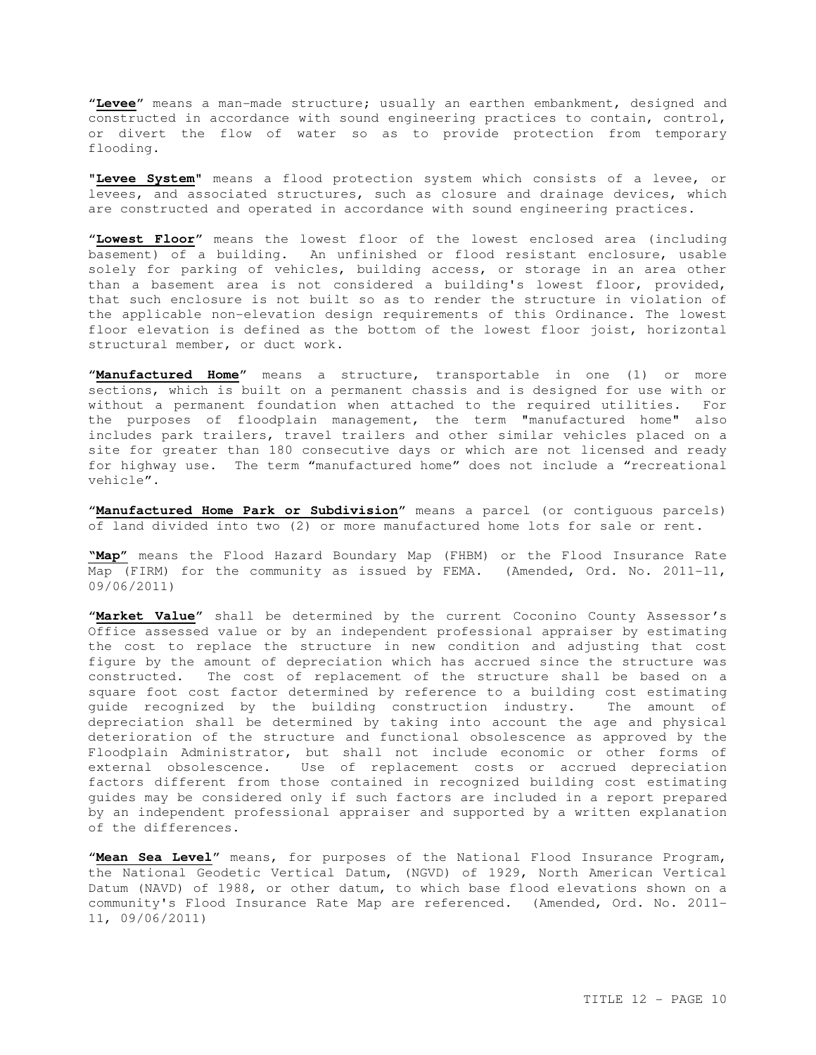"**Levee**" means a man-made structure; usually an earthen embankment, designed and constructed in accordance with sound engineering practices to contain, control, or divert the flow of water so as to provide protection from temporary flooding.

"**Levee System**" means a flood protection system which consists of a levee, or levees, and associated structures, such as closure and drainage devices, which are constructed and operated in accordance with sound engineering practices.

"**Lowest Floor**" means the lowest floor of the lowest enclosed area (including basement) of a building. An unfinished or flood resistant enclosure, usable solely for parking of vehicles, building access, or storage in an area other than a basement area is not considered a building's lowest floor, provided, that such enclosure is not built so as to render the structure in violation of the applicable non-elevation design requirements of this Ordinance. The lowest floor elevation is defined as the bottom of the lowest floor joist, horizontal structural member, or duct work.

"**Manufactured Home**" means a structure, transportable in one (1) or more sections, which is built on a permanent chassis and is designed for use with or without a permanent foundation when attached to the required utilities. For the purposes of floodplain management, the term "manufactured home" also includes park trailers, travel trailers and other similar vehicles placed on a site for greater than 180 consecutive days or which are not licensed and ready for highway use. The term "manufactured home" does not include a "recreational vehicle".

"**Manufactured Home Park or Subdivision**" means a parcel (or contiguous parcels) of land divided into two (2) or more manufactured home lots for sale or rent.

"**Map**" means the Flood Hazard Boundary Map (FHBM) or the Flood Insurance Rate Map (FIRM) for the community as issued by FEMA. (Amended, Ord. No. 2011-11, 09/06/2011)

"**Market Value**" shall be determined by the current Coconino County Assessor's Office assessed value or by an independent professional appraiser by estimating the cost to replace the structure in new condition and adjusting that cost figure by the amount of depreciation which has accrued since the structure was constructed. The cost of replacement of the structure shall be based on a square foot cost factor determined by reference to a building cost estimating guide recognized by the building construction industry. The amount of depreciation shall be determined by taking into account the age and physical deterioration of the structure and functional obsolescence as approved by the Floodplain Administrator, but shall not include economic or other forms of external obsolescence. Use of replacement costs or accrued depreciation factors different from those contained in recognized building cost estimating guides may be considered only if such factors are included in a report prepared by an independent professional appraiser and supported by a written explanation of the differences.

"**Mean Sea Level**" means, for purposes of the National Flood Insurance Program, the National Geodetic Vertical Datum, (NGVD) of 1929, North American Vertical Datum (NAVD) of 1988, or other datum, to which base flood elevations shown on a community's Flood Insurance Rate Map are referenced. (Amended, Ord. No. 2011-11, 09/06/2011)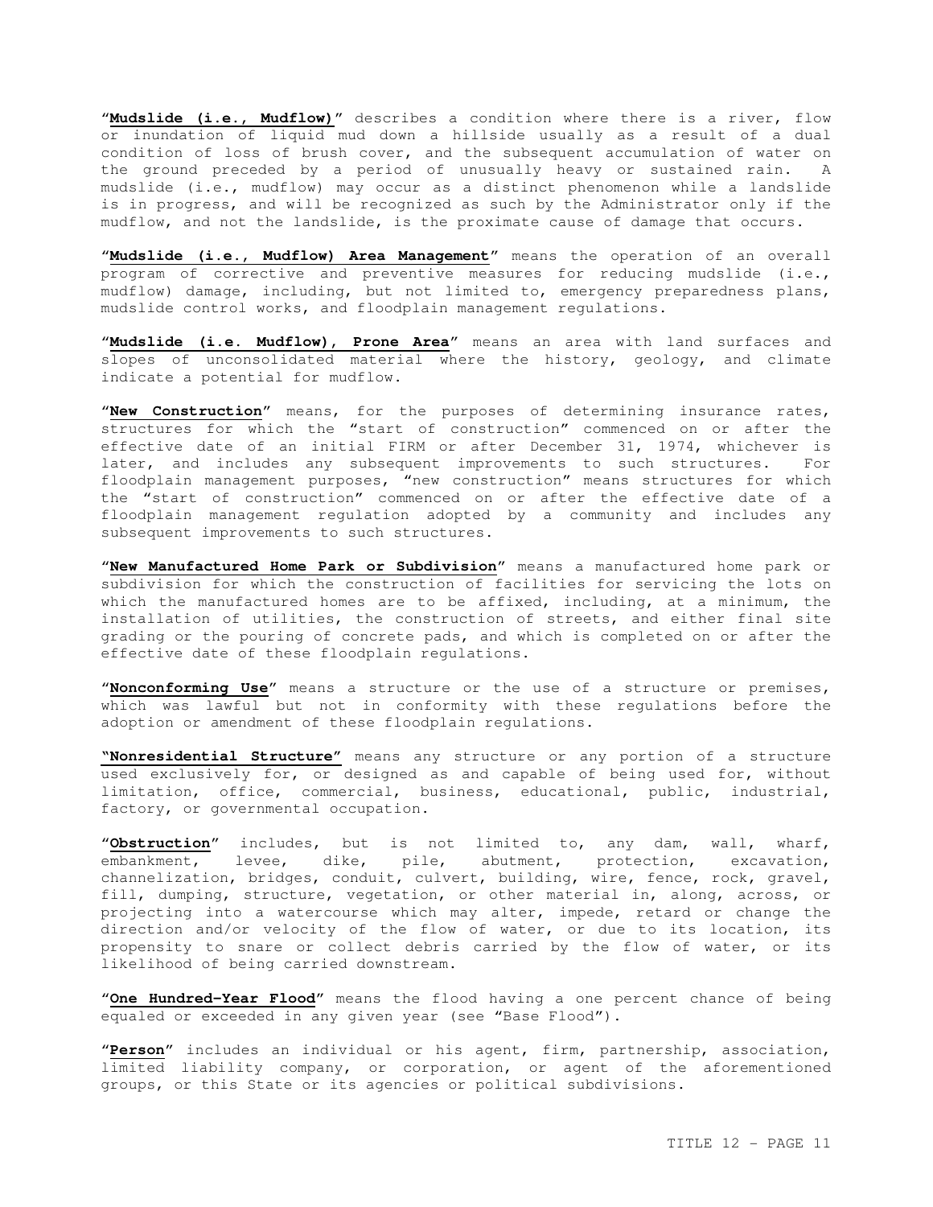"**Mudslide (i.e., Mudflow)**" describes a condition where there is a river, flow or inundation of liquid mud down a hillside usually as a result of a dual condition of loss of brush cover, and the subsequent accumulation of water on the ground preceded by a period of unusually heavy or sustained rain. A mudslide (i.e., mudflow) may occur as a distinct phenomenon while a landslide is in progress, and will be recognized as such by the Administrator only if the mudflow, and not the landslide, is the proximate cause of damage that occurs.

"**Mudslide (i.e., Mudflow) Area Management**" means the operation of an overall program of corrective and preventive measures for reducing mudslide (i.e., mudflow) damage, including, but not limited to, emergency preparedness plans, mudslide control works, and floodplain management regulations.

"**Mudslide (i.e. Mudflow), Prone Area**" means an area with land surfaces and slopes of unconsolidated material where the history, geology, and climate indicate a potential for mudflow.

"**New Construction**" means, for the purposes of determining insurance rates, structures for which the "start of construction" commenced on or after the effective date of an initial FIRM or after December 31, 1974, whichever is later, and includes any subsequent improvements to such structures. For floodplain management purposes, "new construction" means structures for which the "start of construction" commenced on or after the effective date of a floodplain management regulation adopted by a community and includes any subsequent improvements to such structures.

"**New Manufactured Home Park or Subdivision**" means a manufactured home park or subdivision for which the construction of facilities for servicing the lots on which the manufactured homes are to be affixed, including, at a minimum, the installation of utilities, the construction of streets, and either final site grading or the pouring of concrete pads, and which is completed on or after the effective date of these floodplain regulations.

"**Nonconforming Use**" means a structure or the use of a structure or premises, which was lawful but not in conformity with these regulations before the adoption or amendment of these floodplain regulations.

"**Nonresidential Structure**" means any structure or any portion of a structure used exclusively for, or designed as and capable of being used for, without limitation, office, commercial, business, educational, public, industrial, factory, or governmental occupation.

"**Obstruction**" includes, but is not limited to, any dam, wall, wharf, embankment, levee, dike, pile, abutment, protection, excavation, channelization, bridges, conduit, culvert, building, wire, fence, rock, gravel, fill, dumping, structure, vegetation, or other material in, along, across, or projecting into a watercourse which may alter, impede, retard or change the direction and/or velocity of the flow of water, or due to its location, its propensity to snare or collect debris carried by the flow of water, or its likelihood of being carried downstream.

"**One Hundred-Year Flood**" means the flood having a one percent chance of being equaled or exceeded in any given year (see "Base Flood").

"**Person**" includes an individual or his agent, firm, partnership, association, limited liability company, or corporation, or agent of the aforementioned groups, or this State or its agencies or political subdivisions.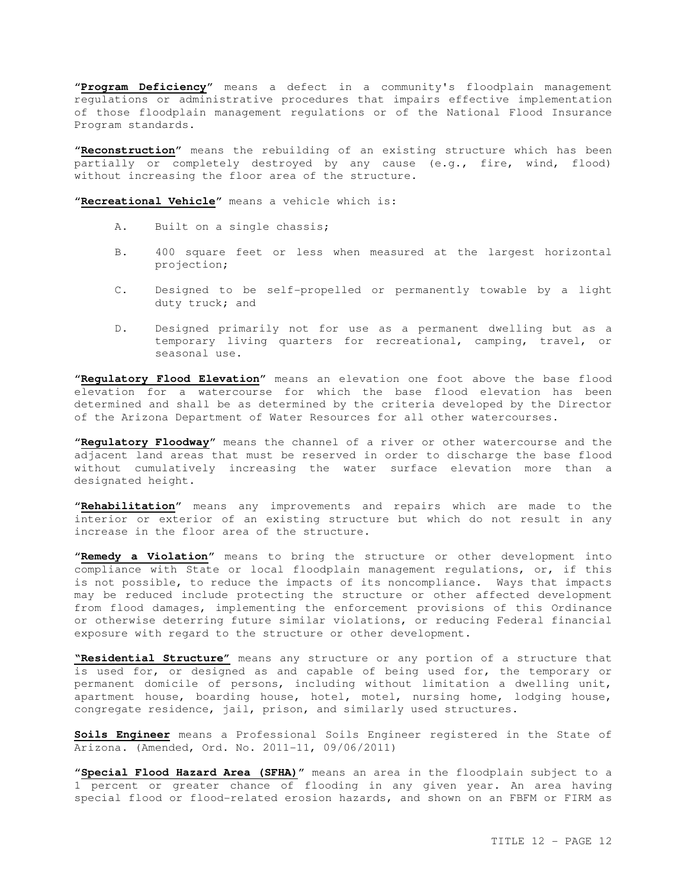"**Program Deficiency**" means a defect in a community's floodplain management regulations or administrative procedures that impairs effective implementation of those floodplain management regulations or of the National Flood Insurance Program standards.

"**Reconstruction**" means the rebuilding of an existing structure which has been partially or completely destroyed by any cause (e.g., fire, wind, flood) without increasing the floor area of the structure.

"**Recreational Vehicle**" means a vehicle which is:

A. Built on a single chassis;

B. 400 square feet or less when measured at the largest horizontal projection;

C. Designed to be self-propelled or permanently towable by a light duty truck; and

D. Designed primarily not for use as a permanent dwelling but as a temporary living quarters for recreational, camping, travel, or seasonal use.

"**Regulatory Flood Elevation**" means an elevation one foot above the base flood elevation for a watercourse for which the base flood elevation has been determined and shall be as determined by the criteria developed by the Director of the Arizona Department of Water Resources for all other watercourses.

"**Regulatory Floodway**" means the channel of a river or other watercourse and the adjacent land areas that must be reserved in order to discharge the base flood without cumulatively increasing the water surface elevation more than a designated height.

"**Rehabilitation**" means any improvements and repairs which are made to the interior or exterior of an existing structure but which do not result in any increase in the floor area of the structure.

"**Remedy a Violation**" means to bring the structure or other development into compliance with State or local floodplain management regulations, or, if this is not possible, to reduce the impacts of its noncompliance. Ways that impacts may be reduced include protecting the structure or other affected development from flood damages, implementing the enforcement provisions of this Ordinance or otherwise deterring future similar violations, or reducing Federal financial exposure with regard to the structure or other development.

"**Residential Structure**" means any structure or any portion of a structure that is used for, or designed as and capable of being used for, the temporary or permanent domicile of persons, including without limitation a dwelling unit, apartment house, boarding house, hotel, motel, nursing home, lodging house, congregate residence, jail, prison, and similarly used structures.

**Soils Engineer** means a Professional Soils Engineer registered in the State of Arizona. (Amended, Ord. No. 2011-11, 09/06/2011)

"**Special Flood Hazard Area (SFHA)**" means an area in the floodplain subject to a 1 percent or greater chance of flooding in any given year. An area having special flood or flood-related erosion hazards, and shown on an FBFM or FIRM as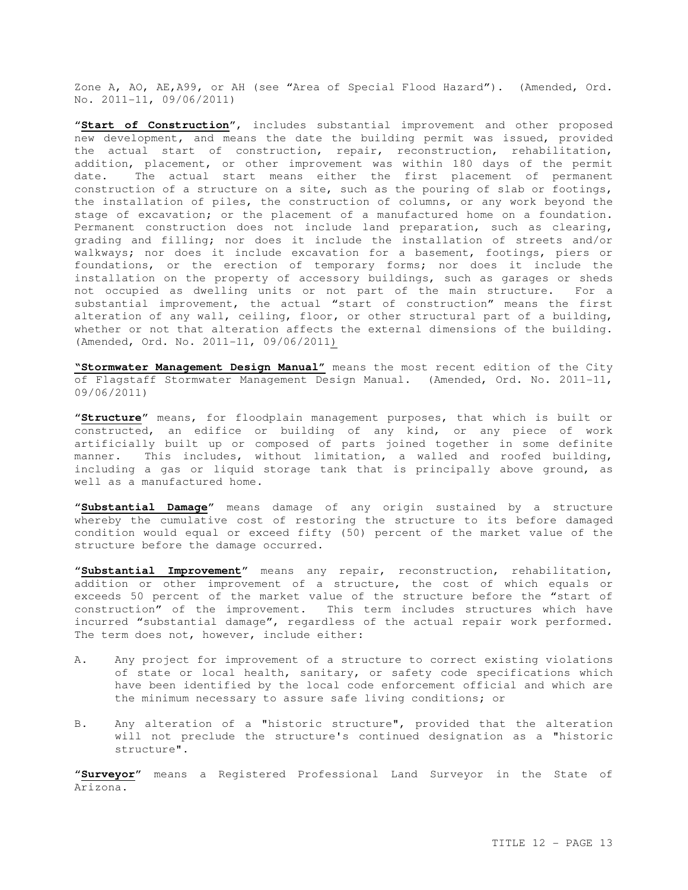Zone A, AO, AE,A99, or AH (see "Area of Special Flood Hazard"). (Amended, Ord. No. 2011-11, 09/06/2011)

"**Start of Construction**", includes substantial improvement and other proposed new development, and means the date the building permit was issued, provided the actual start of construction, repair, reconstruction, rehabilitation, addition, placement, or other improvement was within 180 days of the permit date. The actual start means either the first placement of permanent construction of a structure on a site, such as the pouring of slab or footings, the installation of piles, the construction of columns, or any work beyond the stage of excavation; or the placement of a manufactured home on a foundation. Permanent construction does not include land preparation, such as clearing, grading and filling; nor does it include the installation of streets and/or walkways; nor does it include excavation for a basement, footings, piers or foundations, or the erection of temporary forms; nor does it include the installation on the property of accessory buildings, such as garages or sheds not occupied as dwelling units or not part of the main structure. For a substantial improvement, the actual "start of construction" means the first alteration of any wall, ceiling, floor, or other structural part of a building, whether or not that alteration affects the external dimensions of the building. (Amended, Ord. No. 2011-11, 09/06/2011)

"**Stormwater Management Design Manual**" means the most recent edition of the City of Flagstaff Stormwater Management Design Manual. (Amended, Ord. No. 2011-11, 09/06/2011)

"**Structure**" means, for floodplain management purposes, that which is built or constructed, an edifice or building of any kind, or any piece of work artificially built up or composed of parts joined together in some definite manner. This includes, without limitation, a walled and roofed building, including a gas or liquid storage tank that is principally above ground, as well as a manufactured home.

"**Substantial Damage**" means damage of any origin sustained by a structure whereby the cumulative cost of restoring the structure to its before damaged condition would equal or exceed fifty (50) percent of the market value of the structure before the damage occurred.

"**Substantial Improvement**" means any repair, reconstruction, rehabilitation, addition or other improvement of a structure, the cost of which equals or exceeds 50 percent of the market value of the structure before the "start of construction" of the improvement. This term includes structures which have incurred "substantial damage", regardless of the actual repair work performed. The term does not, however, include either:

A. Any project for improvement of a structure to correct existing violations of state or local health, sanitary, or safety code specifications which have been identified by the local code enforcement official and which are the minimum necessary to assure safe living conditions; or

B. Any alteration of a "historic structure", provided that the alteration will not preclude the structure's continued designation as a "historic structure".

"**Surveyor**" means a Registered Professional Land Surveyor in the State of Arizona.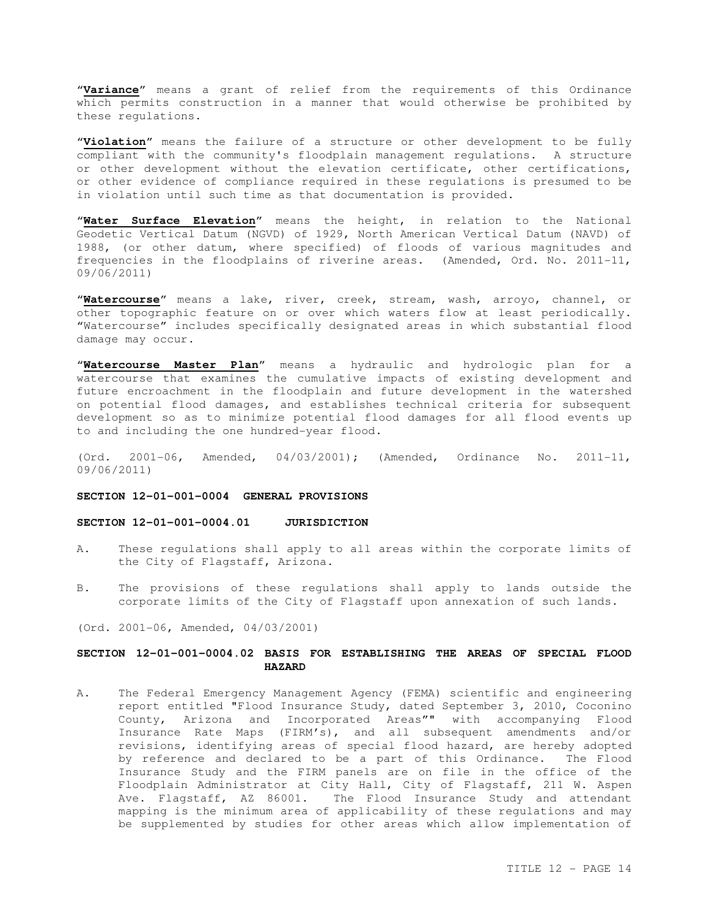"**Variance**" means a grant of relief from the requirements of this Ordinance which permits construction in a manner that would otherwise be prohibited by these regulations.

"**Violation**" means the failure of a structure or other development to be fully compliant with the community's floodplain management regulations. A structure or other development without the elevation certificate, other certifications, or other evidence of compliance required in these regulations is presumed to be in violation until such time as that documentation is provided.

"**Water Surface Elevation**" means the height, in relation to the National Geodetic Vertical Datum (NGVD) of 1929, North American Vertical Datum (NAVD) of 1988, (or other datum, where specified) of floods of various magnitudes and frequencies in the floodplains of riverine areas. (Amended, Ord. No. 2011-11, 09/06/2011)

"**Watercourse**" means a lake, river, creek, stream, wash, arroyo, channel, or other topographic feature on or over which waters flow at least periodically. "Watercourse" includes specifically designated areas in which substantial flood damage may occur.

"**Watercourse Master Plan**" means a hydraulic and hydrologic plan for a watercourse that examines the cumulative impacts of existing development and future encroachment in the floodplain and future development in the watershed on potential flood damages, and establishes technical criteria for subsequent development so as to minimize potential flood damages for all flood events up to and including the one hundred-year flood.

(Ord. 2001-06, Amended, 04/03/2001); (Amended, Ordinance No. 2011-11, 09/06/2011)

**SECTION 12-01-001-0004 GENERAL PROVISIONS**

**SECTION 12-01-001-0004.01 JURISDICTION**

A. These regulations shall apply to all areas within the corporate limits of the City of Flagstaff, Arizona.

B. The provisions of these regulations shall apply to lands outside the corporate limits of the City of Flagstaff upon annexation of such lands.

(Ord. 2001-06, Amended, 04/03/2001)

**SECTION 12-01-001-0004.02 BASIS FOR ESTABLISHING THE AREAS OF SPECIAL FLOOD HAZARD**

A. The Federal Emergency Management Agency (FEMA) scientific and engineering report entitled "Flood Insurance Study, dated September 3, 2010, Coconino County, Arizona and Incorporated Areas"" with accompanying Flood Insurance Rate Maps (FIRM's), and all subsequent amendments and/or revisions, identifying areas of special flood hazard, are hereby adopted by reference and declared to be a part of this Ordinance. The Flood Insurance Study and the FIRM panels are on file in the office of the Floodplain Administrator at City Hall, City of Flagstaff, 211 W. Aspen Ave. Flagstaff, AZ 86001. The Flood Insurance Study and attendant mapping is the minimum area of applicability of these regulations and may be supplemented by studies for other areas which allow implementation of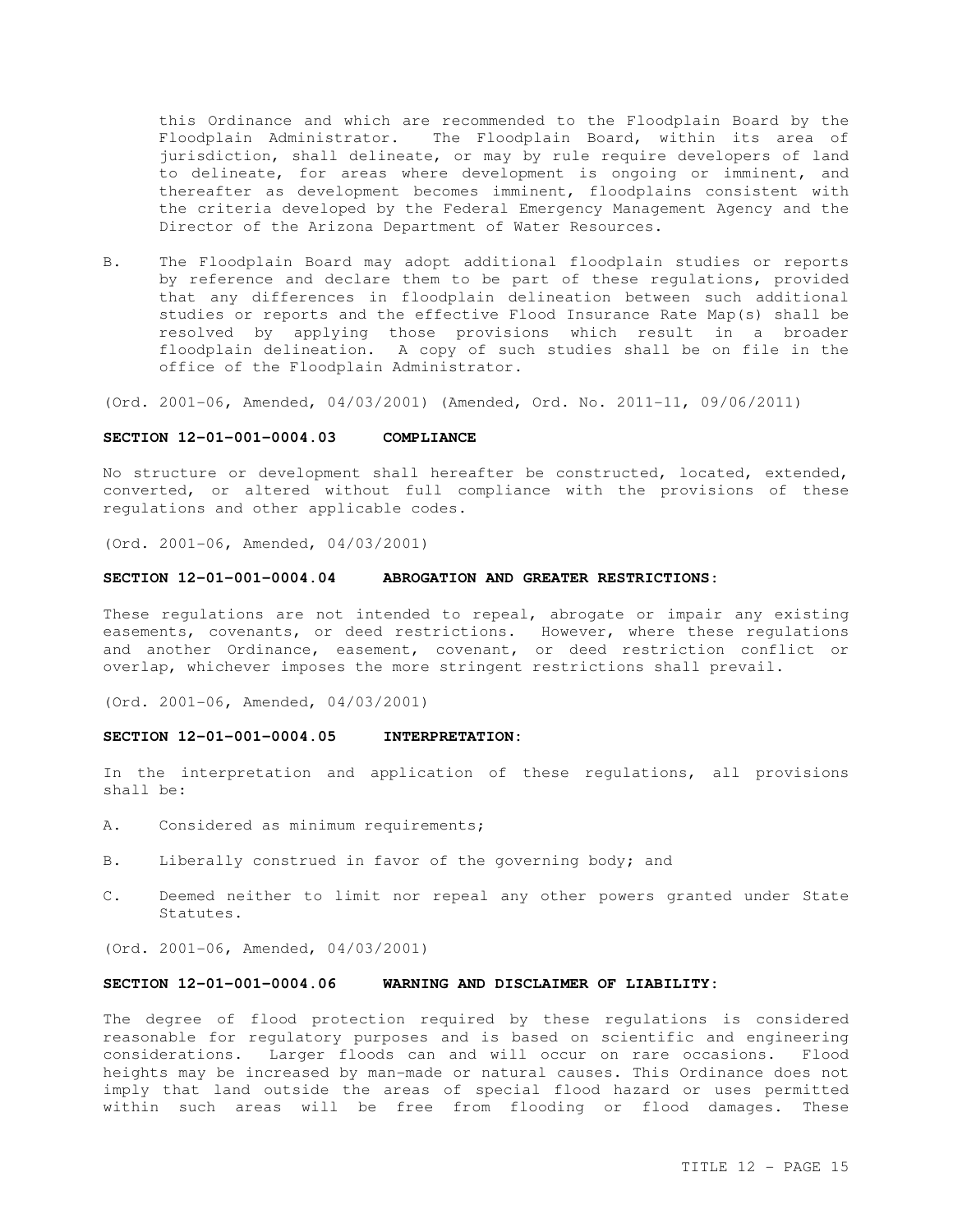this Ordinance and which are recommended to the Floodplain Board by the Floodplain Administrator. The Floodplain Board, within its area of jurisdiction, shall delineate, or may by rule require developers of land to delineate, for areas where development is ongoing or imminent, and thereafter as development becomes imminent, floodplains consistent with the criteria developed by the Federal Emergency Management Agency and the Director of the Arizona Department of Water Resources.

B. The Floodplain Board may adopt additional floodplain studies or reports by reference and declare them to be part of these regulations, provided that any differences in floodplain delineation between such additional studies or reports and the effective Flood Insurance Rate Map(s) shall be resolved by applying those provisions which result in a broader floodplain delineation. A copy of such studies shall be on file in the office of the Floodplain Administrator.

(Ord. 2001-06, Amended, 04/03/2001) (Amended, Ord. No. 2011-11, 09/06/2011)

**SECTION 12-01-001-0004.03 COMPLIANCE**

No structure or development shall hereafter be constructed, located, extended, converted, or altered without full compliance with the provisions of these regulations and other applicable codes.

(Ord. 2001-06, Amended, 04/03/2001)

**SECTION 12-01-001-0004.04 ABROGATION AND GREATER RESTRICTIONS:**

These regulations are not intended to repeal, abrogate or impair any existing easements, covenants, or deed restrictions. However, where these regulations and another Ordinance, easement, covenant, or deed restriction conflict or overlap, whichever imposes the more stringent restrictions shall prevail.

(Ord. 2001-06, Amended, 04/03/2001)

**SECTION 12-01-001-0004.05 INTERPRETATION:**

In the interpretation and application of these regulations, all provisions shall be:

A. Considered as minimum requirements;

B. Liberally construed in favor of the governing body; and

C. Deemed neither to limit nor repeal any other powers granted under State Statutes.

(Ord. 2001-06, Amended, 04/03/2001)

**SECTION 12-01-001-0004.06 WARNING AND DISCLAIMER OF LIABILITY:**

The degree of flood protection required by these regulations is considered reasonable for regulatory purposes and is based on scientific and engineering considerations. Larger floods can and will occur on rare occasions. Flood heights may be increased by man-made or natural causes. This Ordinance does not imply that land outside the areas of special flood hazard or uses permitted within such areas will be free from flooding or flood damages. These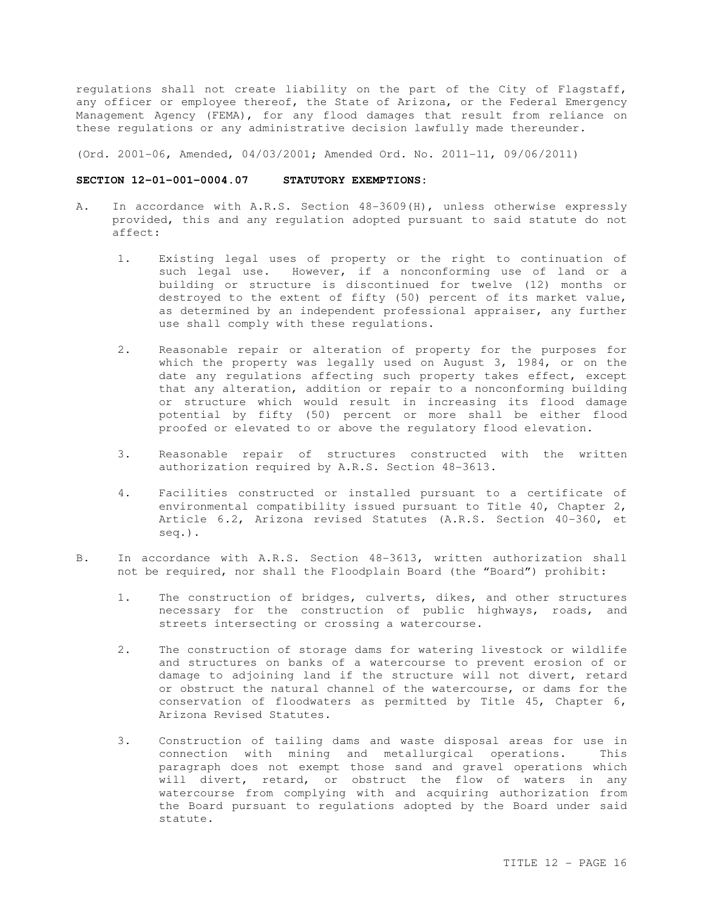regulations shall not create liability on the part of the City of Flagstaff, any officer or employee thereof, the State of Arizona, or the Federal Emergency Management Agency (FEMA), for any flood damages that result from reliance on these regulations or any administrative decision lawfully made thereunder.

(Ord. 2001-06, Amended, 04/03/2001; Amended Ord. No. 2011-11, 09/06/2011)

**SECTION 12-01-001-0004.07 STATUTORY EXEMPTIONS:**

A. In accordance with A.R.S. Section 48-3609(H), unless otherwise expressly provided, this and any regulation adopted pursuant to said statute do not affect:

   1. Existing legal uses of property or the right to continuation of such legal use. However, if a nonconforming use of land or a building or structure is discontinued for twelve (12) months or destroyed to the extent of fifty (50) percent of its market value, as determined by an independent professional appraiser, any further use shall comply with these regulations.

   2. Reasonable repair or alteration of property for the purposes for which the property was legally used on August 3, 1984, or on the date any regulations affecting such property takes effect, except that any alteration, addition or repair to a nonconforming building or structure which would result in increasing its flood damage potential by fifty (50) percent or more shall be either flood proofed or elevated to or above the regulatory flood elevation.

   3. Reasonable repair of structures constructed with the written authorization required by A.R.S. Section 48-3613.

   4. Facilities constructed or installed pursuant to a certificate of environmental compatibility issued pursuant to Title 40, Chapter 2, Article 6.2, Arizona revised Statutes (A.R.S. Section 40-360, et seq.).

B. In accordance with A.R.S. Section 48-3613, written authorization shall not be required, nor shall the Floodplain Board (the "Board") prohibit:

   1. The construction of bridges, culverts, dikes, and other structures necessary for the construction of public highways, roads, and streets intersecting or crossing a watercourse.

   2. The construction of storage dams for watering livestock or wildlife and structures on banks of a watercourse to prevent erosion of or damage to adjoining land if the structure will not divert, retard or obstruct the natural channel of the watercourse, or dams for the conservation of floodwaters as permitted by Title 45, Chapter 6, Arizona Revised Statutes.

   3. Construction of tailing dams and waste disposal areas for use in connection with mining and metallurgical operations. This paragraph does not exempt those sand and gravel operations which will divert, retard, or obstruct the flow of waters in any watercourse from complying with and acquiring authorization from the Board pursuant to regulations adopted by the Board under said statute.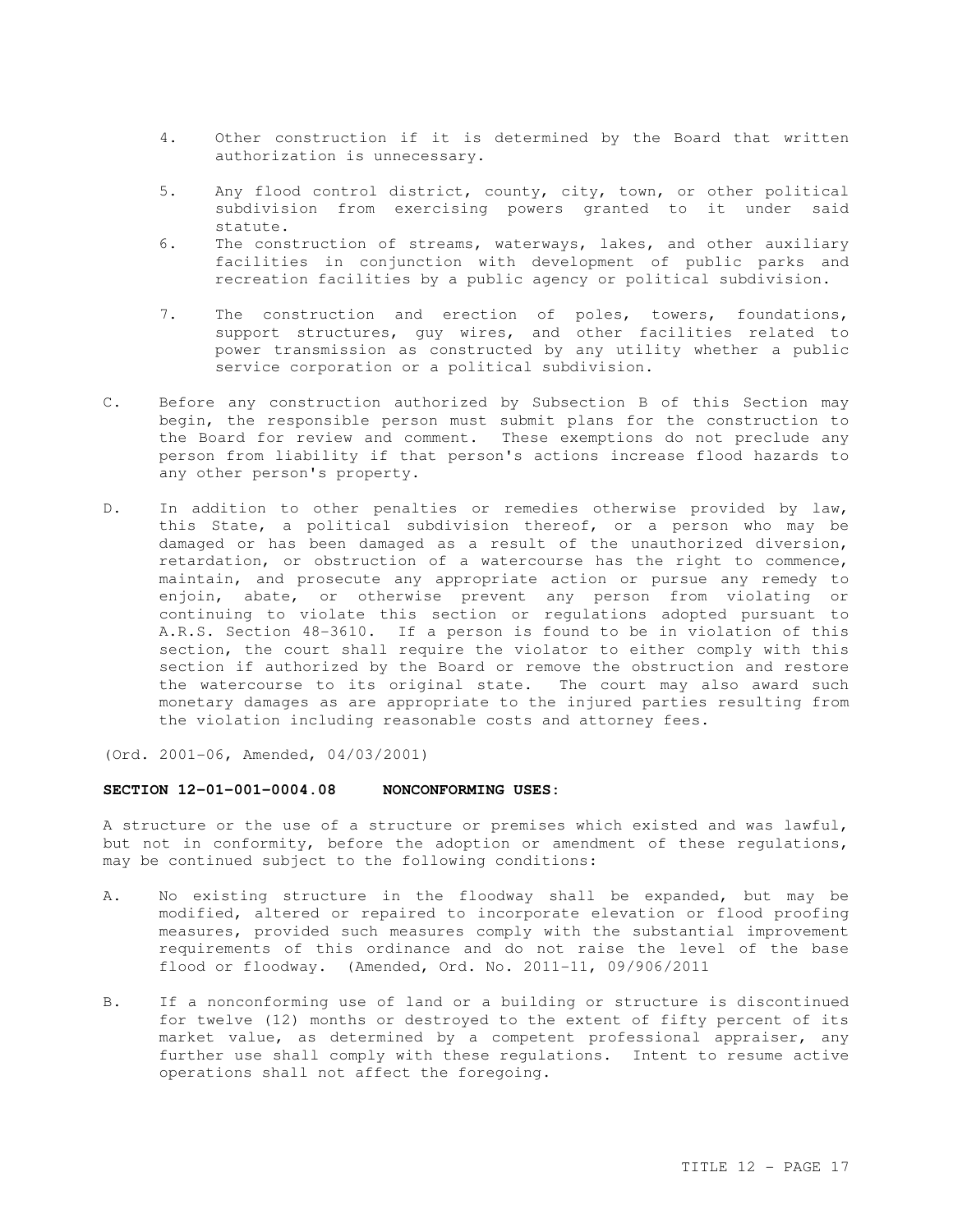4. Other construction if it is determined by the Board that written authorization is unnecessary.

5. Any flood control district, county, city, town, or other political subdivision from exercising powers granted to it under said statute.

6. The construction of streams, waterways, lakes, and other auxiliary facilities in conjunction with development of public parks and recreation facilities by a public agency or political subdivision.

7. The construction and erection of poles, towers, foundations, support structures, guy wires, and other facilities related to power transmission as constructed by any utility whether a public service corporation or a political subdivision.

C. Before any construction authorized by Subsection B of this Section may begin, the responsible person must submit plans for the construction to the Board for review and comment. These exemptions do not preclude any person from liability if that person's actions increase flood hazards to any other person's property.

D. In addition to other penalties or remedies otherwise provided by law, this State, a political subdivision thereof, or a person who may be damaged or has been damaged as a result of the unauthorized diversion, retardation, or obstruction of a watercourse has the right to commence, maintain, and prosecute any appropriate action or pursue any remedy to enjoin, abate, or otherwise prevent any person from violating or continuing to violate this section or regulations adopted pursuant to A.R.S. Section 48-3610. If a person is found to be in violation of this section, the court shall require the violator to either comply with this section if authorized by the Board or remove the obstruction and restore the watercourse to its original state. The court may also award such monetary damages as are appropriate to the injured parties resulting from the violation including reasonable costs and attorney fees.

(Ord. 2001-06, Amended, 04/03/2001)

**SECTION 12-01-001-0004.08 NONCONFORMING USES:**

A structure or the use of a structure or premises which existed and was lawful, but not in conformity, before the adoption or amendment of these regulations, may be continued subject to the following conditions:

A. No existing structure in the floodway shall be expanded, but may be modified, altered or repaired to incorporate elevation or flood proofing measures, provided such measures comply with the substantial improvement requirements of this ordinance and do not raise the level of the base flood or floodway. (Amended, Ord. No. 2011-11, 09/906/2011

B. If a nonconforming use of land or a building or structure is discontinued for twelve (12) months or destroyed to the extent of fifty percent of its market value, as determined by a competent professional appraiser, any further use shall comply with these regulations. Intent to resume active operations shall not affect the foregoing.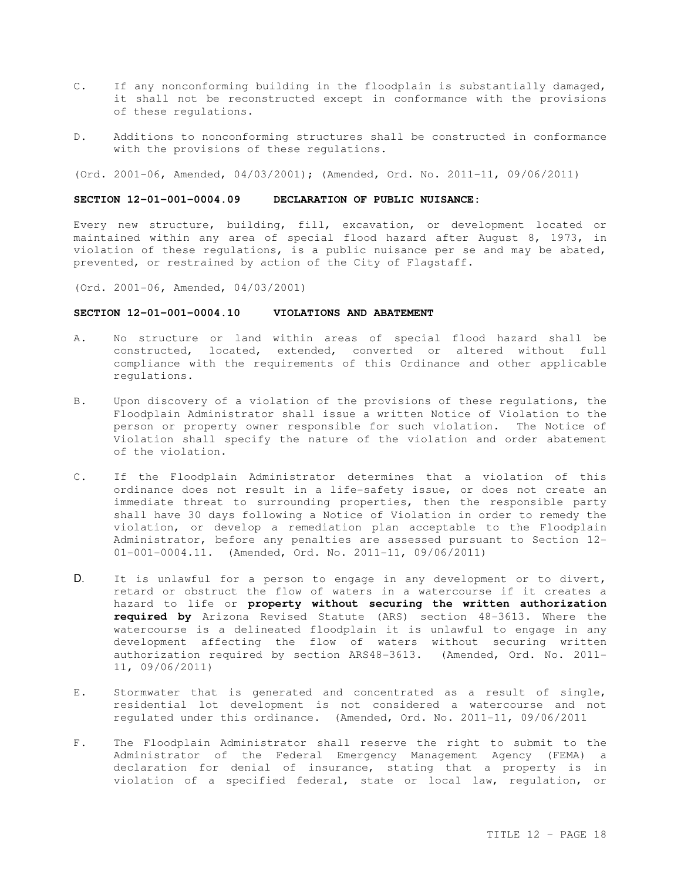C. If any nonconforming building in the floodplain is substantially damaged, it shall not be reconstructed except in conformance with the provisions of these regulations.

D. Additions to nonconforming structures shall be constructed in conformance with the provisions of these regulations.

(Ord. 2001-06, Amended, 04/03/2001); (Amended, Ord. No. 2011-11, 09/06/2011)

**SECTION 12-01-001-0004.09 DECLARATION OF PUBLIC NUISANCE:**

Every new structure, building, fill, excavation, or development located or maintained within any area of special flood hazard after August 8, 1973, in violation of these regulations, is a public nuisance per se and may be abated, prevented, or restrained by action of the City of Flagstaff.

(Ord. 2001-06, Amended, 04/03/2001)

**SECTION 12-01-001-0004.10 VIOLATIONS AND ABATEMENT**

A. No structure or land within areas of special flood hazard shall be constructed, located, extended, converted or altered without full compliance with the requirements of this Ordinance and other applicable regulations.

B. Upon discovery of a violation of the provisions of these regulations, the Floodplain Administrator shall issue a written Notice of Violation to the person or property owner responsible for such violation. The Notice of Violation shall specify the nature of the violation and order abatement of the violation.

C. If the Floodplain Administrator determines that a violation of this ordinance does not result in a life-safety issue, or does not create an immediate threat to surrounding properties, then the responsible party shall have 30 days following a Notice of Violation in order to remedy the violation, or develop a remediation plan acceptable to the Floodplain Administrator, before any penalties are assessed pursuant to Section 12-01-001-0004.11. (Amended, Ord. No. 2011-11, 09/06/2011)

D. It is unlawful for a person to engage in any development or to divert, retard or obstruct the flow of waters in a watercourse if it creates a hazard to life or **property without securing the written authorization required by** Arizona Revised Statute (ARS) section 48-3613. Where the watercourse is a delineated floodplain it is unlawful to engage in any development affecting the flow of waters without securing written authorization required by section ARS48-3613. (Amended, Ord. No. 2011-11, 09/06/2011)

E. Stormwater that is generated and concentrated as a result of single, residential lot development is not considered a watercourse and not regulated under this ordinance. (Amended, Ord. No. 2011-11, 09/06/2011

F. The Floodplain Administrator shall reserve the right to submit to the Administrator of the Federal Emergency Management Agency (FEMA) a declaration for denial of insurance, stating that a property is in violation of a specified federal, state or local law, regulation, or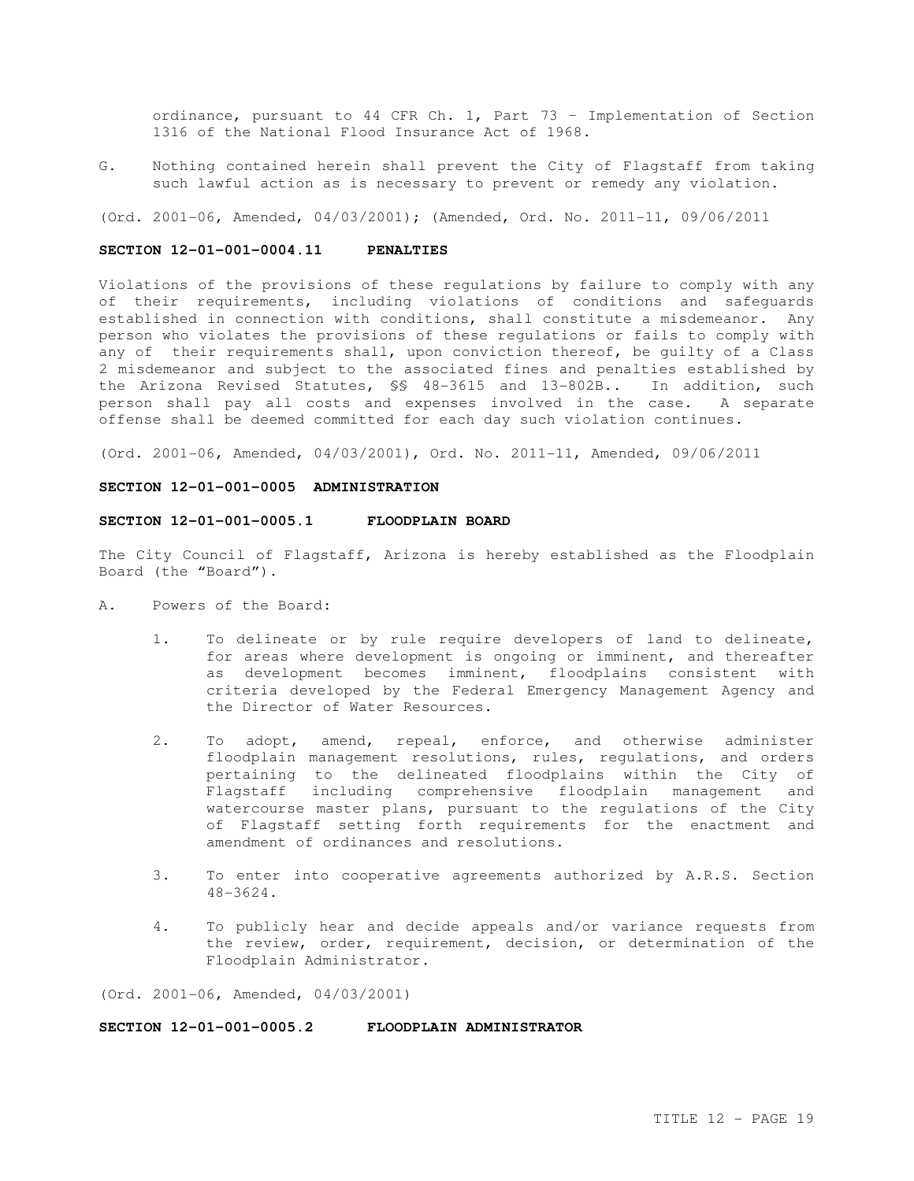ordinance, pursuant to 44 CFR Ch. 1, Part 73 – Implementation of Section 1316 of the National Flood Insurance Act of 1968.

G. Nothing contained herein shall prevent the City of Flagstaff from taking such lawful action as is necessary to prevent or remedy any violation.

(Ord. 2001-06, Amended, 04/03/2001); (Amended, Ord. No. 2011-11, 09/06/2011

**SECTION 12-01-001-0004.11 PENALTIES**

Violations of the provisions of these regulations by failure to comply with any of their requirements, including violations of conditions and safeguards established in connection with conditions, shall constitute a misdemeanor. Any person who violates the provisions of these regulations or fails to comply with any of their requirements shall, upon conviction thereof, be guilty of a Class 2 misdemeanor and subject to the associated fines and penalties established by the Arizona Revised Statutes, §§ 48-3615 and 13-802B.. In addition, such person shall pay all costs and expenses involved in the case. A separate offense shall be deemed committed for each day such violation continues.

(Ord. 2001-06, Amended, 04/03/2001), Ord. No. 2011-11, Amended, 09/06/2011

**SECTION 12-01-001-0005 ADMINISTRATION**

**SECTION 12-01-001-0005.1 FLOODPLAIN BOARD**

The City Council of Flagstaff, Arizona is hereby established as the Floodplain Board (the "Board").

A. Powers of the Board:

1. To delineate or by rule require developers of land to delineate, for areas where development is ongoing or imminent, and thereafter as development becomes imminent, floodplains consistent with criteria developed by the Federal Emergency Management Agency and the Director of Water Resources.

2. To adopt, amend, repeal, enforce, and otherwise administer floodplain management resolutions, rules, regulations, and orders pertaining to the delineated floodplains within the City of Flagstaff including comprehensive floodplain management and watercourse master plans, pursuant to the regulations of the City of Flagstaff setting forth requirements for the enactment and amendment of ordinances and resolutions.

3. To enter into cooperative agreements authorized by A.R.S. Section 48-3624.

4. To publicly hear and decide appeals and/or variance requests from the review, order, requirement, decision, or determination of the Floodplain Administrator.

(Ord. 2001-06, Amended, 04/03/2001)

**SECTION 12-01-001-0005.2 FLOODPLAIN ADMINISTRATOR**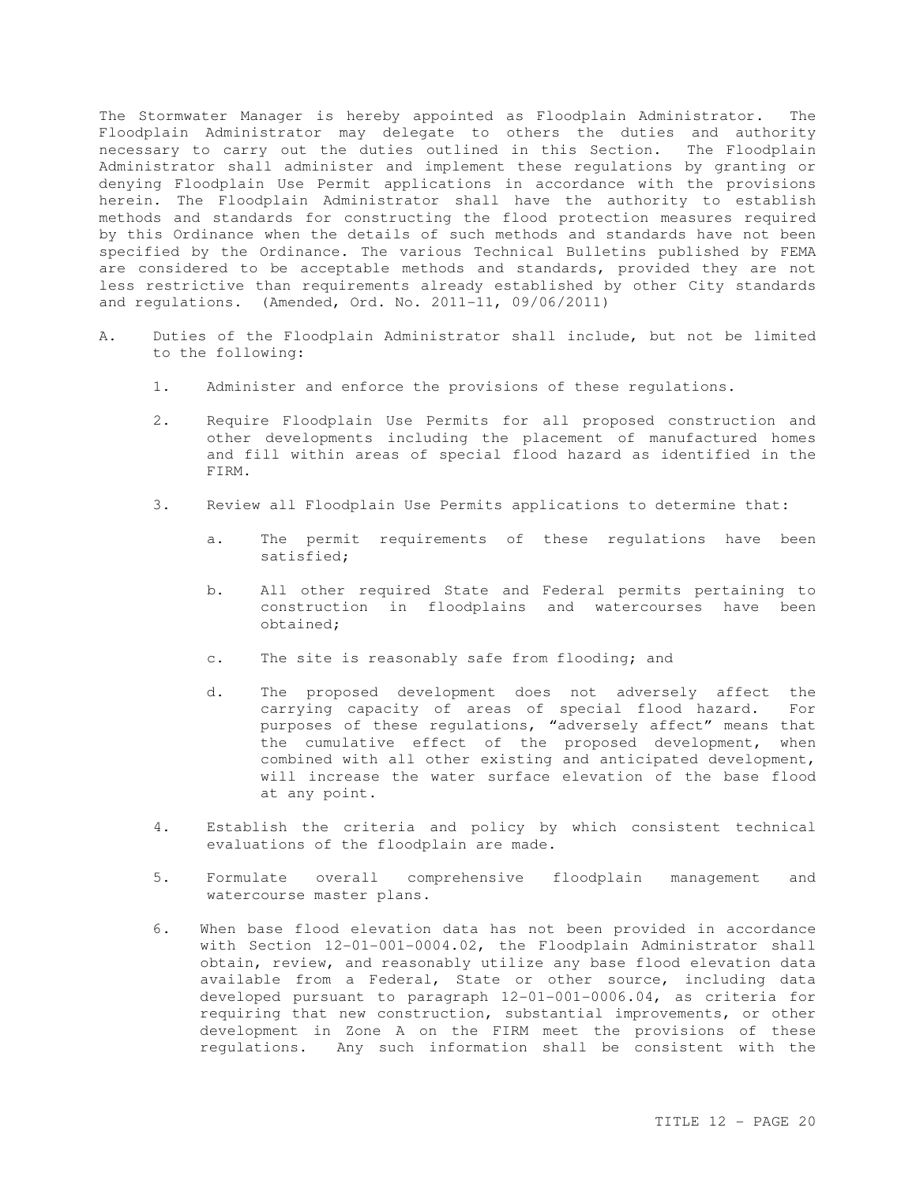The Stormwater Manager is hereby appointed as Floodplain Administrator. The Floodplain Administrator may delegate to others the duties and authority necessary to carry out the duties outlined in this Section. The Floodplain Administrator shall administer and implement these regulations by granting or denying Floodplain Use Permit applications in accordance with the provisions herein. The Floodplain Administrator shall have the authority to establish methods and standards for constructing the flood protection measures required by this Ordinance when the details of such methods and standards have not been specified by the Ordinance. The various Technical Bulletins published by FEMA are considered to be acceptable methods and standards, provided they are not less restrictive than requirements already established by other City standards and regulations. (Amended, Ord. No. 2011-11, 09/06/2011)

A. Duties of the Floodplain Administrator shall include, but not be limited to the following:

   1. Administer and enforce the provisions of these regulations.

   2. Require Floodplain Use Permits for all proposed construction and other developments including the placement of manufactured homes and fill within areas of special flood hazard as identified in the FIRM.

   3. Review all Floodplain Use Permits applications to determine that:

      a. The permit requirements of these regulations have been satisfied;

      b. All other required State and Federal permits pertaining to construction in floodplains and watercourses have been obtained;

      c. The site is reasonably safe from flooding; and

      d. The proposed development does not adversely affect the carrying capacity of areas of special flood hazard. For purposes of these regulations, "adversely affect" means that the cumulative effect of the proposed development, when combined with all other existing and anticipated development, will increase the water surface elevation of the base flood at any point.

   4. Establish the criteria and policy by which consistent technical evaluations of the floodplain are made.

   5. Formulate overall comprehensive floodplain management and watercourse master plans.

   6. When base flood elevation data has not been provided in accordance with Section 12-01-001-0004.02, the Floodplain Administrator shall obtain, review, and reasonably utilize any base flood elevation data available from a Federal, State or other source, including data developed pursuant to paragraph 12-01-001-0006.04, as criteria for requiring that new construction, substantial improvements, or other development in Zone A on the FIRM meet the provisions of these regulations. Any such information shall be consistent with the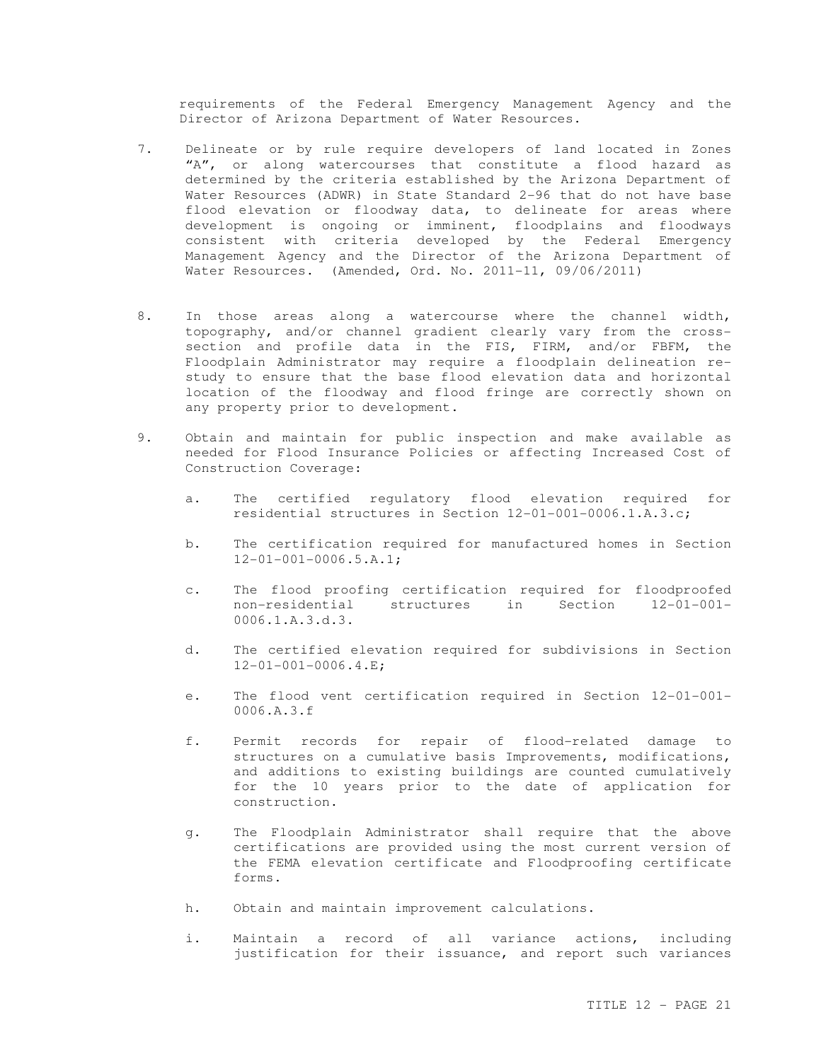requirements of the Federal Emergency Management Agency and the Director of Arizona Department of Water Resources.

7. Delineate or by rule require developers of land located in Zones "A", or along watercourses that constitute a flood hazard as determined by the criteria established by the Arizona Department of Water Resources (ADWR) in State Standard 2-96 that do not have base flood elevation or floodway data, to delineate for areas where development is ongoing or imminent, floodplains and floodways consistent with criteria developed by the Federal Emergency Management Agency and the Director of the Arizona Department of Water Resources. (Amended, Ord. No. 2011-11, 09/06/2011)

8. In those areas along a watercourse where the channel width, topography, and/or channel gradient clearly vary from the cross-section and profile data in the FIS, FIRM, and/or FBFM, the Floodplain Administrator may require a floodplain delineation re-study to ensure that the base flood elevation data and horizontal location of the floodway and flood fringe are correctly shown on any property prior to development.

9. Obtain and maintain for public inspection and make available as needed for Flood Insurance Policies or affecting Increased Cost of Construction Coverage:

   a. The certified regulatory flood elevation required for residential structures in Section 12-01-001-0006.1.A.3.c;

   b. The certification required for manufactured homes in Section 12-01-001-0006.5.A.1;

   c. The flood proofing certification required for floodproofed non-residential structures in Section 12-01-001-0006.1.A.3.d.3.

   d. The certified elevation required for subdivisions in Section 12-01-001-0006.4.E;

   e. The flood vent certification required in Section 12-01-001-0006.A.3.f

   f. Permit records for repair of flood-related damage to structures on a cumulative basis Improvements, modifications, and additions to existing buildings are counted cumulatively for the 10 years prior to the date of application for construction.

   g. The Floodplain Administrator shall require that the above certifications are provided using the most current version of the FEMA elevation certificate and Floodproofing certificate forms.

   h. Obtain and maintain improvement calculations.

   i. Maintain a record of all variance actions, including justification for their issuance, and report such variances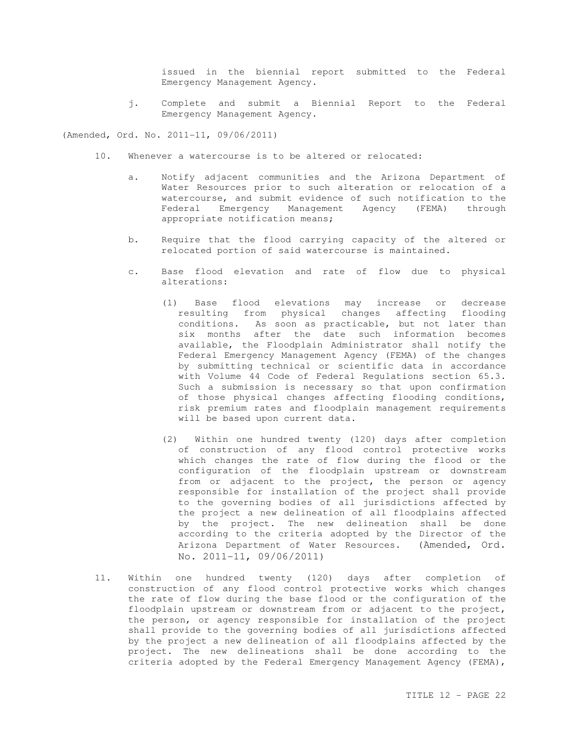issued in the biennial report submitted to the Federal Emergency Management Agency.

j. Complete and submit a Biennial Report to the Federal Emergency Management Agency.

(Amended, Ord. No. 2011-11, 09/06/2011)

10. Whenever a watercourse is to be altered or relocated:

    a. Notify adjacent communities and the Arizona Department of Water Resources prior to such alteration or relocation of a watercourse, and submit evidence of such notification to the Federal Emergency Management Agency (FEMA) through appropriate notification means;

    b. Require that the flood carrying capacity of the altered or relocated portion of said watercourse is maintained.

    c. Base flood elevation and rate of flow due to physical alterations:

        (1) Base flood elevations may increase or decrease resulting from physical changes affecting flooding conditions. As soon as practicable, but not later than six months after the date such information becomes available, the Floodplain Administrator shall notify the Federal Emergency Management Agency (FEMA) of the changes by submitting technical or scientific data in accordance with Volume 44 Code of Federal Regulations section 65.3. Such a submission is necessary so that upon confirmation of those physical changes affecting flooding conditions, risk premium rates and floodplain management requirements will be based upon current data.

        (2) Within one hundred twenty (120) days after completion of construction of any flood control protective works which changes the rate of flow during the flood or the configuration of the floodplain upstream or downstream from or adjacent to the project, the person or agency responsible for installation of the project shall provide to the governing bodies of all jurisdictions affected by the project a new delineation of all floodplains affected by the project. The new delineation shall be done according to the criteria adopted by the Director of the Arizona Department of Water Resources. (Amended, Ord. No. 2011-11, 09/06/2011)

11. Within one hundred twenty (120) days after completion of construction of any flood control protective works which changes the rate of flow during the base flood or the configuration of the floodplain upstream or downstream from or adjacent to the project, the person, or agency responsible for installation of the project shall provide to the governing bodies of all jurisdictions affected by the project a new delineation of all floodplains affected by the project. The new delineations shall be done according to the criteria adopted by the Federal Emergency Management Agency (FEMA),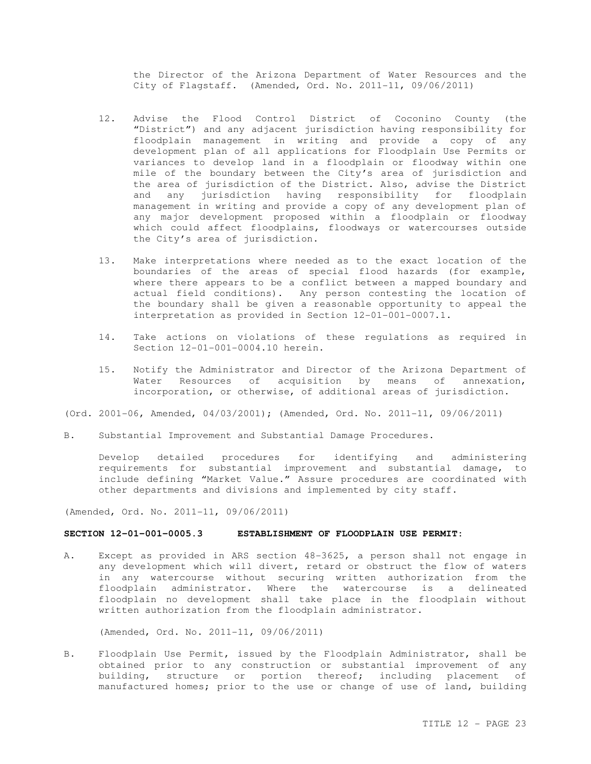the Director of the Arizona Department of Water Resources and the City of Flagstaff. (Amended, Ord. No. 2011-11, 09/06/2011)

12. Advise the Flood Control District of Coconino County (the "District") and any adjacent jurisdiction having responsibility for floodplain management in writing and provide a copy of any development plan of all applications for Floodplain Use Permits or variances to develop land in a floodplain or floodway within one mile of the boundary between the City's area of jurisdiction and the area of jurisdiction of the District. Also, advise the District and any jurisdiction having responsibility for floodplain management in writing and provide a copy of any development plan of any major development proposed within a floodplain or floodway which could affect floodplains, floodways or watercourses outside the City's area of jurisdiction.

13. Make interpretations where needed as to the exact location of the boundaries of the areas of special flood hazards (for example, where there appears to be a conflict between a mapped boundary and actual field conditions). Any person contesting the location of the boundary shall be given a reasonable opportunity to appeal the interpretation as provided in Section 12-01-001-0007.1.

14. Take actions on violations of these regulations as required in Section 12-01-001-0004.10 herein.

15. Notify the Administrator and Director of the Arizona Department of Water Resources of acquisition by means of annexation, incorporation, or otherwise, of additional areas of jurisdiction.

(Ord. 2001-06, Amended, 04/03/2001); (Amended, Ord. No. 2011-11, 09/06/2011)

B. Substantial Improvement and Substantial Damage Procedures.

Develop detailed procedures for identifying and administering requirements for substantial improvement and substantial damage, to include defining "Market Value." Assure procedures are coordinated with other departments and divisions and implemented by city staff.

(Amended, Ord. No. 2011-11, 09/06/2011)

**SECTION 12-01-001-0005.3 ESTABLISHMENT OF FLOODPLAIN USE PERMIT:**

A. Except as provided in ARS section 48-3625, a person shall not engage in any development which will divert, retard or obstruct the flow of waters in any watercourse without securing written authorization from the floodplain administrator. Where the watercourse is a delineated floodplain no development shall take place in the floodplain without written authorization from the floodplain administrator.

(Amended, Ord. No. 2011-11, 09/06/2011)

B. Floodplain Use Permit, issued by the Floodplain Administrator, shall be obtained prior to any construction or substantial improvement of any building, structure or portion thereof; including placement of manufactured homes; prior to the use or change of use of land, building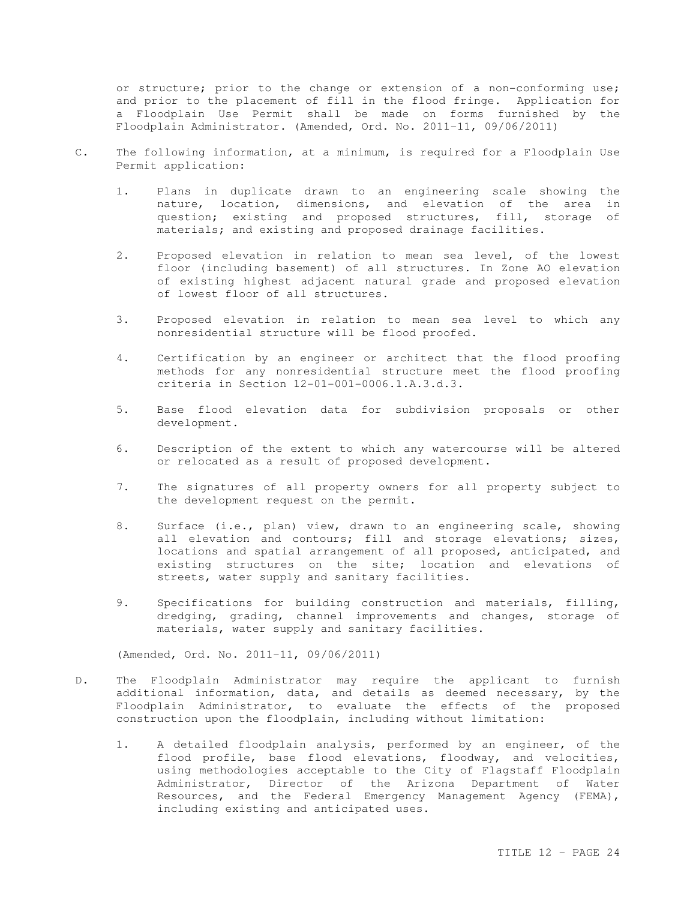or structure; prior to the change or extension of a non-conforming use; and prior to the placement of fill in the flood fringe. Application for a Floodplain Use Permit shall be made on forms furnished by the Floodplain Administrator. (Amended, Ord. No. 2011-11, 09/06/2011)

C. The following information, at a minimum, is required for a Floodplain Use Permit application:

   1. Plans in duplicate drawn to an engineering scale showing the nature, location, dimensions, and elevation of the area in question; existing and proposed structures, fill, storage of materials; and existing and proposed drainage facilities.

   2. Proposed elevation in relation to mean sea level, of the lowest floor (including basement) of all structures. In Zone AO elevation of existing highest adjacent natural grade and proposed elevation of lowest floor of all structures.

   3. Proposed elevation in relation to mean sea level to which any nonresidential structure will be flood proofed.

   4. Certification by an engineer or architect that the flood proofing methods for any nonresidential structure meet the flood proofing criteria in Section 12-01-001-0006.1.A.3.d.3.

   5. Base flood elevation data for subdivision proposals or other development.

   6. Description of the extent to which any watercourse will be altered or relocated as a result of proposed development.

   7. The signatures of all property owners for all property subject to the development request on the permit.

   8. Surface (i.e., plan) view, drawn to an engineering scale, showing all elevation and contours; fill and storage elevations; sizes, locations and spatial arrangement of all proposed, anticipated, and existing structures on the site; location and elevations of streets, water supply and sanitary facilities.

   9. Specifications for building construction and materials, filling, dredging, grading, channel improvements and changes, storage of materials, water supply and sanitary facilities.

   (Amended, Ord. No. 2011-11, 09/06/2011)

D. The Floodplain Administrator may require the applicant to furnish additional information, data, and details as deemed necessary, by the Floodplain Administrator, to evaluate the effects of the proposed construction upon the floodplain, including without limitation:

   1. A detailed floodplain analysis, performed by an engineer, of the flood profile, base flood elevations, floodway, and velocities, using methodologies acceptable to the City of Flagstaff Floodplain Administrator, Director of the Arizona Department of Water Resources, and the Federal Emergency Management Agency (FEMA), including existing and anticipated uses.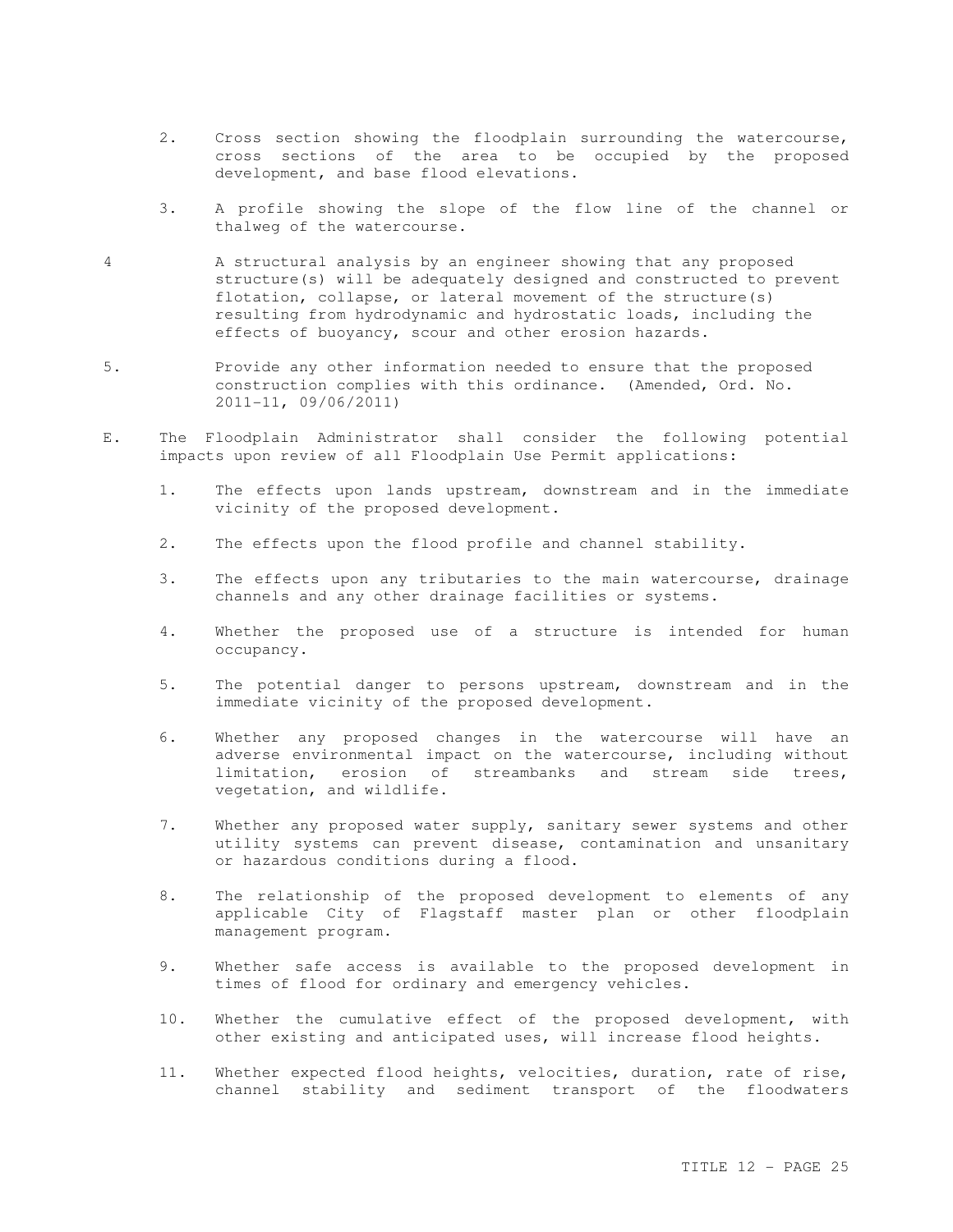2. Cross section showing the floodplain surrounding the watercourse, cross sections of the area to be occupied by the proposed development, and base flood elevations.

3. A profile showing the slope of the flow line of the channel or thalweg of the watercourse.

4 A structural analysis by an engineer showing that any proposed structure(s) will be adequately designed and constructed to prevent flotation, collapse, or lateral movement of the structure(s) resulting from hydrodynamic and hydrostatic loads, including the effects of buoyancy, scour and other erosion hazards.

5. Provide any other information needed to ensure that the proposed construction complies with this ordinance. (Amended, Ord. No. 2011-11, 09/06/2011)

E. The Floodplain Administrator shall consider the following potential impacts upon review of all Floodplain Use Permit applications:

1. The effects upon lands upstream, downstream and in the immediate vicinity of the proposed development.

2. The effects upon the flood profile and channel stability.

3. The effects upon any tributaries to the main watercourse, drainage channels and any other drainage facilities or systems.

4. Whether the proposed use of a structure is intended for human occupancy.

5. The potential danger to persons upstream, downstream and in the immediate vicinity of the proposed development.

6. Whether any proposed changes in the watercourse will have an adverse environmental impact on the watercourse, including without limitation, erosion of streambanks and stream side trees, vegetation, and wildlife.

7. Whether any proposed water supply, sanitary sewer systems and other utility systems can prevent disease, contamination and unsanitary or hazardous conditions during a flood.

8. The relationship of the proposed development to elements of any applicable City of Flagstaff master plan or other floodplain management program.

9. Whether safe access is available to the proposed development in times of flood for ordinary and emergency vehicles.

10. Whether the cumulative effect of the proposed development, with other existing and anticipated uses, will increase flood heights.

11. Whether expected flood heights, velocities, duration, rate of rise, channel stability and sediment transport of the floodwaters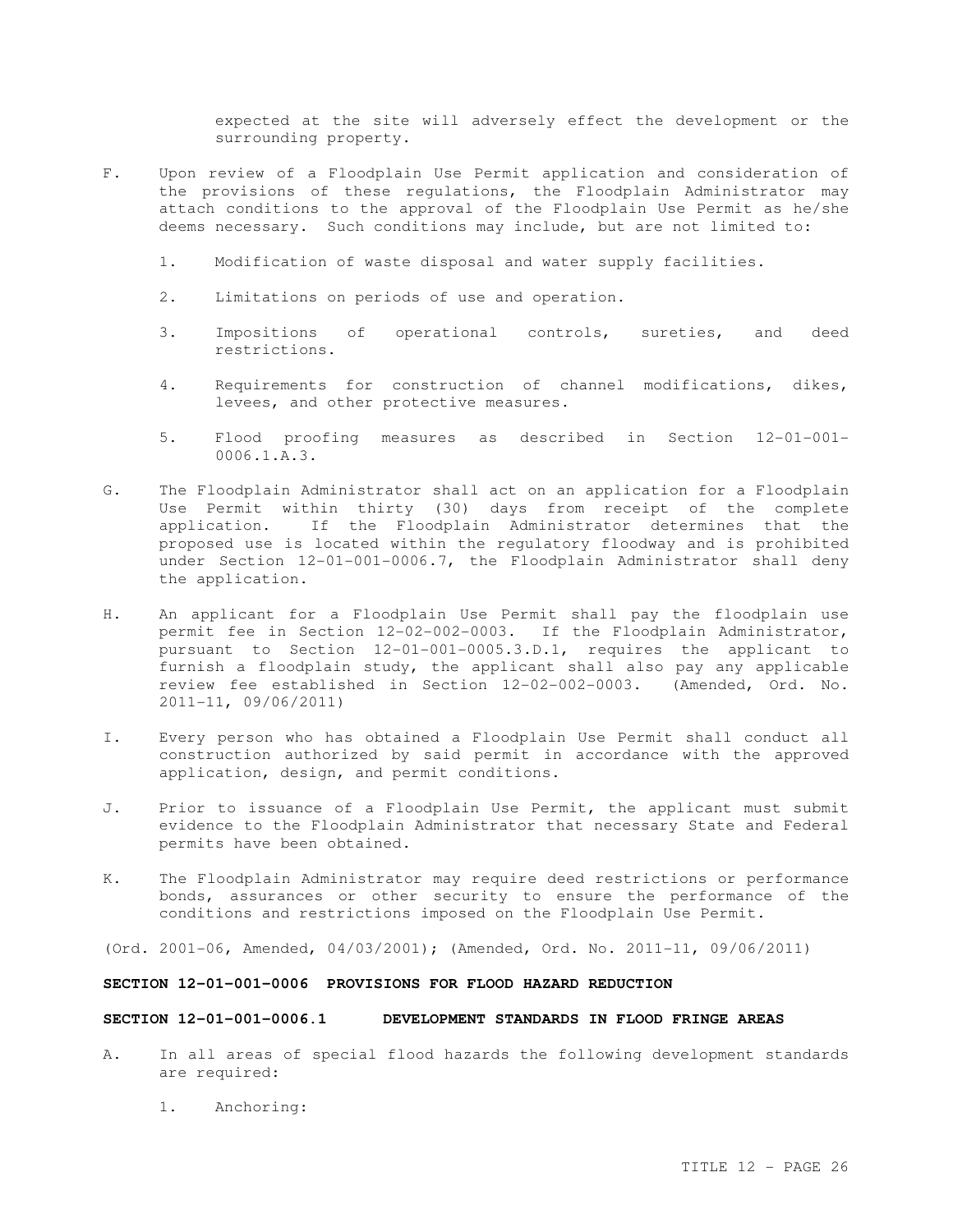expected at the site will adversely effect the development or the surrounding property.

F. Upon review of a Floodplain Use Permit application and consideration of the provisions of these regulations, the Floodplain Administrator may attach conditions to the approval of the Floodplain Use Permit as he/she deems necessary. Such conditions may include, but are not limited to:

   1. Modification of waste disposal and water supply facilities.

   2. Limitations on periods of use and operation.

   3. Impositions of operational controls, sureties, and deed restrictions.

   4. Requirements for construction of channel modifications, dikes, levees, and other protective measures.

   5. Flood proofing measures as described in Section 12-01-001-0006.1.A.3.

G. The Floodplain Administrator shall act on an application for a Floodplain Use Permit within thirty (30) days from receipt of the complete application. If the Floodplain Administrator determines that the proposed use is located within the regulatory floodway and is prohibited under Section 12-01-001-0006.7, the Floodplain Administrator shall deny the application.

H. An applicant for a Floodplain Use Permit shall pay the floodplain use permit fee in Section 12-02-002-0003. If the Floodplain Administrator, pursuant to Section 12-01-001-0005.3.D.1, requires the applicant to furnish a floodplain study, the applicant shall also pay any applicable review fee established in Section 12-02-002-0003. (Amended, Ord. No. 2011-11, 09/06/2011)

I. Every person who has obtained a Floodplain Use Permit shall conduct all construction authorized by said permit in accordance with the approved application, design, and permit conditions.

J. Prior to issuance of a Floodplain Use Permit, the applicant must submit evidence to the Floodplain Administrator that necessary State and Federal permits have been obtained.

K. The Floodplain Administrator may require deed restrictions or performance bonds, assurances or other security to ensure the performance of the conditions and restrictions imposed on the Floodplain Use Permit.

(Ord. 2001-06, Amended, 04/03/2001); (Amended, Ord. No. 2011-11, 09/06/2011)

## SECTION 12-01-001-0006 PROVISIONS FOR FLOOD HAZARD REDUCTION

### SECTION 12-01-001-0006.1 DEVELOPMENT STANDARDS IN FLOOD FRINGE AREAS

A. In all areas of special flood hazards the following development standards are required:

   1. Anchoring: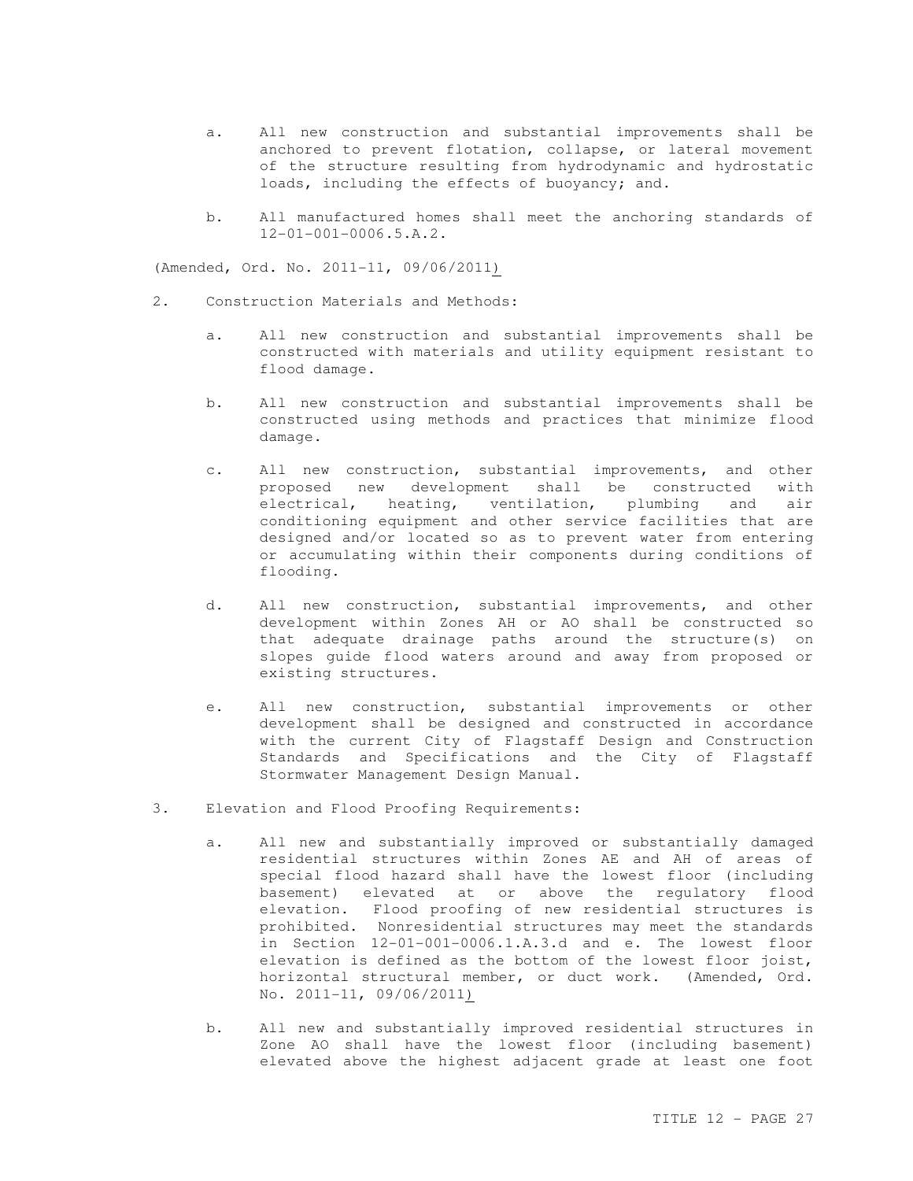a. All new construction and substantial improvements shall be anchored to prevent flotation, collapse, or lateral movement of the structure resulting from hydrodynamic and hydrostatic loads, including the effects of buoyancy; and.

b. All manufactured homes shall meet the anchoring standards of 12-01-001-0006.5.A.2.

(Amended, Ord. No. 2011-11, 09/06/2011)

2. Construction Materials and Methods:

   a. All new construction and substantial improvements shall be constructed with materials and utility equipment resistant to flood damage.

   b. All new construction and substantial improvements shall be constructed using methods and practices that minimize flood damage.

   c. All new construction, substantial improvements, and other proposed new development shall be constructed with electrical, heating, ventilation, plumbing and air conditioning equipment and other service facilities that are designed and/or located so as to prevent water from entering or accumulating within their components during conditions of flooding.

   d. All new construction, substantial improvements, and other development within Zones AH or AO shall be constructed so that adequate drainage paths around the structure(s) on slopes guide flood waters around and away from proposed or existing structures.

   e. All new construction, substantial improvements or other development shall be designed and constructed in accordance with the current City of Flagstaff Design and Construction Standards and Specifications and the City of Flagstaff Stormwater Management Design Manual.

3. Elevation and Flood Proofing Requirements:

   a. All new and substantially improved or substantially damaged residential structures within Zones AE and AH of areas of special flood hazard shall have the lowest floor (including basement) elevated at or above the regulatory flood elevation. Flood proofing of new residential structures is prohibited. Nonresidential structures may meet the standards in Section 12-01-001-0006.1.A.3.d and e. The lowest floor elevation is defined as the bottom of the lowest floor joist, horizontal structural member, or duct work. (Amended, Ord. No. 2011-11, 09/06/2011)

   b. All new and substantially improved residential structures in Zone AO shall have the lowest floor (including basement) elevated above the highest adjacent grade at least one foot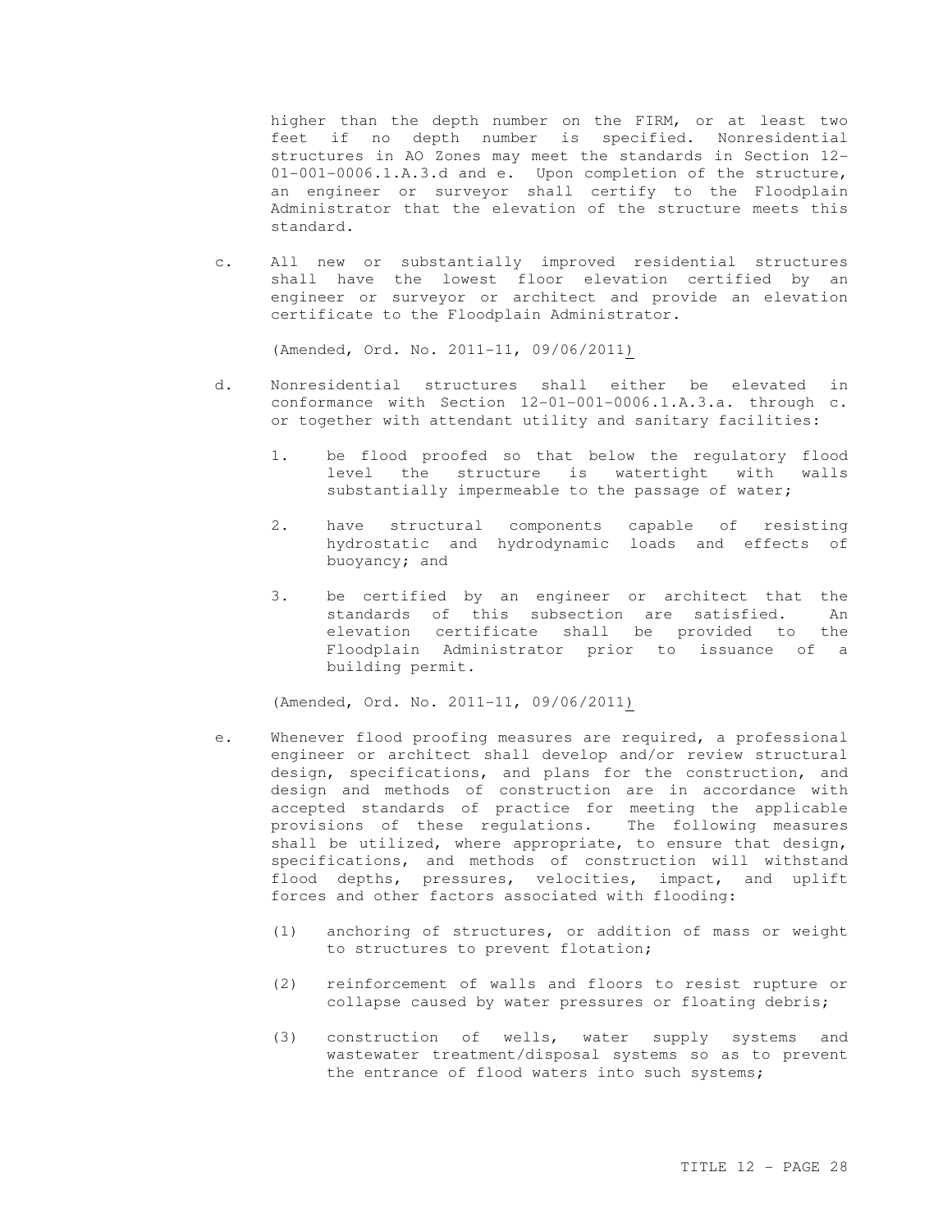higher than the depth number on the FIRM, or at least two feet if no depth number is specified. Nonresidential structures in AO Zones may meet the standards in Section 12-01-001-0006.1.A.3.d and e. Upon completion of the structure, an engineer or surveyor shall certify to the Floodplain Administrator that the elevation of the structure meets this standard.

c. All new or substantially improved residential structures shall have the lowest floor elevation certified by an engineer or surveyor or architect and provide an elevation certificate to the Floodplain Administrator.

(Amended, Ord. No. 2011-11, 09/06/2011)

d. Nonresidential structures shall either be elevated in conformance with Section 12-01-001-0006.1.A.3.a. through c. or together with attendant utility and sanitary facilities:

1. be flood proofed so that below the regulatory flood level the structure is watertight with walls substantially impermeable to the passage of water;

2. have structural components capable of resisting hydrostatic and hydrodynamic loads and effects of buoyancy; and

3. be certified by an engineer or architect that the standards of this subsection are satisfied. An elevation certificate shall be provided to the Floodplain Administrator prior to issuance of a building permit.

(Amended, Ord. No. 2011-11, 09/06/2011)

e. Whenever flood proofing measures are required, a professional engineer or architect shall develop and/or review structural design, specifications, and plans for the construction, and design and methods of construction are in accordance with accepted standards of practice for meeting the applicable provisions of these regulations. The following measures shall be utilized, where appropriate, to ensure that design, specifications, and methods of construction will withstand flood depths, pressures, velocities, impact, and uplift forces and other factors associated with flooding:

(1) anchoring of structures, or addition of mass or weight to structures to prevent flotation;

(2) reinforcement of walls and floors to resist rupture or collapse caused by water pressures or floating debris;

(3) construction of wells, water supply systems and wastewater treatment/disposal systems so as to prevent the entrance of flood waters into such systems;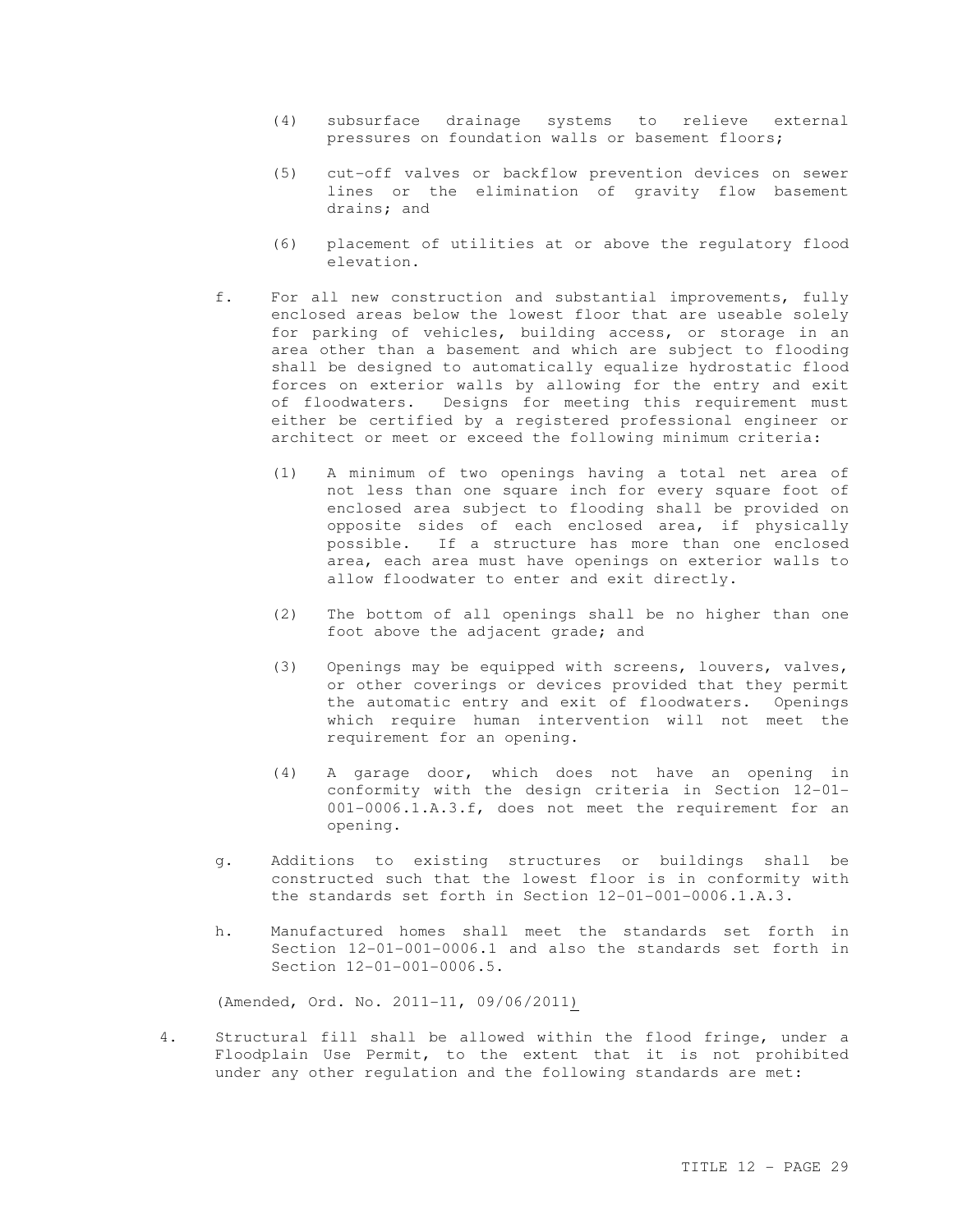(4) subsurface drainage systems to relieve external pressures on foundation walls or basement floors;

(5) cut-off valves or backflow prevention devices on sewer lines or the elimination of gravity flow basement drains; and

(6) placement of utilities at or above the regulatory flood elevation.

f. For all new construction and substantial improvements, fully enclosed areas below the lowest floor that are useable solely for parking of vehicles, building access, or storage in an area other than a basement and which are subject to flooding shall be designed to automatically equalize hydrostatic flood forces on exterior walls by allowing for the entry and exit of floodwaters. Designs for meeting this requirement must either be certified by a registered professional engineer or architect or meet or exceed the following minimum criteria:

(1) A minimum of two openings having a total net area of not less than one square inch for every square foot of enclosed area subject to flooding shall be provided on opposite sides of each enclosed area, if physically possible. If a structure has more than one enclosed area, each area must have openings on exterior walls to allow floodwater to enter and exit directly.

(2) The bottom of all openings shall be no higher than one foot above the adjacent grade; and

(3) Openings may be equipped with screens, louvers, valves, or other coverings or devices provided that they permit the automatic entry and exit of floodwaters. Openings which require human intervention will not meet the requirement for an opening.

(4) A garage door, which does not have an opening in conformity with the design criteria in Section 12-01-001-0006.1.A.3.f, does not meet the requirement for an opening.

g. Additions to existing structures or buildings shall be constructed such that the lowest floor is in conformity with the standards set forth in Section 12-01-001-0006.1.A.3.

h. Manufactured homes shall meet the standards set forth in Section 12-01-001-0006.1 and also the standards set forth in Section 12-01-001-0006.5.

(Amended, Ord. No. 2011-11, 09/06/2011)

4. Structural fill shall be allowed within the flood fringe, under a Floodplain Use Permit, to the extent that it is not prohibited under any other regulation and the following standards are met: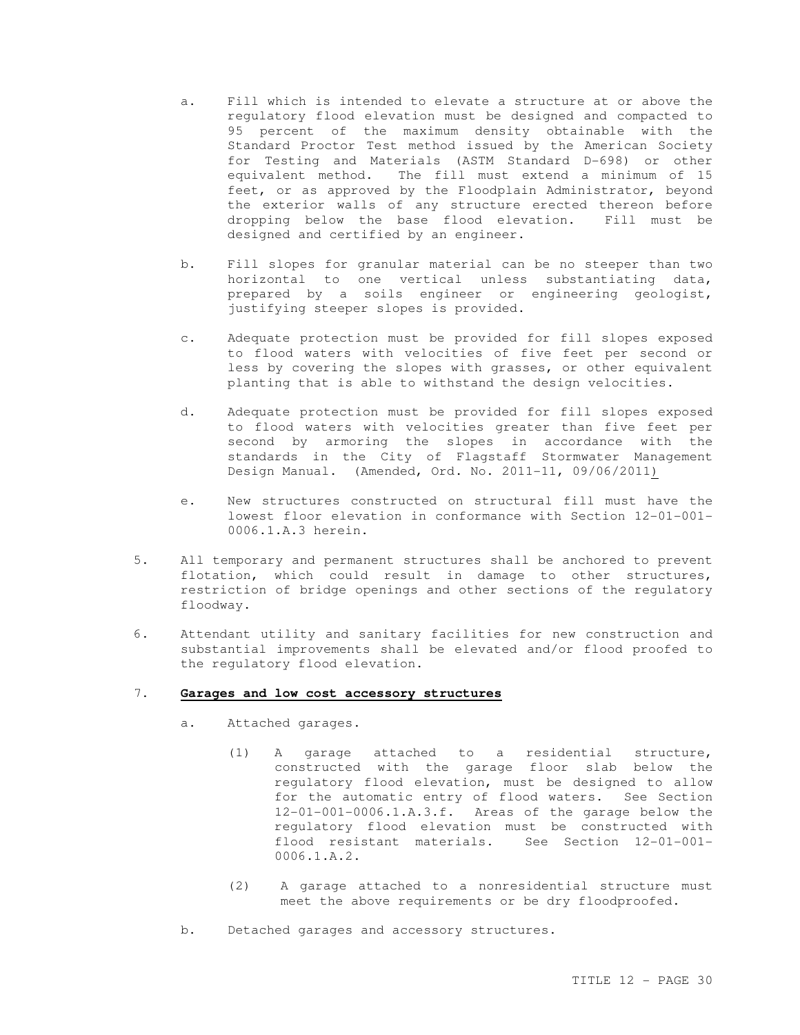a. Fill which is intended to elevate a structure at or above the regulatory flood elevation must be designed and compacted to 95 percent of the maximum density obtainable with the Standard Proctor Test method issued by the American Society for Testing and Materials (ASTM Standard D-698) or other equivalent method. The fill must extend a minimum of 15 feet, or as approved by the Floodplain Administrator, beyond the exterior walls of any structure erected thereon before dropping below the base flood elevation. Fill must be designed and certified by an engineer.

b. Fill slopes for granular material can be no steeper than two horizontal to one vertical unless substantiating data, prepared by a soils engineer or engineering geologist, justifying steeper slopes is provided.

c. Adequate protection must be provided for fill slopes exposed to flood waters with velocities of five feet per second or less by covering the slopes with grasses, or other equivalent planting that is able to withstand the design velocities.

d. Adequate protection must be provided for fill slopes exposed to flood waters with velocities greater than five feet per second by armoring the slopes in accordance with the standards in the City of Flagstaff Stormwater Management Design Manual. (Amended, Ord. No. 2011-11, 09/06/2011)

e. New structures constructed on structural fill must have the lowest floor elevation in conformance with Section 12-01-001-0006.1.A.3 herein.

5. All temporary and permanent structures shall be anchored to prevent flotation, which could result in damage to other structures, restriction of bridge openings and other sections of the regulatory floodway.

6. Attendant utility and sanitary facilities for new construction and substantial improvements shall be elevated and/or flood proofed to the regulatory flood elevation.

7. **Garages and low cost accessory structures**

a. Attached garages.

(1) A garage attached to a residential structure, constructed with the garage floor slab below the regulatory flood elevation, must be designed to allow for the automatic entry of flood waters. See Section 12-01-001-0006.1.A.3.f. Areas of the garage below the regulatory flood elevation must be constructed with flood resistant materials. See Section 12-01-001-0006.1.A.2.

(2) A garage attached to a nonresidential structure must meet the above requirements or be dry floodproofed.

b. Detached garages and accessory structures.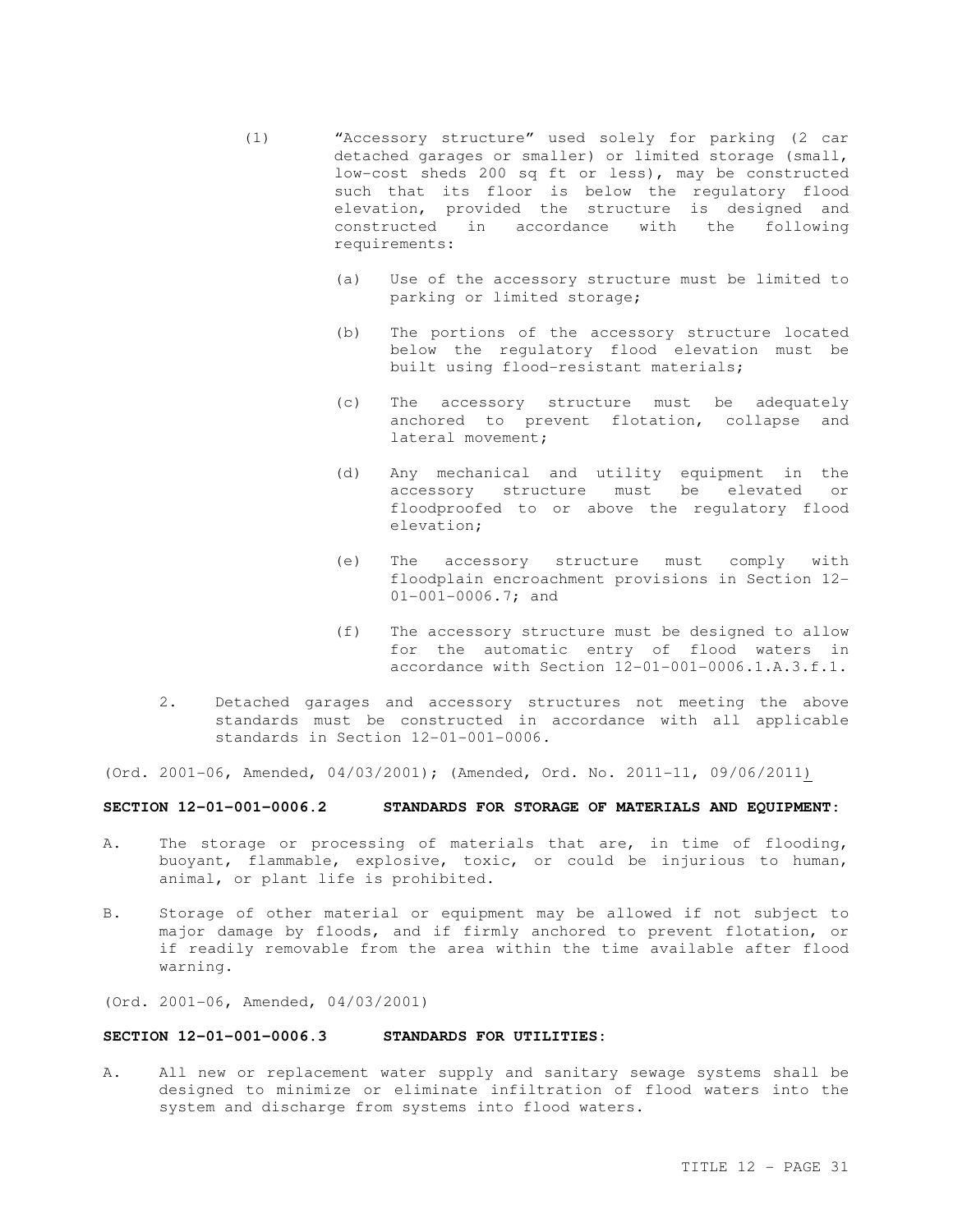(1) "Accessory structure" used solely for parking (2 car detached garages or smaller) or limited storage (small, low-cost sheds 200 sq ft or less), may be constructed such that its floor is below the regulatory flood elevation, provided the structure is designed and constructed in accordance with the following requirements:

   (a) Use of the accessory structure must be limited to parking or limited storage;

   (b) The portions of the accessory structure located below the regulatory flood elevation must be built using flood-resistant materials;

   (c) The accessory structure must be adequately anchored to prevent flotation, collapse and lateral movement;

   (d) Any mechanical and utility equipment in the accessory structure must be elevated or floodproofed to or above the regulatory flood elevation;

   (e) The accessory structure must comply with floodplain encroachment provisions in Section 12-01-001-0006.7; and

   (f) The accessory structure must be designed to allow for the automatic entry of flood waters in accordance with Section 12-01-001-0006.1.A.3.f.1.

2. Detached garages and accessory structures not meeting the above standards must be constructed in accordance with all applicable standards in Section 12-01-001-0006.

(Ord. 2001-06, Amended, 04/03/2001); (Amended, Ord. No. 2011-11, 09/06/2011)

**SECTION 12-01-001-0006.2 STANDARDS FOR STORAGE OF MATERIALS AND EQUIPMENT:**

A. The storage or processing of materials that are, in time of flooding, buoyant, flammable, explosive, toxic, or could be injurious to human, animal, or plant life is prohibited.

B. Storage of other material or equipment may be allowed if not subject to major damage by floods, and if firmly anchored to prevent flotation, or if readily removable from the area within the time available after flood warning.

(Ord. 2001-06, Amended, 04/03/2001)

**SECTION 12-01-001-0006.3 STANDARDS FOR UTILITIES:**

A. All new or replacement water supply and sanitary sewage systems shall be designed to minimize or eliminate infiltration of flood waters into the system and discharge from systems into flood waters.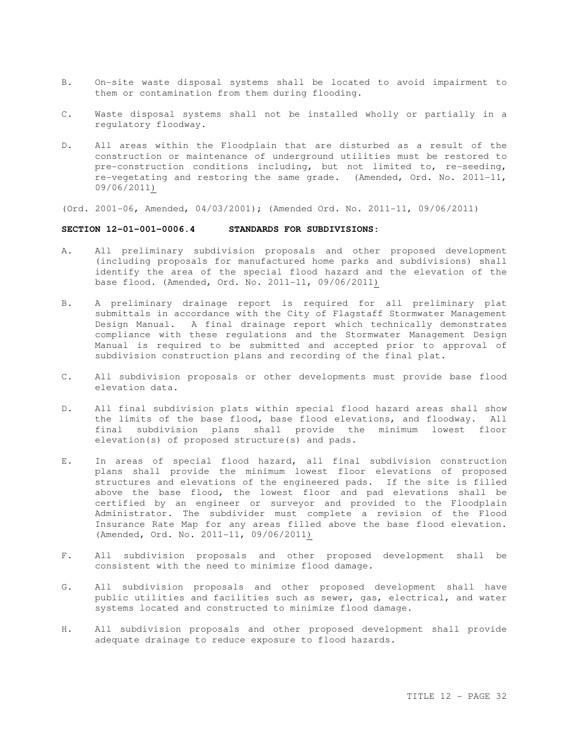B. On-site waste disposal systems shall be located to avoid impairment to them or contamination from them during flooding.

C. Waste disposal systems shall not be installed wholly or partially in a regulatory floodway.

D. All areas within the Floodplain that are disturbed as a result of the construction or maintenance of underground utilities must be restored to pre-construction conditions including, but not limited to, re-seeding, re-vegetating and restoring the same grade. (Amended, Ord. No. 2011-11, 09/06/2011)

(Ord. 2001-06, Amended, 04/03/2001); (Amended Ord. No. 2011-11, 09/06/2011)

**SECTION 12-01-001-0006.4 STANDARDS FOR SUBDIVISIONS:**

A. All preliminary subdivision proposals and other proposed development (including proposals for manufactured home parks and subdivisions) shall identify the area of the special flood hazard and the elevation of the base flood. (Amended, Ord. No. 2011-11, 09/06/2011)

B. A preliminary drainage report is required for all preliminary plat submittals in accordance with the City of Flagstaff Stormwater Management Design Manual. A final drainage report which technically demonstrates compliance with these regulations and the Stormwater Management Design Manual is required to be submitted and accepted prior to approval of subdivision construction plans and recording of the final plat.

C. All subdivision proposals or other developments must provide base flood elevation data.

D. All final subdivision plats within special flood hazard areas shall show the limits of the base flood, base flood elevations, and floodway. All final subdivision plans shall provide the minimum lowest floor elevation(s) of proposed structure(s) and pads.

E. In areas of special flood hazard, all final subdivision construction plans shall provide the minimum lowest floor elevations of proposed structures and elevations of the engineered pads. If the site is filled above the base flood, the lowest floor and pad elevations shall be certified by an engineer or surveyor and provided to the Floodplain Administrator. The subdivider must complete a revision of the Flood Insurance Rate Map for any areas filled above the base flood elevation. (Amended, Ord. No. 2011-11, 09/06/2011)

F. All subdivision proposals and other proposed development shall be consistent with the need to minimize flood damage.

G. All subdivision proposals and other proposed development shall have public utilities and facilities such as sewer, gas, electrical, and water systems located and constructed to minimize flood damage.

H. All subdivision proposals and other proposed development shall provide adequate drainage to reduce exposure to flood hazards.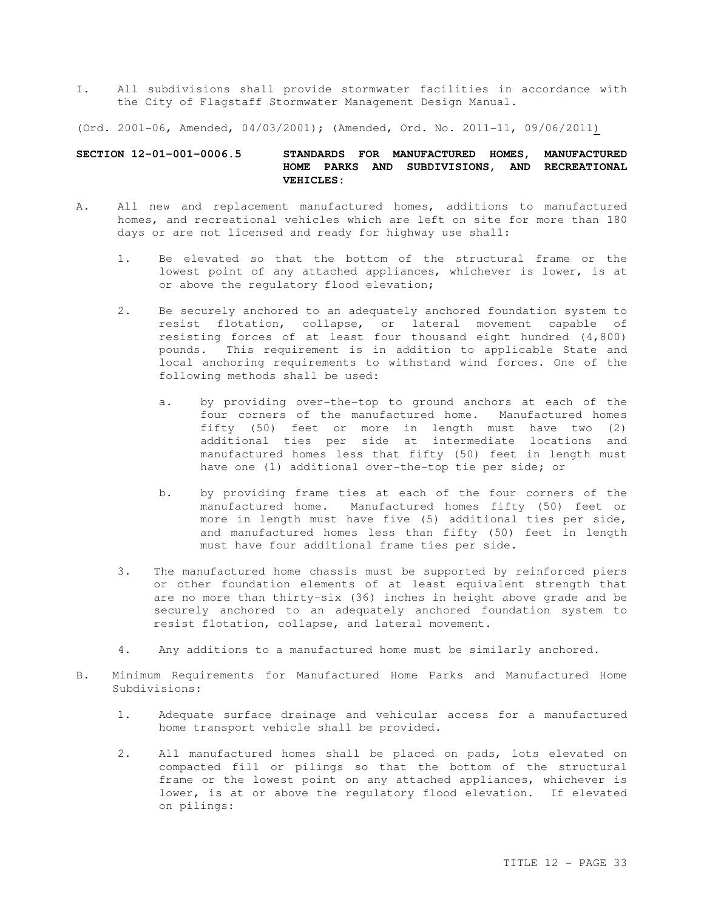I. All subdivisions shall provide stormwater facilities in accordance with the City of Flagstaff Stormwater Management Design Manual.

(Ord. 2001-06, Amended, 04/03/2001); (Amended, Ord. No. 2011-11, 09/06/2011)

## SECTION 12-01-001-0006.5 STANDARDS FOR MANUFACTURED HOMES, MANUFACTURED HOME PARKS AND SUBDIVISIONS, AND RECREATIONAL VEHICLES:

A. All new and replacement manufactured homes, additions to manufactured homes, and recreational vehicles which are left on site for more than 180 days or are not licensed and ready for highway use shall:

   1. Be elevated so that the bottom of the structural frame or the lowest point of any attached appliances, whichever is lower, is at or above the regulatory flood elevation;

   2. Be securely anchored to an adequately anchored foundation system to resist flotation, collapse, or lateral movement capable of resisting forces of at least four thousand eight hundred (4,800) pounds. This requirement is in addition to applicable State and local anchoring requirements to withstand wind forces. One of the following methods shall be used:

      a. by providing over-the-top to ground anchors at each of the four corners of the manufactured home. Manufactured homes fifty (50) feet or more in length must have two (2) additional ties per side at intermediate locations and manufactured homes less that fifty (50) feet in length must have one (1) additional over-the-top tie per side; or

      b. by providing frame ties at each of the four corners of the manufactured home. Manufactured homes fifty (50) feet or more in length must have five (5) additional ties per side, and manufactured homes less than fifty (50) feet in length must have four additional frame ties per side.

   3. The manufactured home chassis must be supported by reinforced piers or other foundation elements of at least equivalent strength that are no more than thirty-six (36) inches in height above grade and be securely anchored to an adequately anchored foundation system to resist flotation, collapse, and lateral movement.

   4. Any additions to a manufactured home must be similarly anchored.

B. Minimum Requirements for Manufactured Home Parks and Manufactured Home Subdivisions:

   1. Adequate surface drainage and vehicular access for a manufactured home transport vehicle shall be provided.

   2. All manufactured homes shall be placed on pads, lots elevated on compacted fill or pilings so that the bottom of the structural frame or the lowest point on any attached appliances, whichever is lower, is at or above the regulatory flood elevation. If elevated on pilings: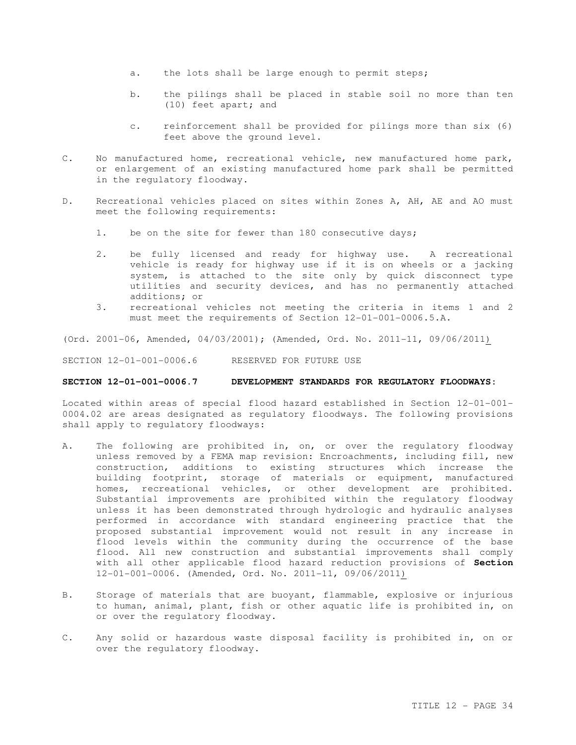a. the lots shall be large enough to permit steps;

b. the pilings shall be placed in stable soil no more than ten (10) feet apart; and

c. reinforcement shall be provided for pilings more than six (6) feet above the ground level.

C. No manufactured home, recreational vehicle, new manufactured home park, or enlargement of an existing manufactured home park shall be permitted in the regulatory floodway.

D. Recreational vehicles placed on sites within Zones A, AH, AE and AO must meet the following requirements:

1. be on the site for fewer than 180 consecutive days;

2. be fully licensed and ready for highway use. A recreational vehicle is ready for highway use if it is on wheels or a jacking system, is attached to the site only by quick disconnect type utilities and security devices, and has no permanently attached additions; or

3. recreational vehicles not meeting the criteria in items 1 and 2 must meet the requirements of Section 12-01-001-0006.5.A.

(Ord. 2001-06, Amended, 04/03/2001); (Amended, Ord. No. 2011-11, 09/06/2011)

SECTION 12-01-001-0006.6 RESERVED FOR FUTURE USE

**SECTION 12-01-001-0006.7 DEVELOPMENT STANDARDS FOR REGULATORY FLOODWAYS:**

Located within areas of special flood hazard established in Section 12-01-001-0004.02 are areas designated as regulatory floodways. The following provisions shall apply to regulatory floodways:

A. The following are prohibited in, on, or over the regulatory floodway unless removed by a FEMA map revision: Encroachments, including fill, new construction, additions to existing structures which increase the building footprint, storage of materials or equipment, manufactured homes, recreational vehicles, or other development are prohibited. Substantial improvements are prohibited within the regulatory floodway unless it has been demonstrated through hydrologic and hydraulic analyses performed in accordance with standard engineering practice that the proposed substantial improvement would not result in any increase in flood levels within the community during the occurrence of the base flood. All new construction and substantial improvements shall comply with all other applicable flood hazard reduction provisions of **Section** 12-01-001-0006. (Amended, Ord. No. 2011-11, 09/06/2011)

B. Storage of materials that are buoyant, flammable, explosive or injurious to human, animal, plant, fish or other aquatic life is prohibited in, on or over the regulatory floodway.

C. Any solid or hazardous waste disposal facility is prohibited in, on or over the regulatory floodway.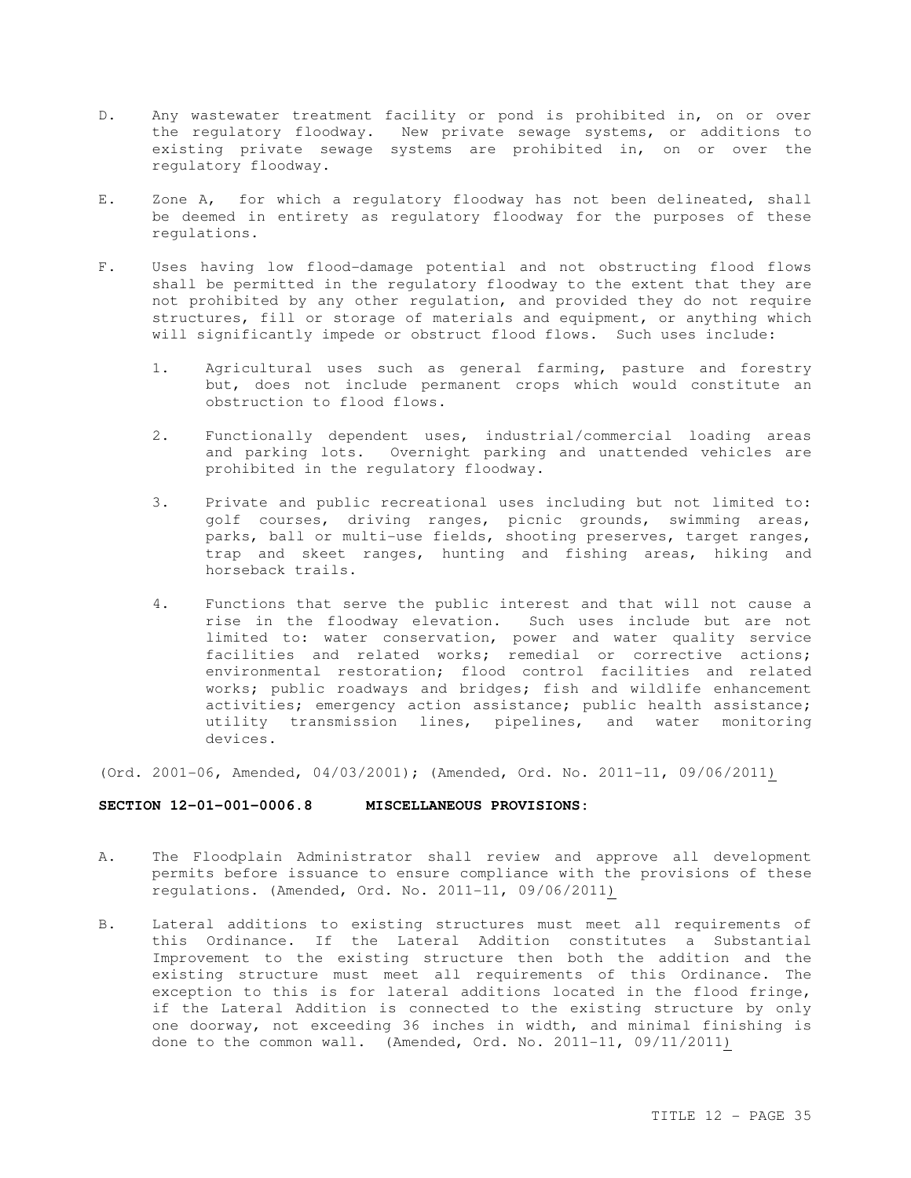D. Any wastewater treatment facility or pond is prohibited in, on or over the regulatory floodway. New private sewage systems, or additions to existing private sewage systems are prohibited in, on or over the regulatory floodway.

E. Zone A, for which a regulatory floodway has not been delineated, shall be deemed in entirety as regulatory floodway for the purposes of these regulations.

F. Uses having low flood-damage potential and not obstructing flood flows shall be permitted in the regulatory floodway to the extent that they are not prohibited by any other regulation, and provided they do not require structures, fill or storage of materials and equipment, or anything which will significantly impede or obstruct flood flows. Such uses include:

   1. Agricultural uses such as general farming, pasture and forestry but, does not include permanent crops which would constitute an obstruction to flood flows.

   2. Functionally dependent uses, industrial/commercial loading areas and parking lots. Overnight parking and unattended vehicles are prohibited in the regulatory floodway.

   3. Private and public recreational uses including but not limited to: golf courses, driving ranges, picnic grounds, swimming areas, parks, ball or multi-use fields, shooting preserves, target ranges, trap and skeet ranges, hunting and fishing areas, hiking and horseback trails.

   4. Functions that serve the public interest and that will not cause a rise in the floodway elevation. Such uses include but are not limited to: water conservation, power and water quality service facilities and related works; remedial or corrective actions; environmental restoration; flood control facilities and related works; public roadways and bridges; fish and wildlife enhancement activities; emergency action assistance; public health assistance; utility transmission lines, pipelines, and water monitoring devices.

(Ord. 2001-06, Amended, 04/03/2001); (Amended, Ord. No. 2011-11, 09/06/2011)

**SECTION 12-01-001-0006.8 MISCELLANEOUS PROVISIONS:**

A. The Floodplain Administrator shall review and approve all development permits before issuance to ensure compliance with the provisions of these regulations. (Amended, Ord. No. 2011-11, 09/06/2011)

B. Lateral additions to existing structures must meet all requirements of this Ordinance. If the Lateral Addition constitutes a Substantial Improvement to the existing structure then both the addition and the existing structure must meet all requirements of this Ordinance. The exception to this is for lateral additions located in the flood fringe, if the Lateral Addition is connected to the existing structure by only one doorway, not exceeding 36 inches in width, and minimal finishing is done to the common wall. (Amended, Ord. No. 2011-11, 09/11/2011)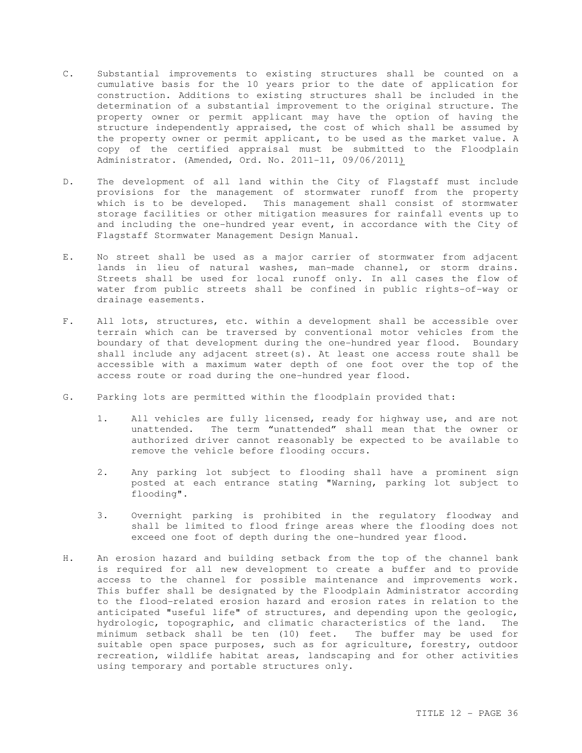C. Substantial improvements to existing structures shall be counted on a cumulative basis for the 10 years prior to the date of application for construction. Additions to existing structures shall be included in the determination of a substantial improvement to the original structure. The property owner or permit applicant may have the option of having the structure independently appraised, the cost of which shall be assumed by the property owner or permit applicant, to be used as the market value. A copy of the certified appraisal must be submitted to the Floodplain Administrator. (Amended, Ord. No. 2011-11, 09/06/2011)

D. The development of all land within the City of Flagstaff must include provisions for the management of stormwater runoff from the property which is to be developed. This management shall consist of stormwater storage facilities or other mitigation measures for rainfall events up to and including the one-hundred year event, in accordance with the City of Flagstaff Stormwater Management Design Manual.

E. No street shall be used as a major carrier of stormwater from adjacent lands in lieu of natural washes, man-made channel, or storm drains. Streets shall be used for local runoff only. In all cases the flow of water from public streets shall be confined in public rights-of-way or drainage easements.

F. All lots, structures, etc. within a development shall be accessible over terrain which can be traversed by conventional motor vehicles from the boundary of that development during the one-hundred year flood. Boundary shall include any adjacent street(s). At least one access route shall be accessible with a maximum water depth of one foot over the top of the access route or road during the one-hundred year flood.

G. Parking lots are permitted within the floodplain provided that:

1. All vehicles are fully licensed, ready for highway use, and are not unattended. The term "unattended" shall mean that the owner or authorized driver cannot reasonably be expected to be available to remove the vehicle before flooding occurs.

2. Any parking lot subject to flooding shall have a prominent sign posted at each entrance stating "Warning, parking lot subject to flooding".

3. Overnight parking is prohibited in the regulatory floodway and shall be limited to flood fringe areas where the flooding does not exceed one foot of depth during the one-hundred year flood.

H. An erosion hazard and building setback from the top of the channel bank is required for all new development to create a buffer and to provide access to the channel for possible maintenance and improvements work. This buffer shall be designated by the Floodplain Administrator according to the flood-related erosion hazard and erosion rates in relation to the anticipated "useful life" of structures, and depending upon the geologic, hydrologic, topographic, and climatic characteristics of the land. The minimum setback shall be ten (10) feet. The buffer may be used for suitable open space purposes, such as for agriculture, forestry, outdoor recreation, wildlife habitat areas, landscaping and for other activities using temporary and portable structures only.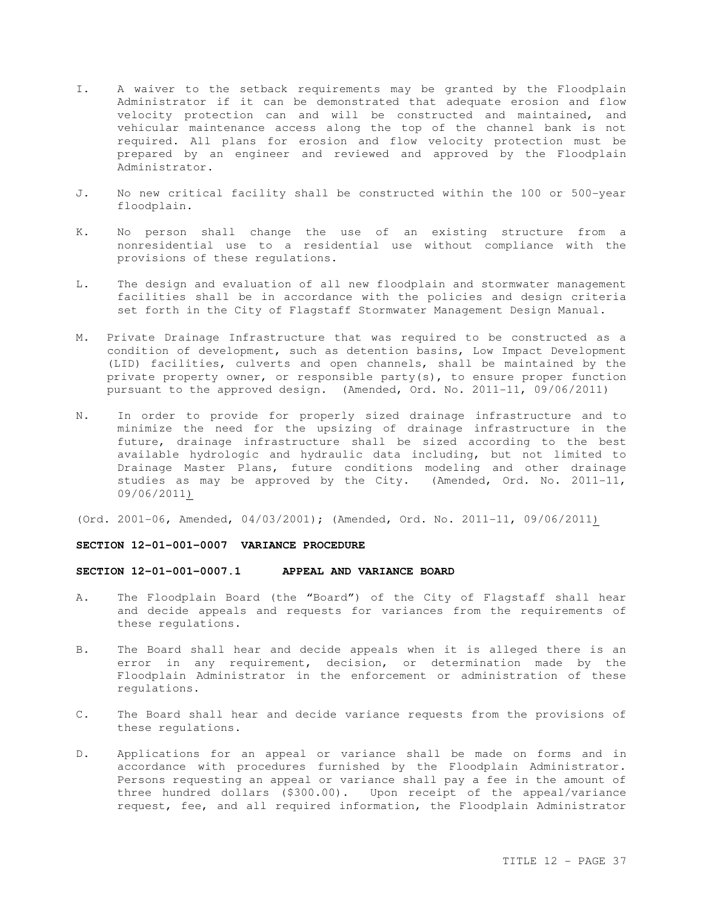I. A waiver to the setback requirements may be granted by the Floodplain Administrator if it can be demonstrated that adequate erosion and flow velocity protection can and will be constructed and maintained, and vehicular maintenance access along the top of the channel bank is not required. All plans for erosion and flow velocity protection must be prepared by an engineer and reviewed and approved by the Floodplain Administrator.

J. No new critical facility shall be constructed within the 100 or 500-year floodplain.

K. No person shall change the use of an existing structure from a nonresidential use to a residential use without compliance with the provisions of these regulations.

L. The design and evaluation of all new floodplain and stormwater management facilities shall be in accordance with the policies and design criteria set forth in the City of Flagstaff Stormwater Management Design Manual.

M. Private Drainage Infrastructure that was required to be constructed as a condition of development, such as detention basins, Low Impact Development (LID) facilities, culverts and open channels, shall be maintained by the private property owner, or responsible party(s), to ensure proper function pursuant to the approved design. (Amended, Ord. No. 2011-11, 09/06/2011)

N. In order to provide for properly sized drainage infrastructure and to minimize the need for the upsizing of drainage infrastructure in the future, drainage infrastructure shall be sized according to the best available hydrologic and hydraulic data including, but not limited to Drainage Master Plans, future conditions modeling and other drainage studies as may be approved by the City. (Amended, Ord. No. 2011-11, 09/06/2011)

(Ord. 2001-06, Amended, 04/03/2001); (Amended, Ord. No. 2011-11, 09/06/2011)

**SECTION 12-01-001-0007 VARIANCE PROCEDURE**

**SECTION 12-01-001-0007.1 APPEAL AND VARIANCE BOARD**

A. The Floodplain Board (the "Board") of the City of Flagstaff shall hear and decide appeals and requests for variances from the requirements of these regulations.

B. The Board shall hear and decide appeals when it is alleged there is an error in any requirement, decision, or determination made by the Floodplain Administrator in the enforcement or administration of these regulations.

C. The Board shall hear and decide variance requests from the provisions of these regulations.

D. Applications for an appeal or variance shall be made on forms and in accordance with procedures furnished by the Floodplain Administrator. Persons requesting an appeal or variance shall pay a fee in the amount of three hundred dollars ($300.00). Upon receipt of the appeal/variance request, fee, and all required information, the Floodplain Administrator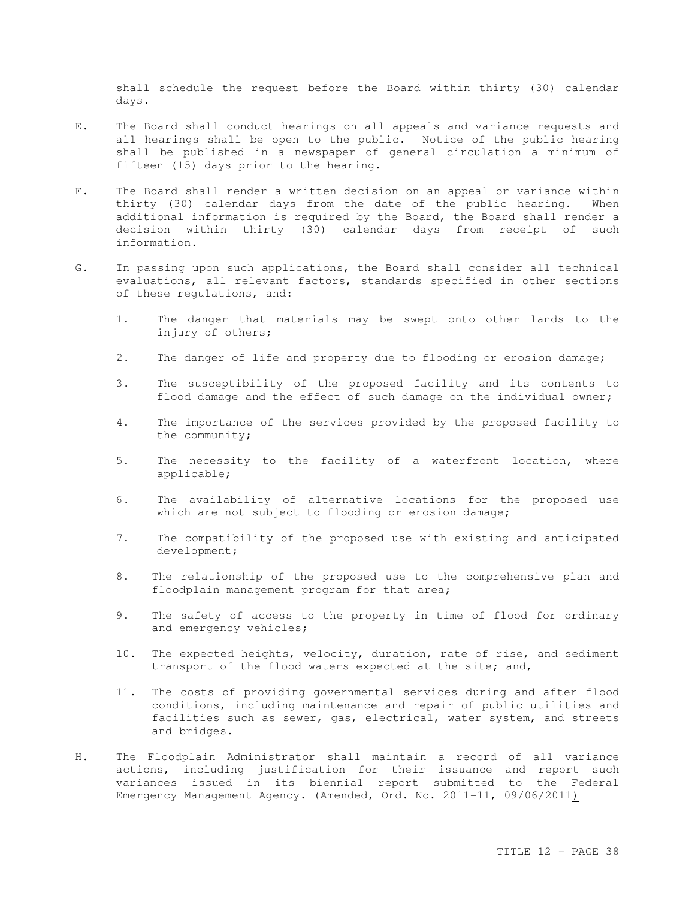shall schedule the request before the Board within thirty (30) calendar days.

E. The Board shall conduct hearings on all appeals and variance requests and all hearings shall be open to the public. Notice of the public hearing shall be published in a newspaper of general circulation a minimum of fifteen (15) days prior to the hearing.

F. The Board shall render a written decision on an appeal or variance within thirty (30) calendar days from the date of the public hearing. When additional information is required by the Board, the Board shall render a decision within thirty (30) calendar days from receipt of such information.

G. In passing upon such applications, the Board shall consider all technical evaluations, all relevant factors, standards specified in other sections of these regulations, and:

1. The danger that materials may be swept onto other lands to the injury of others;

2. The danger of life and property due to flooding or erosion damage;

3. The susceptibility of the proposed facility and its contents to flood damage and the effect of such damage on the individual owner;

4. The importance of the services provided by the proposed facility to the community;

5. The necessity to the facility of a waterfront location, where applicable;

6. The availability of alternative locations for the proposed use which are not subject to flooding or erosion damage;

7. The compatibility of the proposed use with existing and anticipated development;

8. The relationship of the proposed use to the comprehensive plan and floodplain management program for that area;

9. The safety of access to the property in time of flood for ordinary and emergency vehicles;

10. The expected heights, velocity, duration, rate of rise, and sediment transport of the flood waters expected at the site; and,

11. The costs of providing governmental services during and after flood conditions, including maintenance and repair of public utilities and facilities such as sewer, gas, electrical, water system, and streets and bridges.

H. The Floodplain Administrator shall maintain a record of all variance actions, including justification for their issuance and report such variances issued in its biennial report submitted to the Federal Emergency Management Agency. (Amended, Ord. No. 2011-11, 09/06/2011)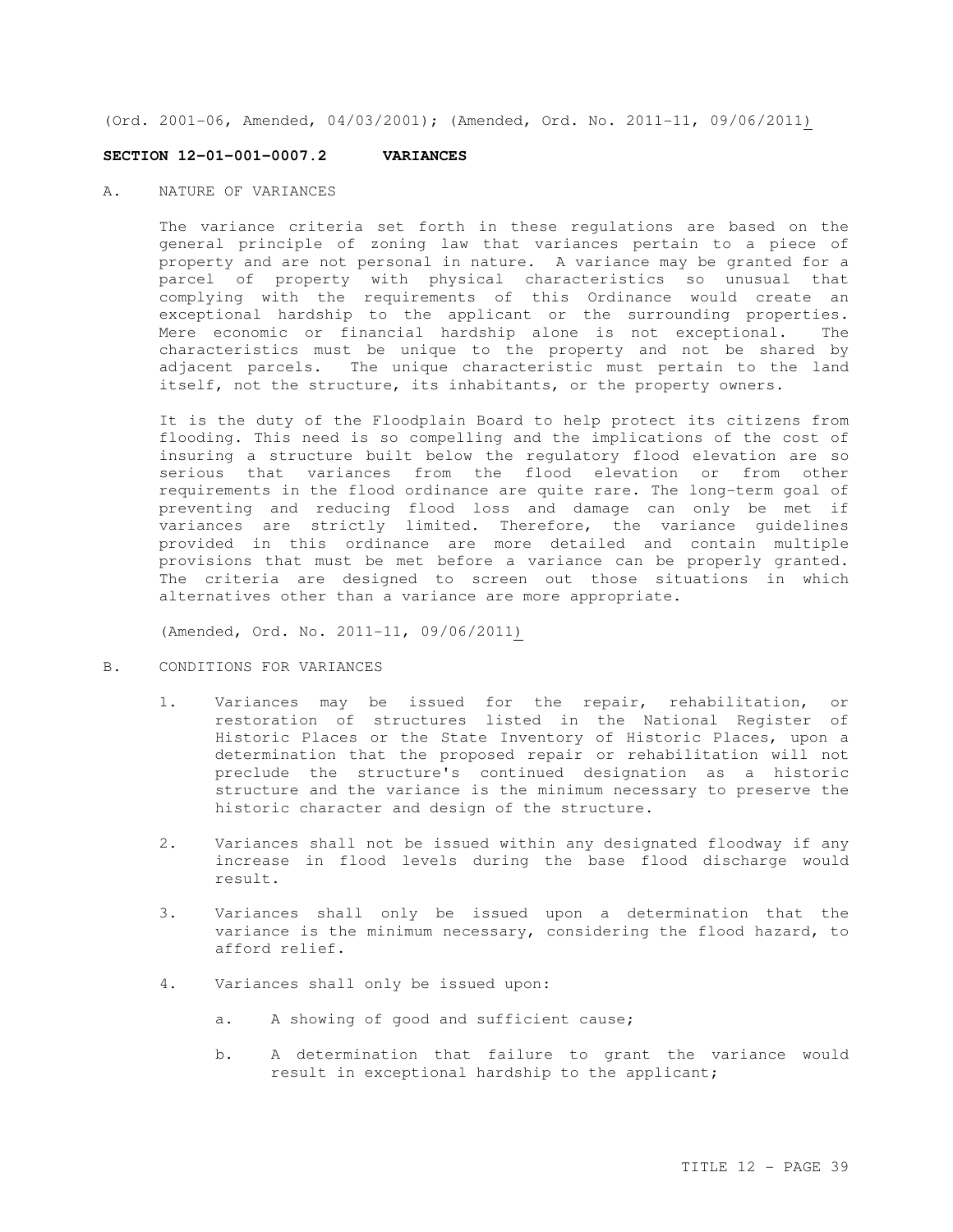(Ord. 2001-06, Amended, 04/03/2001); (Amended, Ord. No. 2011-11, 09/06/2011)

## SECTION 12-01-001-0007.2 VARIANCES

A. NATURE OF VARIANCES

The variance criteria set forth in these regulations are based on the general principle of zoning law that variances pertain to a piece of property and are not personal in nature. A variance may be granted for a parcel of property with physical characteristics so unusual that complying with the requirements of this Ordinance would create an exceptional hardship to the applicant or the surrounding properties. Mere economic or financial hardship alone is not exceptional. The characteristics must be unique to the property and not be shared by adjacent parcels. The unique characteristic must pertain to the land itself, not the structure, its inhabitants, or the property owners.

It is the duty of the Floodplain Board to help protect its citizens from flooding. This need is so compelling and the implications of the cost of insuring a structure built below the regulatory flood elevation are so serious that variances from the flood elevation or from other requirements in the flood ordinance are quite rare. The long-term goal of preventing and reducing flood loss and damage can only be met if variances are strictly limited. Therefore, the variance guidelines provided in this ordinance are more detailed and contain multiple provisions that must be met before a variance can be properly granted. The criteria are designed to screen out those situations in which alternatives other than a variance are more appropriate.

(Amended, Ord. No. 2011-11, 09/06/2011)

B. CONDITIONS FOR VARIANCES

1. Variances may be issued for the repair, rehabilitation, or restoration of structures listed in the National Register of Historic Places or the State Inventory of Historic Places, upon a determination that the proposed repair or rehabilitation will not preclude the structure's continued designation as a historic structure and the variance is the minimum necessary to preserve the historic character and design of the structure.

2. Variances shall not be issued within any designated floodway if any increase in flood levels during the base flood discharge would result.

3. Variances shall only be issued upon a determination that the variance is the minimum necessary, considering the flood hazard, to afford relief.

4. Variances shall only be issued upon:

   a. A showing of good and sufficient cause;

   b. A determination that failure to grant the variance would result in exceptional hardship to the applicant;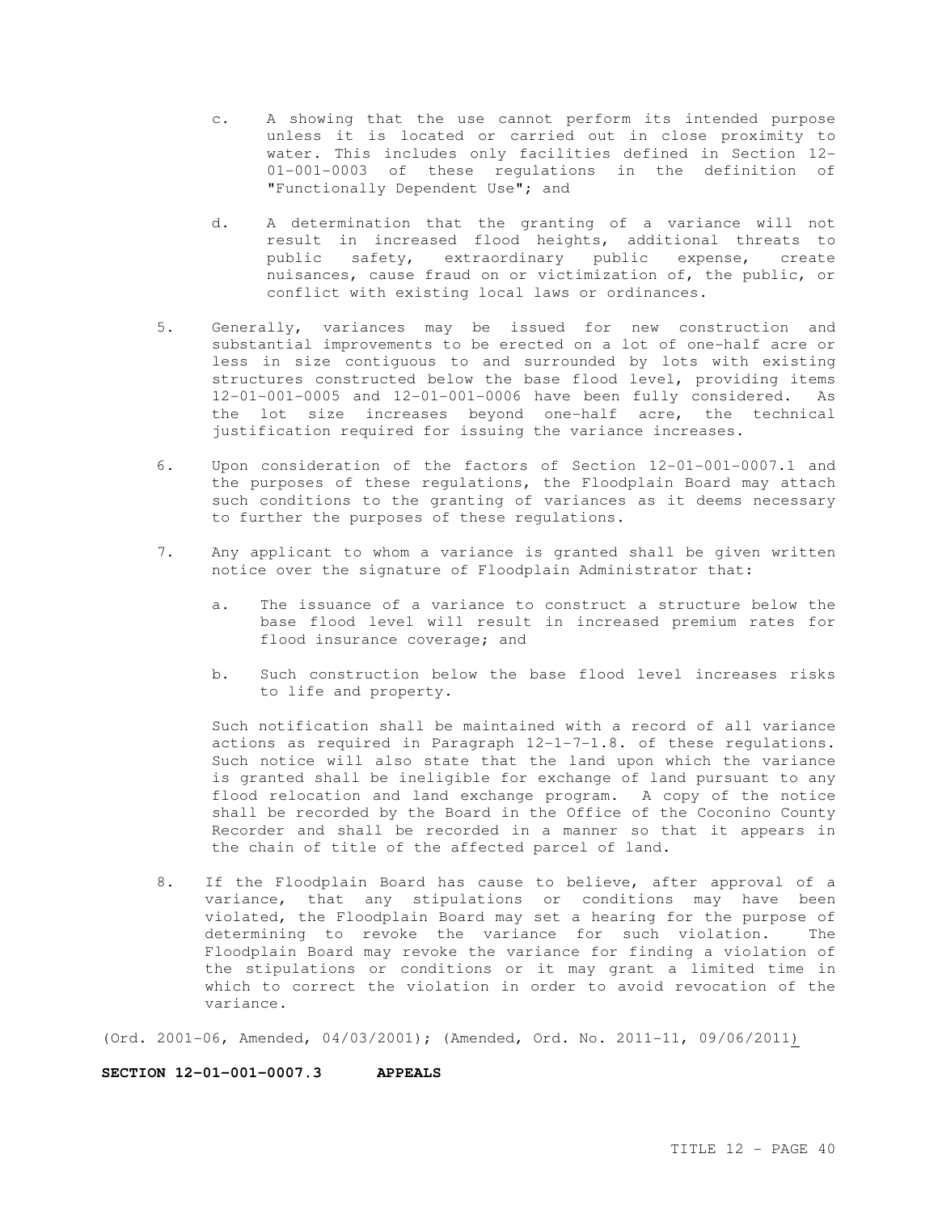c. A showing that the use cannot perform its intended purpose unless it is located or carried out in close proximity to water. This includes only facilities defined in Section 12-01-001-0003 of these regulations in the definition of "Functionally Dependent Use"; and

d. A determination that the granting of a variance will not result in increased flood heights, additional threats to public safety, extraordinary public expense, create nuisances, cause fraud on or victimization of, the public, or conflict with existing local laws or ordinances.

5. Generally, variances may be issued for new construction and substantial improvements to be erected on a lot of one-half acre or less in size contiguous to and surrounded by lots with existing structures constructed below the base flood level, providing items 12-01-001-0005 and 12-01-001-0006 have been fully considered. As the lot size increases beyond one-half acre, the technical justification required for issuing the variance increases.

6. Upon consideration of the factors of Section 12-01-001-0007.1 and the purposes of these regulations, the Floodplain Board may attach such conditions to the granting of variances as it deems necessary to further the purposes of these regulations.

7. Any applicant to whom a variance is granted shall be given written notice over the signature of Floodplain Administrator that:

   a. The issuance of a variance to construct a structure below the base flood level will result in increased premium rates for flood insurance coverage; and

   b. Such construction below the base flood level increases risks to life and property.

   Such notification shall be maintained with a record of all variance actions as required in Paragraph 12-1-7-1.8. of these regulations. Such notice will also state that the land upon which the variance is granted shall be ineligible for exchange of land pursuant to any flood relocation and land exchange program. A copy of the notice shall be recorded by the Board in the Office of the Coconino County Recorder and shall be recorded in a manner so that it appears in the chain of title of the affected parcel of land.

8. If the Floodplain Board has cause to believe, after approval of a variance, that any stipulations or conditions may have been violated, the Floodplain Board may set a hearing for the purpose of determining to revoke the variance for such violation. The Floodplain Board may revoke the variance for finding a violation of the stipulations or conditions or it may grant a limited time in which to correct the violation in order to avoid revocation of the variance.

(Ord. 2001-06, Amended, 04/03/2001); (Amended, Ord. No. 2011-11, 09/06/2011)

**SECTION 12-01-001-0007.3 APPEALS**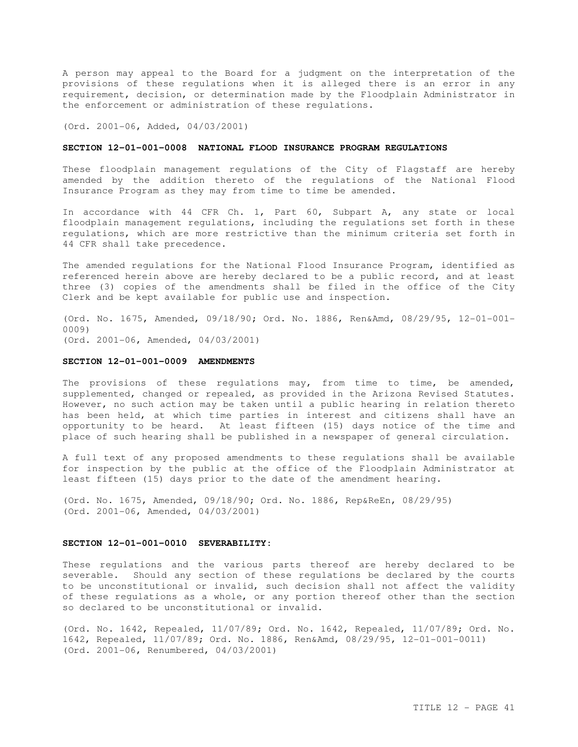A person may appeal to the Board for a judgment on the interpretation of the provisions of these regulations when it is alleged there is an error in any requirement, decision, or determination made by the Floodplain Administrator in the enforcement or administration of these regulations.

(Ord. 2001-06, Added, 04/03/2001)

### SECTION 12-01-001-0008 NATIONAL FLOOD INSURANCE PROGRAM REGULATIONS

These floodplain management regulations of the City of Flagstaff are hereby amended by the addition thereto of the regulations of the National Flood Insurance Program as they may from time to time be amended.

In accordance with 44 CFR Ch. 1, Part 60, Subpart A, any state or local floodplain management regulations, including the regulations set forth in these regulations, which are more restrictive than the minimum criteria set forth in 44 CFR shall take precedence.

The amended regulations for the National Flood Insurance Program, identified as referenced herein above are hereby declared to be a public record, and at least three (3) copies of the amendments shall be filed in the office of the City Clerk and be kept available for public use and inspection.

(Ord. No. 1675, Amended, 09/18/90; Ord. No. 1886, Ren&Amd, 08/29/95, 12-01-001-0009)
(Ord. 2001-06, Amended, 04/03/2001)

### SECTION 12-01-001-0009 AMENDMENTS

The provisions of these regulations may, from time to time, be amended, supplemented, changed or repealed, as provided in the Arizona Revised Statutes. However, no such action may be taken until a public hearing in relation thereto has been held, at which time parties in interest and citizens shall have an opportunity to be heard. At least fifteen (15) days notice of the time and place of such hearing shall be published in a newspaper of general circulation.

A full text of any proposed amendments to these regulations shall be available for inspection by the public at the office of the Floodplain Administrator at least fifteen (15) days prior to the date of the amendment hearing.

(Ord. No. 1675, Amended, 09/18/90; Ord. No. 1886, Rep&ReEn, 08/29/95)
(Ord. 2001-06, Amended, 04/03/2001)

### SECTION 12-01-001-0010 SEVERABILITY:

These regulations and the various parts thereof are hereby declared to be severable. Should any section of these regulations be declared by the courts to be unconstitutional or invalid, such decision shall not affect the validity of these regulations as a whole, or any portion thereof other than the section so declared to be unconstitutional or invalid.

(Ord. No. 1642, Repealed, 11/07/89; Ord. No. 1642, Repealed, 11/07/89; Ord. No. 1642, Repealed, 11/07/89; Ord. No. 1886, Ren&Amd, 08/29/95, 12-01-001-0011)
(Ord. 2001-06, Renumbered, 04/03/2001)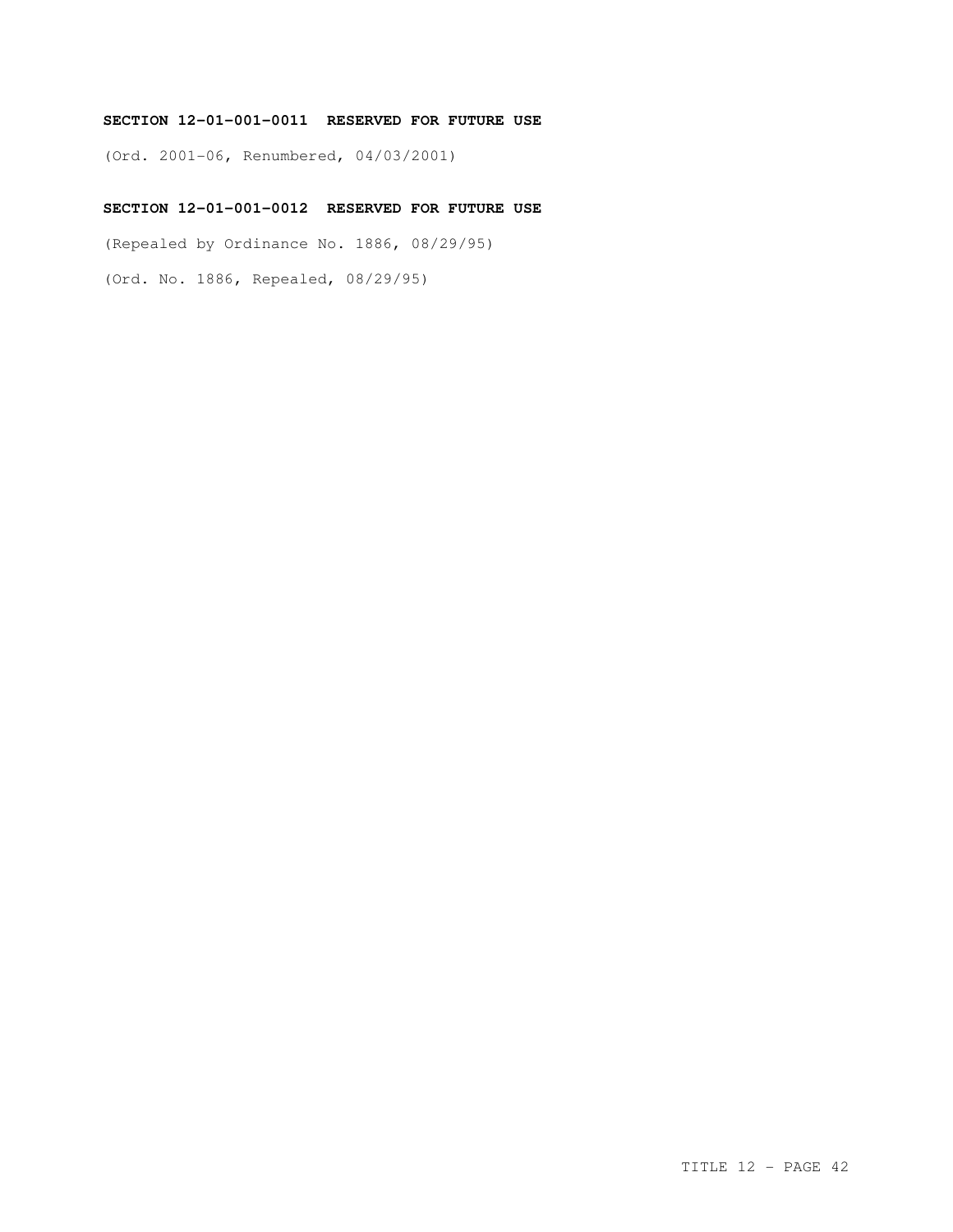**SECTION 12-01-001-0011 RESERVED FOR FUTURE USE**

(Ord. 2001-06, Renumbered, 04/03/2001)

**SECTION 12-01-001-0012 RESERVED FOR FUTURE USE**

(Repealed by Ordinance No. 1886, 08/29/95)

(Ord. No. 1886, Repealed, 08/29/95)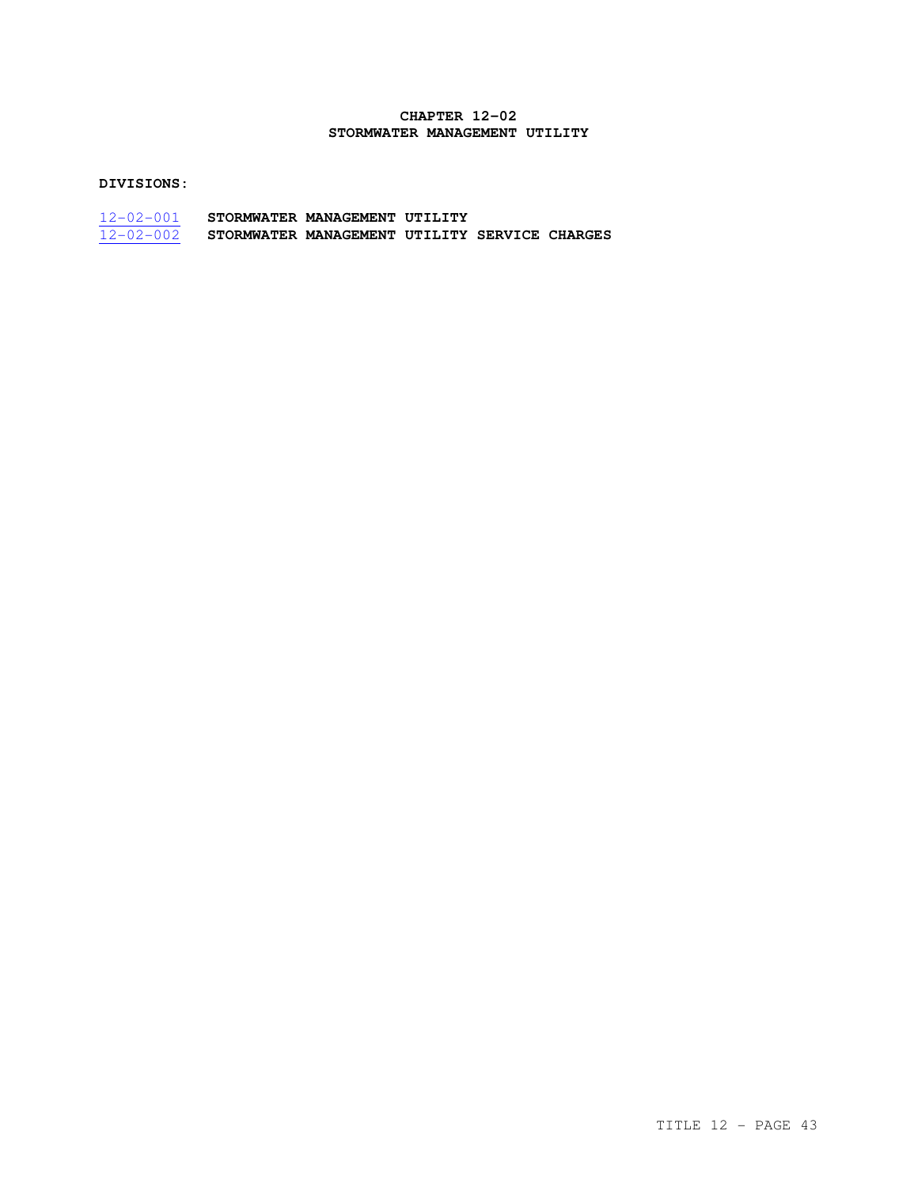# CHAPTER 12-02
## STORMWATER MANAGEMENT UTILITY

**DIVISIONS:**

| | |
|---|---|
| 12-02-001 | **STORMWATER MANAGEMENT UTILITY** |
| 12-02-002 | **STORMWATER MANAGEMENT UTILITY SERVICE CHARGES** |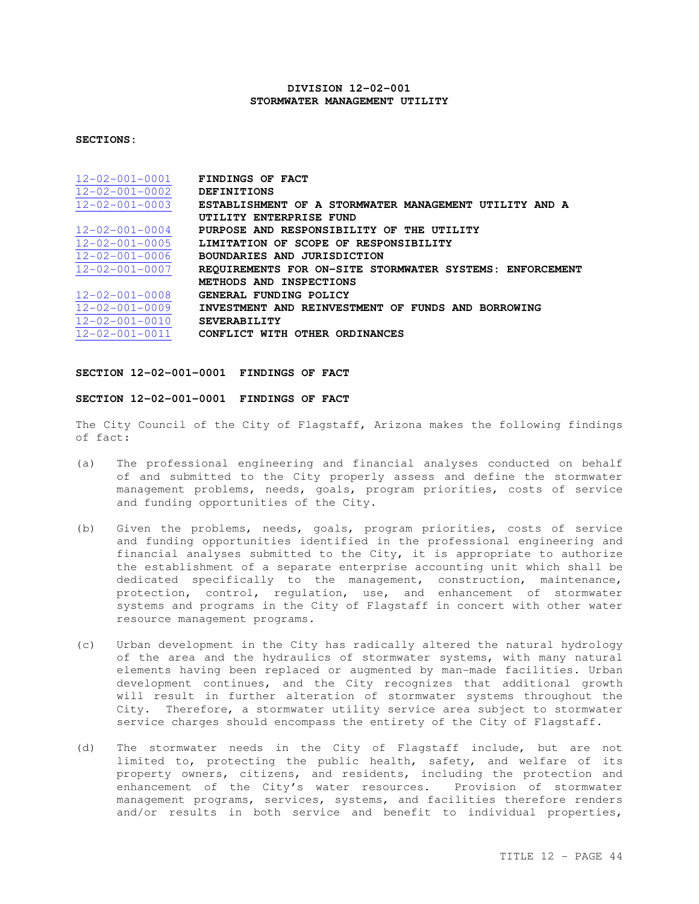# DIVISION 12-02-001
# STORMWATER MANAGEMENT UTILITY

**SECTIONS:**

| | |
|---|---|
| 12-02-001-0001 | **FINDINGS OF FACT** |
| 12-02-001-0002 | **DEFINITIONS** |
| 12-02-001-0003 | **ESTABLISHMENT OF A STORMWATER MANAGEMENT UTILITY AND A UTILITY ENTERPRISE FUND** |
| 12-02-001-0004 | **PURPOSE AND RESPONSIBILITY OF THE UTILITY** |
| 12-02-001-0005 | **LIMITATION OF SCOPE OF RESPONSIBILITY** |
| 12-02-001-0006 | **BOUNDARIES AND JURISDICTION** |
| 12-02-001-0007 | **REQUIREMENTS FOR ON-SITE STORMWATER SYSTEMS: ENFORCEMENT METHODS AND INSPECTIONS** |
| 12-02-001-0008 | **GENERAL FUNDING POLICY** |
| 12-02-001-0009 | **INVESTMENT AND REINVESTMENT OF FUNDS AND BORROWING** |
| 12-02-001-0010 | **SEVERABILITY** |
| 12-02-001-0011 | **CONFLICT WITH OTHER ORDINANCES** |

**SECTION 12-02-001-0001 FINDINGS OF FACT**

**SECTION 12-02-001-0001 FINDINGS OF FACT**

The City Council of the City of Flagstaff, Arizona makes the following findings of fact:

(a) The professional engineering and financial analyses conducted on behalf of and submitted to the City properly assess and define the stormwater management problems, needs, goals, program priorities, costs of service and funding opportunities of the City.

(b) Given the problems, needs, goals, program priorities, costs of service and funding opportunities identified in the professional engineering and financial analyses submitted to the City, it is appropriate to authorize the establishment of a separate enterprise accounting unit which shall be dedicated specifically to the management, construction, maintenance, protection, control, regulation, use, and enhancement of stormwater systems and programs in the City of Flagstaff in concert with other water resource management programs.

(c) Urban development in the City has radically altered the natural hydrology of the area and the hydraulics of stormwater systems, with many natural elements having been replaced or augmented by man-made facilities. Urban development continues, and the City recognizes that additional growth will result in further alteration of stormwater systems throughout the City. Therefore, a stormwater utility service area subject to stormwater service charges should encompass the entirety of the City of Flagstaff.

(d) The stormwater needs in the City of Flagstaff include, but are not limited to, protecting the public health, safety, and welfare of its property owners, citizens, and residents, including the protection and enhancement of the City's water resources. Provision of stormwater management programs, services, systems, and facilities therefore renders and/or results in both service and benefit to individual properties,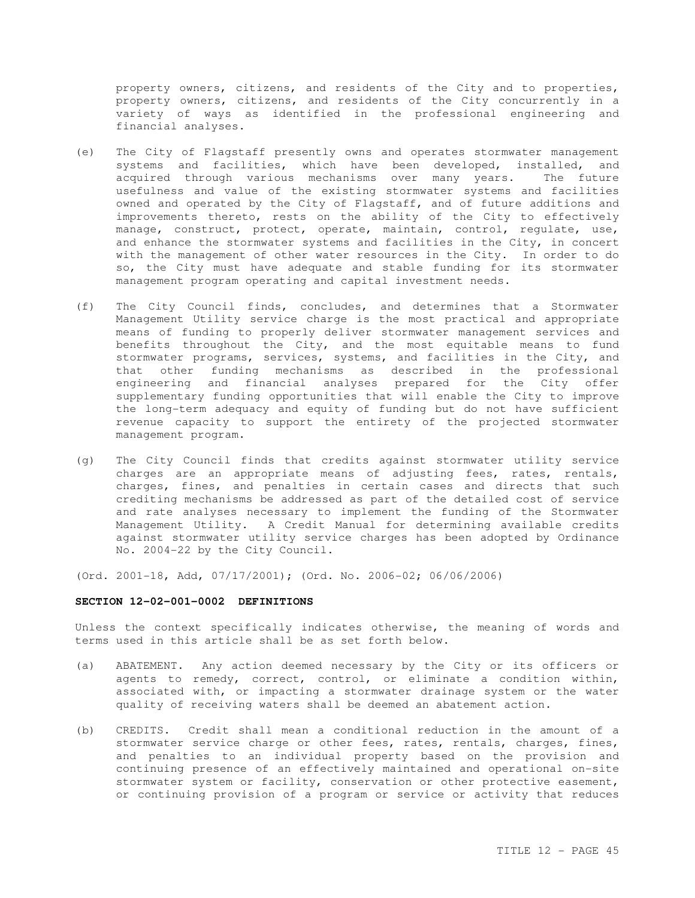property owners, citizens, and residents of the City and to properties, property owners, citizens, and residents of the City concurrently in a variety of ways as identified in the professional engineering and financial analyses.

(e) The City of Flagstaff presently owns and operates stormwater management systems and facilities, which have been developed, installed, and acquired through various mechanisms over many years. The future usefulness and value of the existing stormwater systems and facilities owned and operated by the City of Flagstaff, and of future additions and improvements thereto, rests on the ability of the City to effectively manage, construct, protect, operate, maintain, control, regulate, use, and enhance the stormwater systems and facilities in the City, in concert with the management of other water resources in the City. In order to do so, the City must have adequate and stable funding for its stormwater management program operating and capital investment needs.

(f) The City Council finds, concludes, and determines that a Stormwater Management Utility service charge is the most practical and appropriate means of funding to properly deliver stormwater management services and benefits throughout the City, and the most equitable means to fund stormwater programs, services, systems, and facilities in the City, and that other funding mechanisms as described in the professional engineering and financial analyses prepared for the City offer supplementary funding opportunities that will enable the City to improve the long-term adequacy and equity of funding but do not have sufficient revenue capacity to support the entirety of the projected stormwater management program.

(g) The City Council finds that credits against stormwater utility service charges are an appropriate means of adjusting fees, rates, rentals, charges, fines, and penalties in certain cases and directs that such crediting mechanisms be addressed as part of the detailed cost of service and rate analyses necessary to implement the funding of the Stormwater Management Utility. A Credit Manual for determining available credits against stormwater utility service charges has been adopted by Ordinance No. 2004-22 by the City Council.

(Ord. 2001-18, Add, 07/17/2001); (Ord. No. 2006-02; 06/06/2006)

**SECTION 12-02-001-0002 DEFINITIONS**

Unless the context specifically indicates otherwise, the meaning of words and terms used in this article shall be as set forth below.

(a) ABATEMENT. Any action deemed necessary by the City or its officers or agents to remedy, correct, control, or eliminate a condition within, associated with, or impacting a stormwater drainage system or the water quality of receiving waters shall be deemed an abatement action.

(b) CREDITS. Credit shall mean a conditional reduction in the amount of a stormwater service charge or other fees, rates, rentals, charges, fines, and penalties to an individual property based on the provision and continuing presence of an effectively maintained and operational on-site stormwater system or facility, conservation or other protective easement, or continuing provision of a program or service or activity that reduces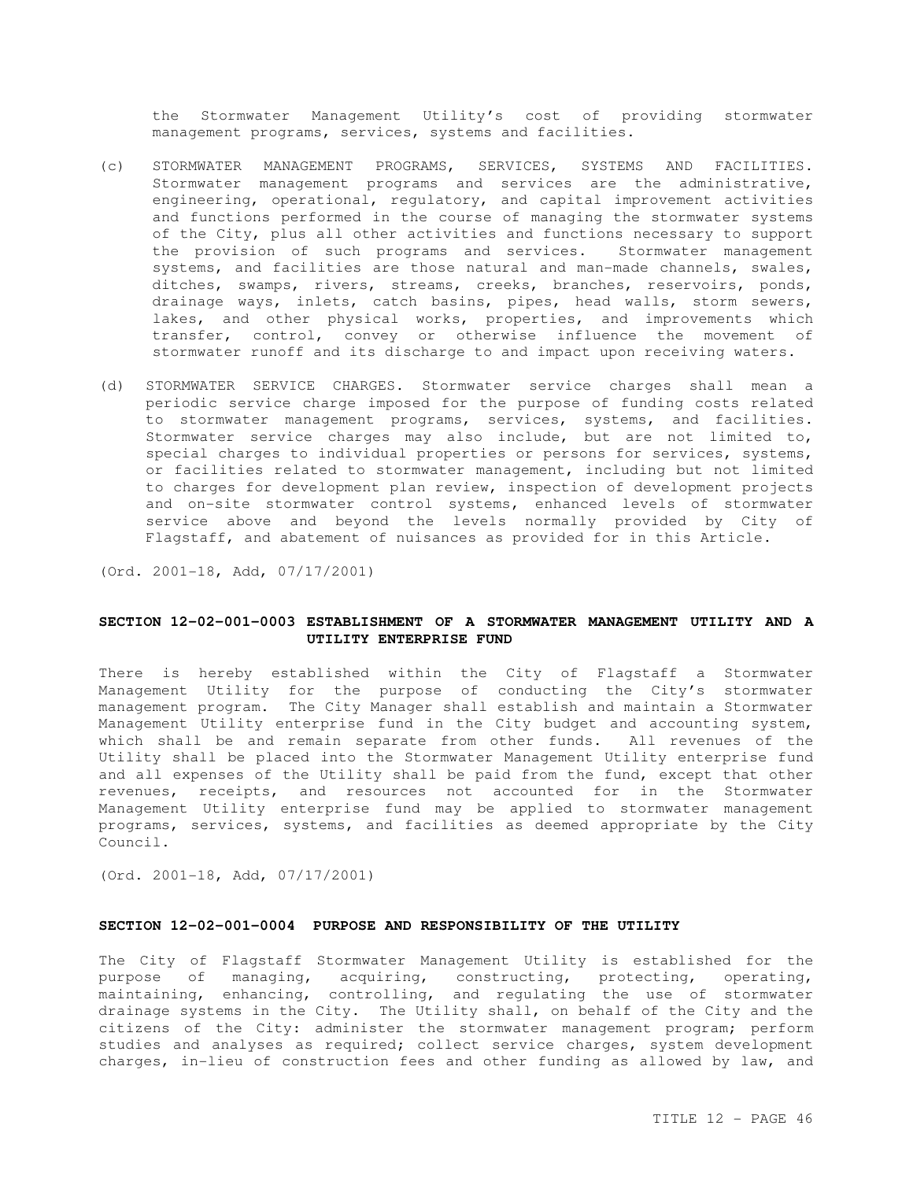the Stormwater Management Utility's cost of providing stormwater management programs, services, systems and facilities.

(c) STORMWATER MANAGEMENT PROGRAMS, SERVICES, SYSTEMS AND FACILITIES. Stormwater management programs and services are the administrative, engineering, operational, regulatory, and capital improvement activities and functions performed in the course of managing the stormwater systems of the City, plus all other activities and functions necessary to support the provision of such programs and services. Stormwater management systems, and facilities are those natural and man-made channels, swales, ditches, swamps, rivers, streams, creeks, branches, reservoirs, ponds, drainage ways, inlets, catch basins, pipes, head walls, storm sewers, lakes, and other physical works, properties, and improvements which transfer, control, convey or otherwise influence the movement of stormwater runoff and its discharge to and impact upon receiving waters.

(d) STORMWATER SERVICE CHARGES. Stormwater service charges shall mean a periodic service charge imposed for the purpose of funding costs related to stormwater management programs, services, systems, and facilities. Stormwater service charges may also include, but are not limited to, special charges to individual properties or persons for services, systems, or facilities related to stormwater management, including but not limited to charges for development plan review, inspection of development projects and on-site stormwater control systems, enhanced levels of stormwater service above and beyond the levels normally provided by City of Flagstaff, and abatement of nuisances as provided for in this Article.

(Ord. 2001-18, Add, 07/17/2001)

### SECTION 12-02-001-0003 ESTABLISHMENT OF A STORMWATER MANAGEMENT UTILITY AND A UTILITY ENTERPRISE FUND

There is hereby established within the City of Flagstaff a Stormwater Management Utility for the purpose of conducting the City's stormwater management program. The City Manager shall establish and maintain a Stormwater Management Utility enterprise fund in the City budget and accounting system, which shall be and remain separate from other funds. All revenues of the Utility shall be placed into the Stormwater Management Utility enterprise fund and all expenses of the Utility shall be paid from the fund, except that other revenues, receipts, and resources not accounted for in the Stormwater Management Utility enterprise fund may be applied to stormwater management programs, services, systems, and facilities as deemed appropriate by the City Council.

(Ord. 2001-18, Add, 07/17/2001)

### SECTION 12-02-001-0004 PURPOSE AND RESPONSIBILITY OF THE UTILITY

The City of Flagstaff Stormwater Management Utility is established for the purpose of managing, acquiring, constructing, protecting, operating, maintaining, enhancing, controlling, and regulating the use of stormwater drainage systems in the City. The Utility shall, on behalf of the City and the citizens of the City: administer the stormwater management program; perform studies and analyses as required; collect service charges, system development charges, in-lieu of construction fees and other funding as allowed by law, and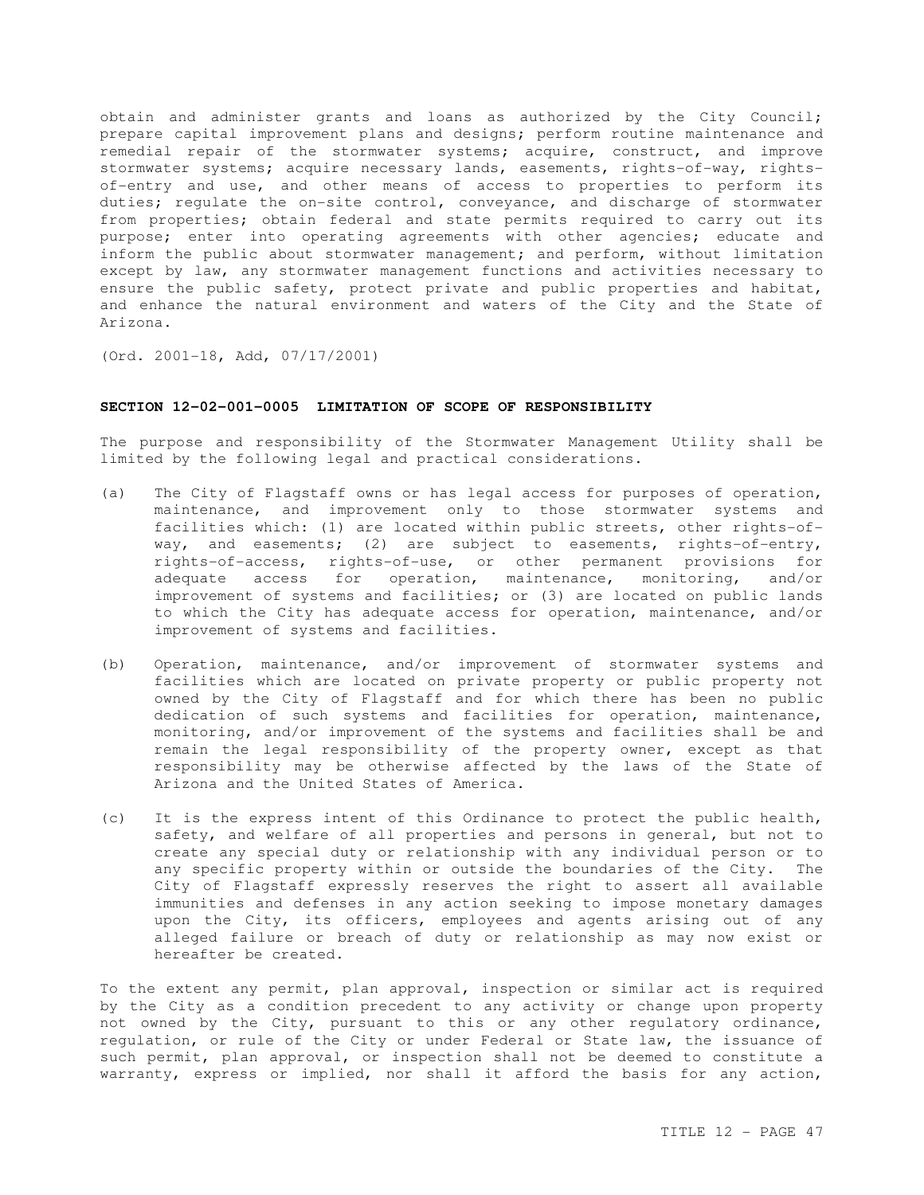obtain and administer grants and loans as authorized by the City Council; prepare capital improvement plans and designs; perform routine maintenance and remedial repair of the stormwater systems; acquire, construct, and improve stormwater systems; acquire necessary lands, easements, rights-of-way, rights-of-entry and use, and other means of access to properties to perform its duties; regulate the on-site control, conveyance, and discharge of stormwater from properties; obtain federal and state permits required to carry out its purpose; enter into operating agreements with other agencies; educate and inform the public about stormwater management; and perform, without limitation except by law, any stormwater management functions and activities necessary to ensure the public safety, protect private and public properties and habitat, and enhance the natural environment and waters of the City and the State of Arizona.

(Ord. 2001-18, Add, 07/17/2001)

## SECTION 12-02-001-0005 LIMITATION OF SCOPE OF RESPONSIBILITY

The purpose and responsibility of the Stormwater Management Utility shall be limited by the following legal and practical considerations.

(a) The City of Flagstaff owns or has legal access for purposes of operation, maintenance, and improvement only to those stormwater systems and facilities which: (1) are located within public streets, other rights-of-way, and easements; (2) are subject to easements, rights-of-entry, rights-of-access, rights-of-use, or other permanent provisions for adequate access for operation, maintenance, monitoring, and/or improvement of systems and facilities; or (3) are located on public lands to which the City has adequate access for operation, maintenance, and/or improvement of systems and facilities.

(b) Operation, maintenance, and/or improvement of stormwater systems and facilities which are located on private property or public property not owned by the City of Flagstaff and for which there has been no public dedication of such systems and facilities for operation, maintenance, monitoring, and/or improvement of the systems and facilities shall be and remain the legal responsibility of the property owner, except as that responsibility may be otherwise affected by the laws of the State of Arizona and the United States of America.

(c) It is the express intent of this Ordinance to protect the public health, safety, and welfare of all properties and persons in general, but not to create any special duty or relationship with any individual person or to any specific property within or outside the boundaries of the City. The City of Flagstaff expressly reserves the right to assert all available immunities and defenses in any action seeking to impose monetary damages upon the City, its officers, employees and agents arising out of any alleged failure or breach of duty or relationship as may now exist or hereafter be created.

To the extent any permit, plan approval, inspection or similar act is required by the City as a condition precedent to any activity or change upon property not owned by the City, pursuant to this or any other regulatory ordinance, regulation, or rule of the City or under Federal or State law, the issuance of such permit, plan approval, or inspection shall not be deemed to constitute a warranty, express or implied, nor shall it afford the basis for any action,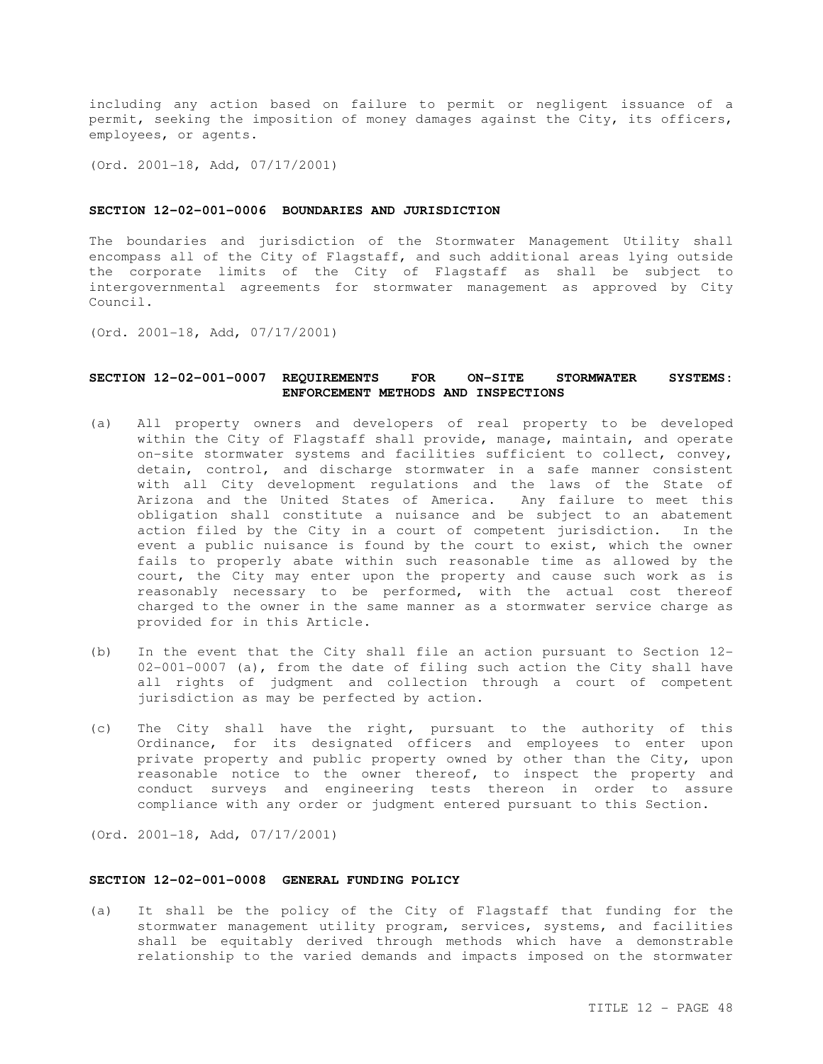including any action based on failure to permit or negligent issuance of a permit, seeking the imposition of money damages against the City, its officers, employees, or agents.

(Ord. 2001-18, Add, 07/17/2001)

### SECTION 12-02-001-0006 BOUNDARIES AND JURISDICTION

The boundaries and jurisdiction of the Stormwater Management Utility shall encompass all of the City of Flagstaff, and such additional areas lying outside the corporate limits of the City of Flagstaff as shall be subject to intergovernmental agreements for stormwater management as approved by City Council.

(Ord. 2001-18, Add, 07/17/2001)

### SECTION 12-02-001-0007 REQUIREMENTS FOR ON-SITE STORMWATER SYSTEMS: ENFORCEMENT METHODS AND INSPECTIONS

(a) All property owners and developers of real property to be developed within the City of Flagstaff shall provide, manage, maintain, and operate on-site stormwater systems and facilities sufficient to collect, convey, detain, control, and discharge stormwater in a safe manner consistent with all City development regulations and the laws of the State of Arizona and the United States of America. Any failure to meet this obligation shall constitute a nuisance and be subject to an abatement action filed by the City in a court of competent jurisdiction. In the event a public nuisance is found by the court to exist, which the owner fails to properly abate within such reasonable time as allowed by the court, the City may enter upon the property and cause such work as is reasonably necessary to be performed, with the actual cost thereof charged to the owner in the same manner as a stormwater service charge as provided for in this Article.

(b) In the event that the City shall file an action pursuant to Section 12-02-001-0007 (a), from the date of filing such action the City shall have all rights of judgment and collection through a court of competent jurisdiction as may be perfected by action.

(c) The City shall have the right, pursuant to the authority of this Ordinance, for its designated officers and employees to enter upon private property and public property owned by other than the City, upon reasonable notice to the owner thereof, to inspect the property and conduct surveys and engineering tests thereon in order to assure compliance with any order or judgment entered pursuant to this Section.

(Ord. 2001-18, Add, 07/17/2001)

### SECTION 12-02-001-0008 GENERAL FUNDING POLICY

(a) It shall be the policy of the City of Flagstaff that funding for the stormwater management utility program, services, systems, and facilities shall be equitably derived through methods which have a demonstrable relationship to the varied demands and impacts imposed on the stormwater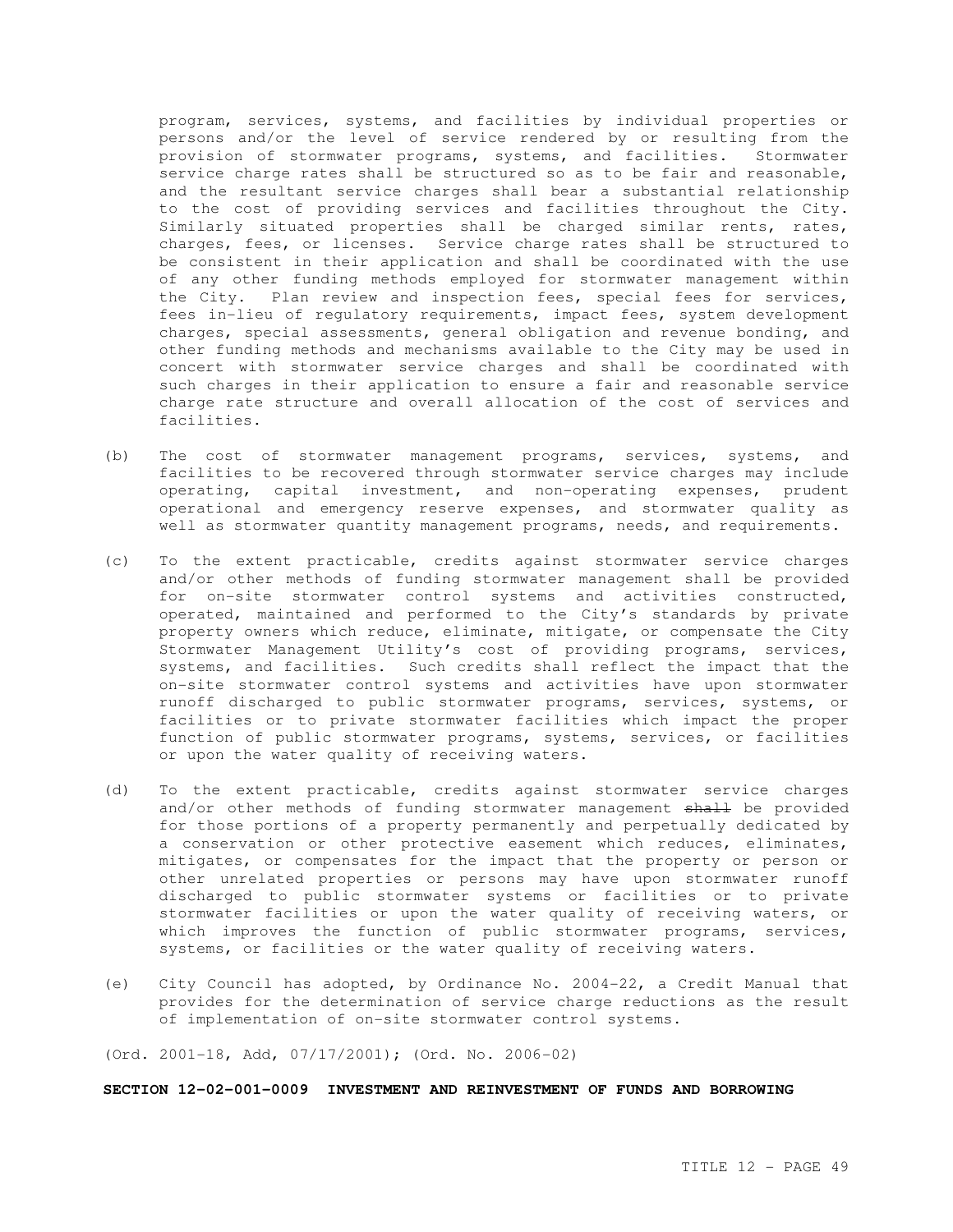program, services, systems, and facilities by individual properties or persons and/or the level of service rendered by or resulting from the provision of stormwater programs, systems, and facilities. Stormwater service charge rates shall be structured so as to be fair and reasonable, and the resultant service charges shall bear a substantial relationship to the cost of providing services and facilities throughout the City. Similarly situated properties shall be charged similar rents, rates, charges, fees, or licenses. Service charge rates shall be structured to be consistent in their application and shall be coordinated with the use of any other funding methods employed for stormwater management within the City. Plan review and inspection fees, special fees for services, fees in-lieu of regulatory requirements, impact fees, system development charges, special assessments, general obligation and revenue bonding, and other funding methods and mechanisms available to the City may be used in concert with stormwater service charges and shall be coordinated with such charges in their application to ensure a fair and reasonable service charge rate structure and overall allocation of the cost of services and facilities.

(b) The cost of stormwater management programs, services, systems, and facilities to be recovered through stormwater service charges may include operating, capital investment, and non-operating expenses, prudent operational and emergency reserve expenses, and stormwater quality as well as stormwater quantity management programs, needs, and requirements.

(c) To the extent practicable, credits against stormwater service charges and/or other methods of funding stormwater management shall be provided for on-site stormwater control systems and activities constructed, operated, maintained and performed to the City's standards by private property owners which reduce, eliminate, mitigate, or compensate the City Stormwater Management Utility's cost of providing programs, services, systems, and facilities. Such credits shall reflect the impact that the on-site stormwater control systems and activities have upon stormwater runoff discharged to public stormwater programs, services, systems, or facilities or to private stormwater facilities which impact the proper function of public stormwater programs, systems, services, or facilities or upon the water quality of receiving waters.

(d) To the extent practicable, credits against stormwater service charges and/or other methods of funding stormwater management ~~shall~~ be provided for those portions of a property permanently and perpetually dedicated by a conservation or other protective easement which reduces, eliminates, mitigates, or compensates for the impact that the property or person or other unrelated properties or persons may have upon stormwater runoff discharged to public stormwater systems or facilities or to private stormwater facilities or upon the water quality of receiving waters, or which improves the function of public stormwater programs, services, systems, or facilities or the water quality of receiving waters.

(e) City Council has adopted, by Ordinance No. 2004-22, a Credit Manual that provides for the determination of service charge reductions as the result of implementation of on-site stormwater control systems.

(Ord. 2001-18, Add, 07/17/2001); (Ord. No. 2006-02)

**SECTION 12-02-001-0009 INVESTMENT AND REINVESTMENT OF FUNDS AND BORROWING**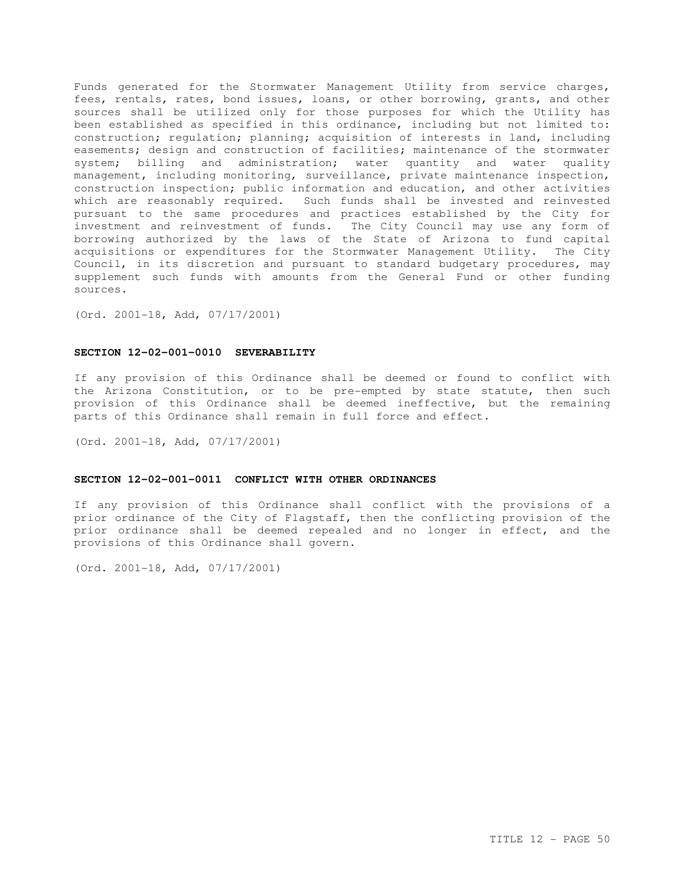Funds generated for the Stormwater Management Utility from service charges, fees, rentals, rates, bond issues, loans, or other borrowing, grants, and other sources shall be utilized only for those purposes for which the Utility has been established as specified in this ordinance, including but not limited to: construction; regulation; planning; acquisition of interests in land, including easements; design and construction of facilities; maintenance of the stormwater system; billing and administration; water quantity and water quality management, including monitoring, surveillance, private maintenance inspection, construction inspection; public information and education, and other activities which are reasonably required. Such funds shall be invested and reinvested pursuant to the same procedures and practices established by the City for investment and reinvestment of funds. The City Council may use any form of borrowing authorized by the laws of the State of Arizona to fund capital acquisitions or expenditures for the Stormwater Management Utility. The City Council, in its discretion and pursuant to standard budgetary procedures, may supplement such funds with amounts from the General Fund or other funding sources.

(Ord. 2001-18, Add, 07/17/2001)

**SECTION 12-02-001-0010 SEVERABILITY**

If any provision of this Ordinance shall be deemed or found to conflict with the Arizona Constitution, or to be pre-empted by state statute, then such provision of this Ordinance shall be deemed ineffective, but the remaining parts of this Ordinance shall remain in full force and effect.

(Ord. 2001-18, Add, 07/17/2001)

**SECTION 12-02-001-0011 CONFLICT WITH OTHER ORDINANCES**

If any provision of this Ordinance shall conflict with the provisions of a prior ordinance of the City of Flagstaff, then the conflicting provision of the prior ordinance shall be deemed repealed and no longer in effect, and the provisions of this Ordinance shall govern.

(Ord. 2001-18, Add, 07/17/2001)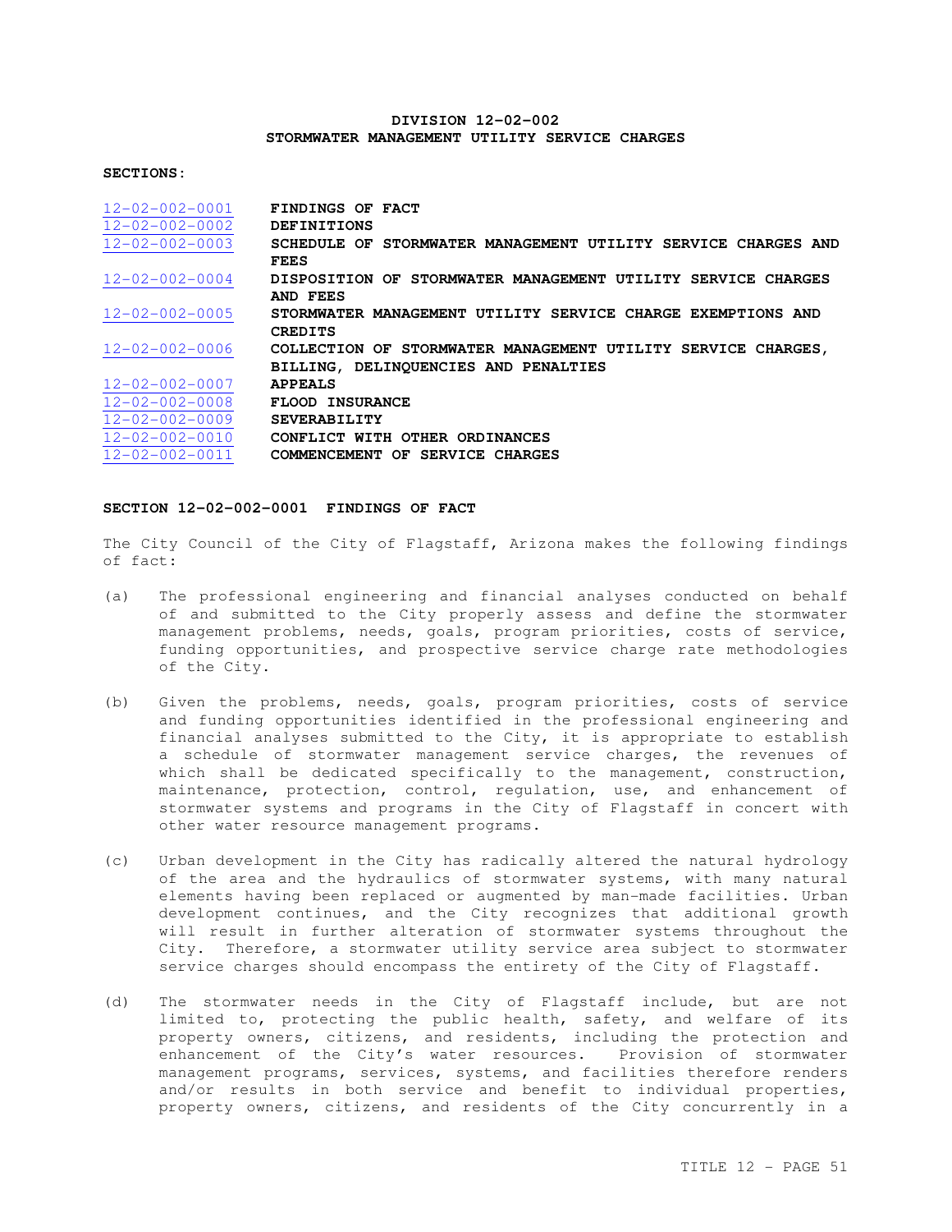## DIVISION 12-02-002
## STORMWATER MANAGEMENT UTILITY SERVICE CHARGES

**SECTIONS:**

| | |
|---|---|
| 12-02-002-0001 | **FINDINGS OF FACT** |
| 12-02-002-0002 | **DEFINITIONS** |
| 12-02-002-0003 | **SCHEDULE OF STORMWATER MANAGEMENT UTILITY SERVICE CHARGES AND FEES** |
| 12-02-002-0004 | **DISPOSITION OF STORMWATER MANAGEMENT UTILITY SERVICE CHARGES AND FEES** |
| 12-02-002-0005 | **STORMWATER MANAGEMENT UTILITY SERVICE CHARGE EXEMPTIONS AND CREDITS** |
| 12-02-002-0006 | **COLLECTION OF STORMWATER MANAGEMENT UTILITY SERVICE CHARGES, BILLING, DELINQUENCIES AND PENALTIES** |
| 12-02-002-0007 | **APPEALS** |
| 12-02-002-0008 | **FLOOD INSURANCE** |
| 12-02-002-0009 | **SEVERABILITY** |
| 12-02-002-0010 | **CONFLICT WITH OTHER ORDINANCES** |
| 12-02-002-0011 | **COMMENCEMENT OF SERVICE CHARGES** |

### SECTION 12-02-002-0001 FINDINGS OF FACT

The City Council of the City of Flagstaff, Arizona makes the following findings of fact:

(a) The professional engineering and financial analyses conducted on behalf of and submitted to the City properly assess and define the stormwater management problems, needs, goals, program priorities, costs of service, funding opportunities, and prospective service charge rate methodologies of the City.

(b) Given the problems, needs, goals, program priorities, costs of service and funding opportunities identified in the professional engineering and financial analyses submitted to the City, it is appropriate to establish a schedule of stormwater management service charges, the revenues of which shall be dedicated specifically to the management, construction, maintenance, protection, control, regulation, use, and enhancement of stormwater systems and programs in the City of Flagstaff in concert with other water resource management programs.

(c) Urban development in the City has radically altered the natural hydrology of the area and the hydraulics of stormwater systems, with many natural elements having been replaced or augmented by man-made facilities. Urban development continues, and the City recognizes that additional growth will result in further alteration of stormwater systems throughout the City. Therefore, a stormwater utility service area subject to stormwater service charges should encompass the entirety of the City of Flagstaff.

(d) The stormwater needs in the City of Flagstaff include, but are not limited to, protecting the public health, safety, and welfare of its property owners, citizens, and residents, including the protection and enhancement of the City's water resources. Provision of stormwater management programs, services, systems, and facilities therefore renders and/or results in both service and benefit to individual properties, property owners, citizens, and residents of the City concurrently in a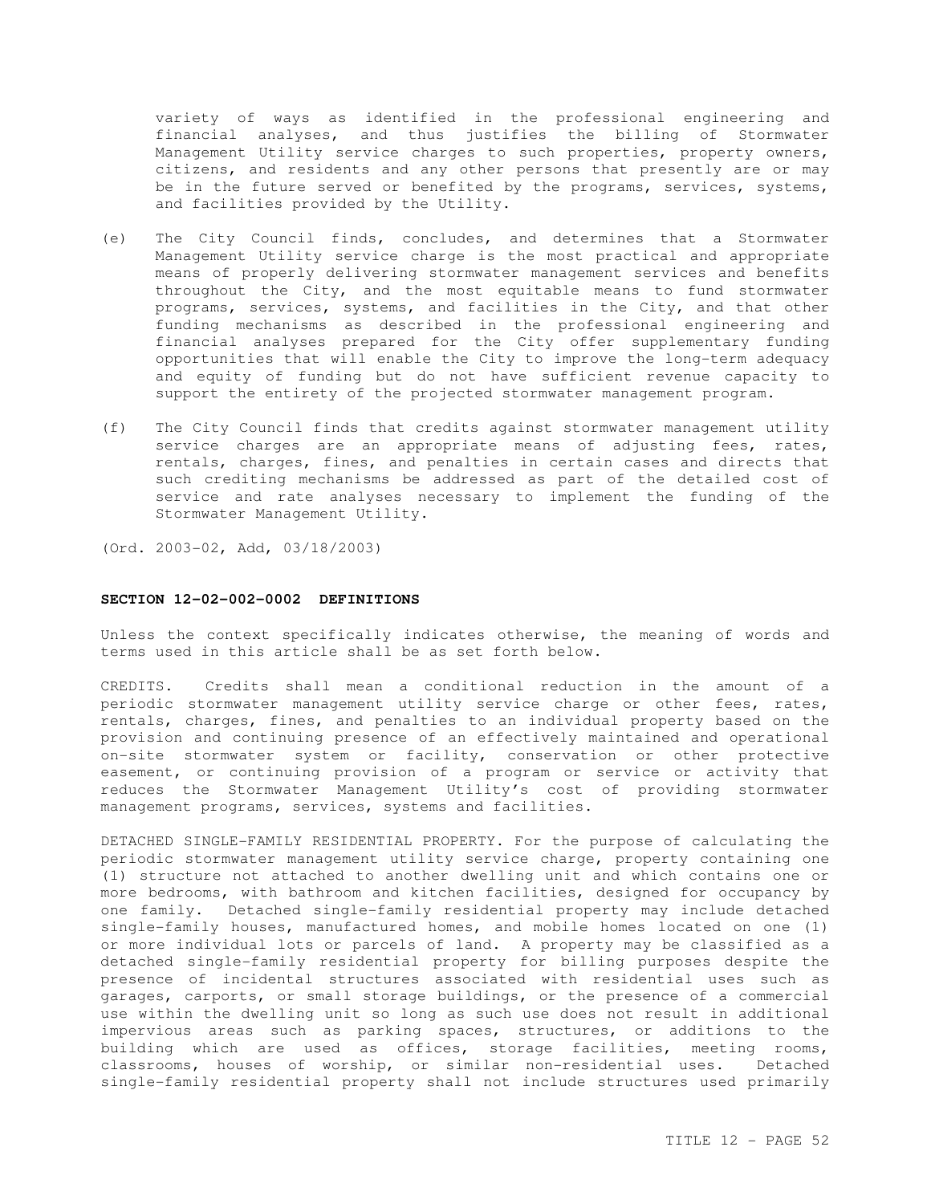variety of ways as identified in the professional engineering and financial analyses, and thus justifies the billing of Stormwater Management Utility service charges to such properties, property owners, citizens, and residents and any other persons that presently are or may be in the future served or benefited by the programs, services, systems, and facilities provided by the Utility.

(e) The City Council finds, concludes, and determines that a Stormwater Management Utility service charge is the most practical and appropriate means of properly delivering stormwater management services and benefits throughout the City, and the most equitable means to fund stormwater programs, services, systems, and facilities in the City, and that other funding mechanisms as described in the professional engineering and financial analyses prepared for the City offer supplementary funding opportunities that will enable the City to improve the long-term adequacy and equity of funding but do not have sufficient revenue capacity to support the entirety of the projected stormwater management program.

(f) The City Council finds that credits against stormwater management utility service charges are an appropriate means of adjusting fees, rates, rentals, charges, fines, and penalties in certain cases and directs that such crediting mechanisms be addressed as part of the detailed cost of service and rate analyses necessary to implement the funding of the Stormwater Management Utility.

(Ord. 2003-02, Add, 03/18/2003)

**SECTION 12-02-002-0002 DEFINITIONS**

Unless the context specifically indicates otherwise, the meaning of words and terms used in this article shall be as set forth below.

CREDITS. Credits shall mean a conditional reduction in the amount of a periodic stormwater management utility service charge or other fees, rates, rentals, charges, fines, and penalties to an individual property based on the provision and continuing presence of an effectively maintained and operational on-site stormwater system or facility, conservation or other protective easement, or continuing provision of a program or service or activity that reduces the Stormwater Management Utility's cost of providing stormwater management programs, services, systems and facilities.

DETACHED SINGLE-FAMILY RESIDENTIAL PROPERTY. For the purpose of calculating the periodic stormwater management utility service charge, property containing one (1) structure not attached to another dwelling unit and which contains one or more bedrooms, with bathroom and kitchen facilities, designed for occupancy by one family. Detached single-family residential property may include detached single-family houses, manufactured homes, and mobile homes located on one (1) or more individual lots or parcels of land. A property may be classified as a detached single-family residential property for billing purposes despite the presence of incidental structures associated with residential uses such as garages, carports, or small storage buildings, or the presence of a commercial use within the dwelling unit so long as such use does not result in additional impervious areas such as parking spaces, structures, or additions to the building which are used as offices, storage facilities, meeting rooms, classrooms, houses of worship, or similar non-residential uses. Detached single-family residential property shall not include structures used primarily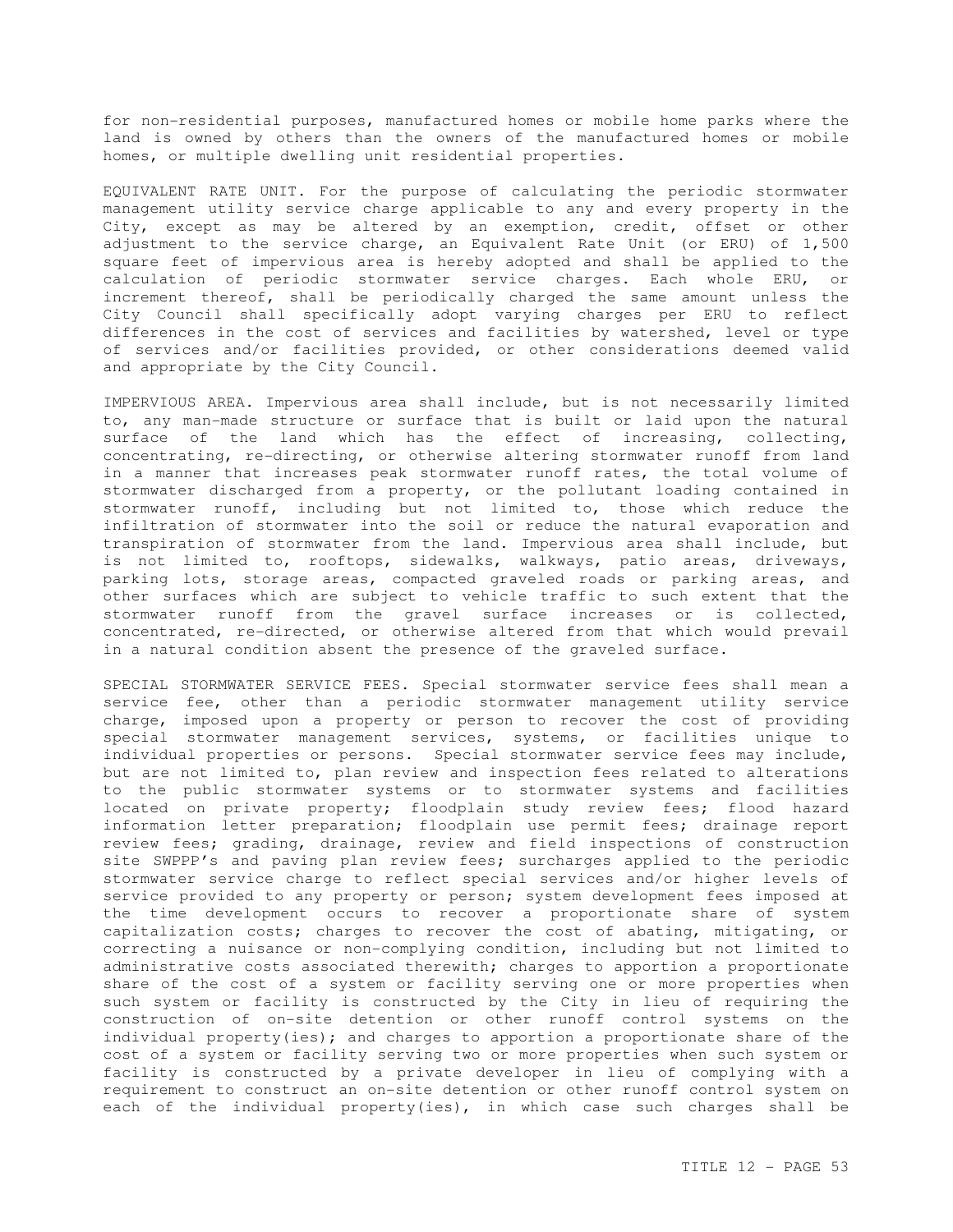for non-residential purposes, manufactured homes or mobile home parks where the land is owned by others than the owners of the manufactured homes or mobile homes, or multiple dwelling unit residential properties.

EQUIVALENT RATE UNIT. For the purpose of calculating the periodic stormwater management utility service charge applicable to any and every property in the City, except as may be altered by an exemption, credit, offset or other adjustment to the service charge, an Equivalent Rate Unit (or ERU) of 1,500 square feet of impervious area is hereby adopted and shall be applied to the calculation of periodic stormwater service charges. Each whole ERU, or increment thereof, shall be periodically charged the same amount unless the City Council shall specifically adopt varying charges per ERU to reflect differences in the cost of services and facilities by watershed, level or type of services and/or facilities provided, or other considerations deemed valid and appropriate by the City Council.

IMPERVIOUS AREA. Impervious area shall include, but is not necessarily limited to, any man-made structure or surface that is built or laid upon the natural surface of the land which has the effect of increasing, collecting, concentrating, re-directing, or otherwise altering stormwater runoff from land in a manner that increases peak stormwater runoff rates, the total volume of stormwater discharged from a property, or the pollutant loading contained in stormwater runoff, including but not limited to, those which reduce the infiltration of stormwater into the soil or reduce the natural evaporation and transpiration of stormwater from the land. Impervious area shall include, but is not limited to, rooftops, sidewalks, walkways, patio areas, driveways, parking lots, storage areas, compacted graveled roads or parking areas, and other surfaces which are subject to vehicle traffic to such extent that the stormwater runoff from the gravel surface increases or is collected, concentrated, re-directed, or otherwise altered from that which would prevail in a natural condition absent the presence of the graveled surface.

SPECIAL STORMWATER SERVICE FEES. Special stormwater service fees shall mean a service fee, other than a periodic stormwater management utility service charge, imposed upon a property or person to recover the cost of providing special stormwater management services, systems, or facilities unique to individual properties or persons. Special stormwater service fees may include, but are not limited to, plan review and inspection fees related to alterations to the public stormwater systems or to stormwater systems and facilities located on private property; floodplain study review fees; flood hazard information letter preparation; floodplain use permit fees; drainage report review fees; grading, drainage, review and field inspections of construction site SWPPP's and paving plan review fees; surcharges applied to the periodic stormwater service charge to reflect special services and/or higher levels of service provided to any property or person; system development fees imposed at the time development occurs to recover a proportionate share of system capitalization costs; charges to recover the cost of abating, mitigating, or correcting a nuisance or non-complying condition, including but not limited to administrative costs associated therewith; charges to apportion a proportionate share of the cost of a system or facility serving one or more properties when such system or facility is constructed by the City in lieu of requiring the construction of on-site detention or other runoff control systems on the individual property(ies); and charges to apportion a proportionate share of the cost of a system or facility serving two or more properties when such system or facility is constructed by a private developer in lieu of complying with a requirement to construct an on-site detention or other runoff control system on each of the individual property(ies), in which case such charges shall be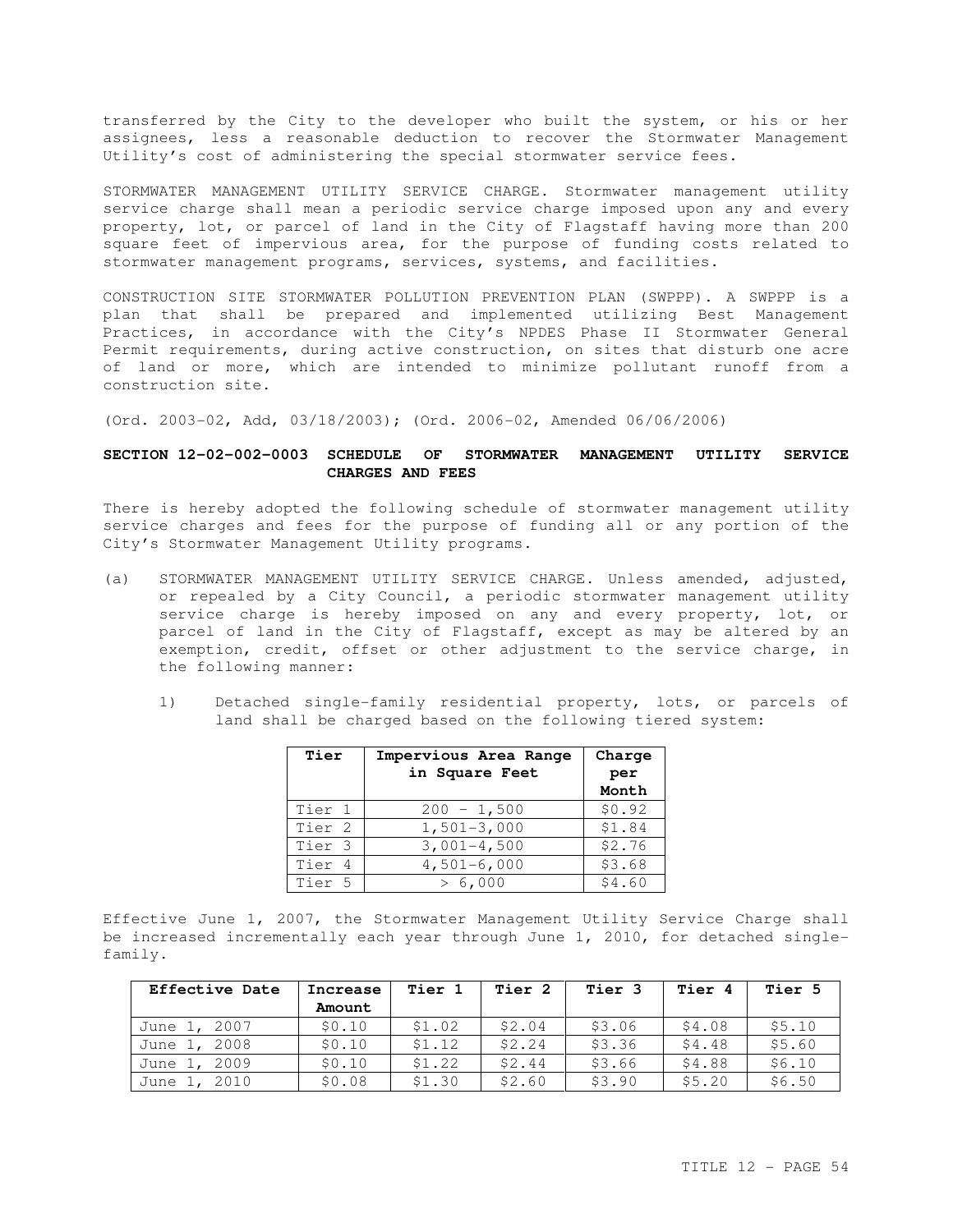transferred by the City to the developer who built the system, or his or her assignees, less a reasonable deduction to recover the Stormwater Management Utility's cost of administering the special stormwater service fees.

STORMWATER MANAGEMENT UTILITY SERVICE CHARGE. Stormwater management utility service charge shall mean a periodic service charge imposed upon any and every property, lot, or parcel of land in the City of Flagstaff having more than 200 square feet of impervious area, for the purpose of funding costs related to stormwater management programs, services, systems, and facilities.

CONSTRUCTION SITE STORMWATER POLLUTION PREVENTION PLAN (SWPPP). A SWPPP is a plan that shall be prepared and implemented utilizing Best Management Practices, in accordance with the City's NPDES Phase II Stormwater General Permit requirements, during active construction, on sites that disturb one acre of land or more, which are intended to minimize pollutant runoff from a construction site.

(Ord. 2003-02, Add, 03/18/2003); (Ord. 2006-02, Amended 06/06/2006)

**SECTION 12-02-002-0003 SCHEDULE OF STORMWATER MANAGEMENT UTILITY SERVICE CHARGES AND FEES**

There is hereby adopted the following schedule of stormwater management utility service charges and fees for the purpose of funding all or any portion of the City's Stormwater Management Utility programs.

(a) STORMWATER MANAGEMENT UTILITY SERVICE CHARGE. Unless amended, adjusted, or repealed by a City Council, a periodic stormwater management utility service charge is hereby imposed on any and every property, lot, or parcel of land in the City of Flagstaff, except as may be altered by an exemption, credit, offset or other adjustment to the service charge, in the following manner:

1) Detached single-family residential property, lots, or parcels of land shall be charged based on the following tiered system:

| Tier | Impervious Area Range in Square Feet | Charge per Month |
|---|---|---|
| Tier 1 | 200 - 1,500 | $0.92 |
| Tier 2 | 1,501-3,000 | $1.84 |
| Tier 3 | 3,001-4,500 | $2.76 |
| Tier 4 | 4,501-6,000 | $3.68 |
| Tier 5 | > 6,000 | $4.60 |

Effective June 1, 2007, the Stormwater Management Utility Service Charge shall be increased incrementally each year through June 1, 2010, for detached single-family.

| Effective Date | Increase Amount | Tier 1 | Tier 2 | Tier 3 | Tier 4 | Tier 5 |
|---|---|---|---|---|---|---|
| June 1, 2007 | $0.10 | $1.02 | $2.04 | $3.06 | $4.08 | $5.10 |
| June 1, 2008 | $0.10 | $1.12 | $2.24 | $3.36 | $4.48 | $5.60 |
| June 1, 2009 | $0.10 | $1.22 | $2.44 | $3.66 | $4.88 | $6.10 |
| June 1, 2010 | $0.08 | $1.30 | $2.60 | $3.90 | $5.20 | $6.50 |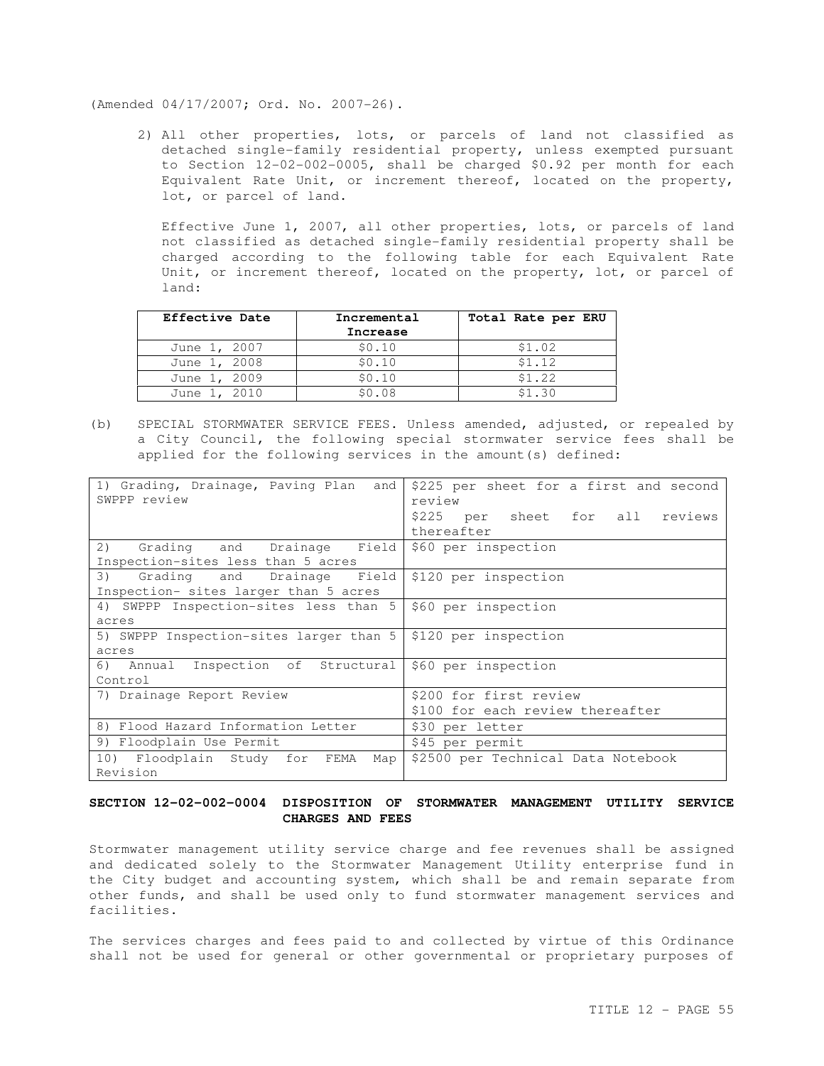(Amended 04/17/2007; Ord. No. 2007-26).

2) All other properties, lots, or parcels of land not classified as detached single-family residential property, unless exempted pursuant to Section 12-02-002-0005, shall be charged $0.92 per month for each Equivalent Rate Unit, or increment thereof, located on the property, lot, or parcel of land.

   Effective June 1, 2007, all other properties, lots, or parcels of land not classified as detached single-family residential property shall be charged according to the following table for each Equivalent Rate Unit, or increment thereof, located on the property, lot, or parcel of land:

| Effective Date | Incremental Increase | Total Rate per ERU |
|---|---|---|
| June 1, 2007 | $0.10 | $1.02 |
| June 1, 2008 | $0.10 | $1.12 |
| June 1, 2009 | $0.10 | $1.22 |
| June 1, 2010 | $0.08 | $1.30 |

(b) SPECIAL STORMWATER SERVICE FEES. Unless amended, adjusted, or repealed by a City Council, the following special stormwater service fees shall be applied for the following services in the amount(s) defined:

| | |
|---|---|
| 1) Grading, Drainage, Paving Plan and SWPPP review | $225 per sheet for a first and second review<br>$225 per sheet for all reviews thereafter |
| 2) Grading and Drainage Field Inspection-sites less than 5 acres | $60 per inspection |
| 3) Grading and Drainage Field Inspection- sites larger than 5 acres | $120 per inspection |
| 4) SWPPP Inspection-sites less than 5 acres | $60 per inspection |
| 5) SWPPP Inspection-sites larger than 5 acres | $120 per inspection |
| 6) Annual Inspection of Structural Control | $60 per inspection |
| 7) Drainage Report Review | $200 for first review<br>$100 for each review thereafter |
| 8) Flood Hazard Information Letter | $30 per letter |
| 9) Floodplain Use Permit | $45 per permit |
| 10) Floodplain Study for FEMA Map Revision | $2500 per Technical Data Notebook |

### SECTION 12-02-002-0004 DISPOSITION OF STORMWATER MANAGEMENT UTILITY SERVICE CHARGES AND FEES

Stormwater management utility service charge and fee revenues shall be assigned and dedicated solely to the Stormwater Management Utility enterprise fund in the City budget and accounting system, which shall be and remain separate from other funds, and shall be used only to fund stormwater management services and facilities.

The services charges and fees paid to and collected by virtue of this Ordinance shall not be used for general or other governmental or proprietary purposes of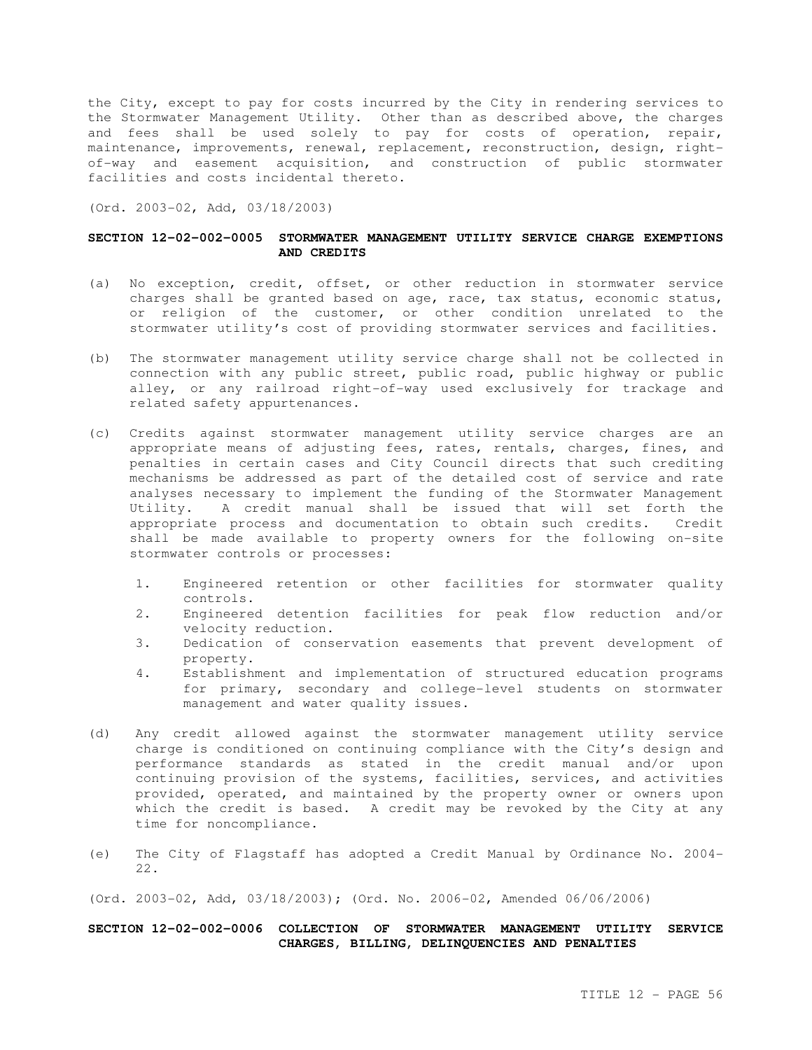the City, except to pay for costs incurred by the City in rendering services to the Stormwater Management Utility. Other than as described above, the charges and fees shall be used solely to pay for costs of operation, repair, maintenance, improvements, renewal, replacement, reconstruction, design, right-of-way and easement acquisition, and construction of public stormwater facilities and costs incidental thereto.

(Ord. 2003-02, Add, 03/18/2003)

### SECTION 12-02-002-0005 STORMWATER MANAGEMENT UTILITY SERVICE CHARGE EXEMPTIONS AND CREDITS

(a) No exception, credit, offset, or other reduction in stormwater service charges shall be granted based on age, race, tax status, economic status, or religion of the customer, or other condition unrelated to the stormwater utility's cost of providing stormwater services and facilities.

(b) The stormwater management utility service charge shall not be collected in connection with any public street, public road, public highway or public alley, or any railroad right-of-way used exclusively for trackage and related safety appurtenances.

(c) Credits against stormwater management utility service charges are an appropriate means of adjusting fees, rates, rentals, charges, fines, and penalties in certain cases and City Council directs that such crediting mechanisms be addressed as part of the detailed cost of service and rate analyses necessary to implement the funding of the Stormwater Management Utility. A credit manual shall be issued that will set forth the appropriate process and documentation to obtain such credits. Credit shall be made available to property owners for the following on-site stormwater controls or processes:

1. Engineered retention or other facilities for stormwater quality controls.
2. Engineered detention facilities for peak flow reduction and/or velocity reduction.
3. Dedication of conservation easements that prevent development of property.
4. Establishment and implementation of structured education programs for primary, secondary and college-level students on stormwater management and water quality issues.

(d) Any credit allowed against the stormwater management utility service charge is conditioned on continuing compliance with the City's design and performance standards as stated in the credit manual and/or upon continuing provision of the systems, facilities, services, and activities provided, operated, and maintained by the property owner or owners upon which the credit is based. A credit may be revoked by the City at any time for noncompliance.

(e) The City of Flagstaff has adopted a Credit Manual by Ordinance No. 2004-22.

(Ord. 2003-02, Add, 03/18/2003); (Ord. No. 2006-02, Amended 06/06/2006)

### SECTION 12-02-002-0006 COLLECTION OF STORMWATER MANAGEMENT UTILITY SERVICE CHARGES, BILLING, DELINQUENCIES AND PENALTIES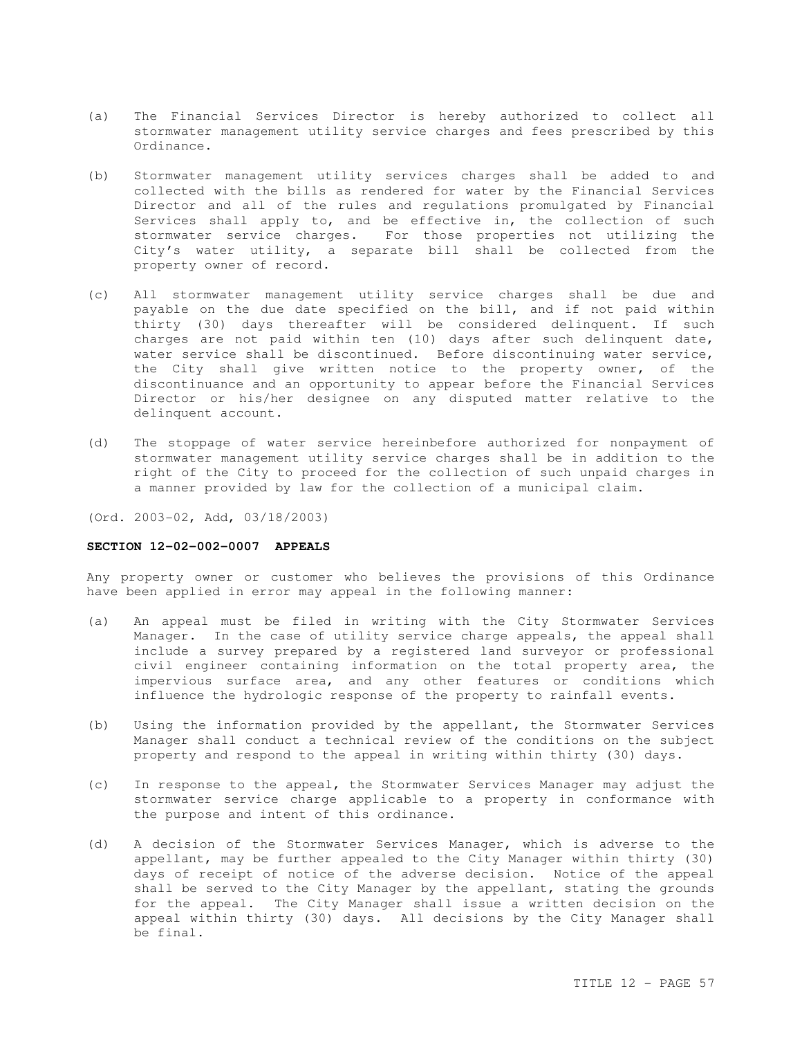(a) The Financial Services Director is hereby authorized to collect all stormwater management utility service charges and fees prescribed by this Ordinance.

(b) Stormwater management utility services charges shall be added to and collected with the bills as rendered for water by the Financial Services Director and all of the rules and regulations promulgated by Financial Services shall apply to, and be effective in, the collection of such stormwater service charges. For those properties not utilizing the City's water utility, a separate bill shall be collected from the property owner of record.

(c) All stormwater management utility service charges shall be due and payable on the due date specified on the bill, and if not paid within thirty (30) days thereafter will be considered delinquent. If such charges are not paid within ten (10) days after such delinquent date, water service shall be discontinued. Before discontinuing water service, the City shall give written notice to the property owner, of the discontinuance and an opportunity to appear before the Financial Services Director or his/her designee on any disputed matter relative to the delinquent account.

(d) The stoppage of water service hereinbefore authorized for nonpayment of stormwater management utility service charges shall be in addition to the right of the City to proceed for the collection of such unpaid charges in a manner provided by law for the collection of a municipal claim.

(Ord. 2003-02, Add, 03/18/2003)

**SECTION 12-02-002-0007 APPEALS**

Any property owner or customer who believes the provisions of this Ordinance have been applied in error may appeal in the following manner:

(a) An appeal must be filed in writing with the City Stormwater Services Manager. In the case of utility service charge appeals, the appeal shall include a survey prepared by a registered land surveyor or professional civil engineer containing information on the total property area, the impervious surface area, and any other features or conditions which influence the hydrologic response of the property to rainfall events.

(b) Using the information provided by the appellant, the Stormwater Services Manager shall conduct a technical review of the conditions on the subject property and respond to the appeal in writing within thirty (30) days.

(c) In response to the appeal, the Stormwater Services Manager may adjust the stormwater service charge applicable to a property in conformance with the purpose and intent of this ordinance.

(d) A decision of the Stormwater Services Manager, which is adverse to the appellant, may be further appealed to the City Manager within thirty (30) days of receipt of notice of the adverse decision. Notice of the appeal shall be served to the City Manager by the appellant, stating the grounds for the appeal. The City Manager shall issue a written decision on the appeal within thirty (30) days. All decisions by the City Manager shall be final.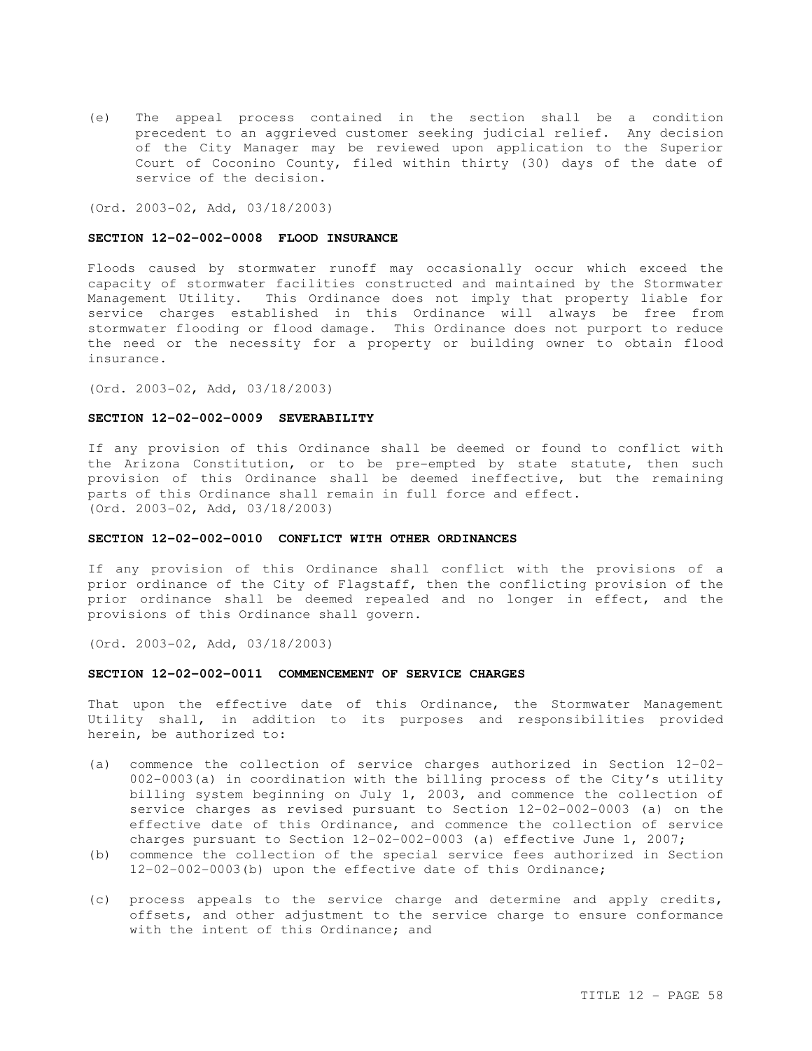(e) The appeal process contained in the section shall be a condition precedent to an aggrieved customer seeking judicial relief. Any decision of the City Manager may be reviewed upon application to the Superior Court of Coconino County, filed within thirty (30) days of the date of service of the decision.

(Ord. 2003-02, Add, 03/18/2003)

**SECTION 12-02-002-0008 FLOOD INSURANCE**

Floods caused by stormwater runoff may occasionally occur which exceed the capacity of stormwater facilities constructed and maintained by the Stormwater Management Utility. This Ordinance does not imply that property liable for service charges established in this Ordinance will always be free from stormwater flooding or flood damage. This Ordinance does not purport to reduce the need or the necessity for a property or building owner to obtain flood insurance.

(Ord. 2003-02, Add, 03/18/2003)

**SECTION 12-02-002-0009 SEVERABILITY**

If any provision of this Ordinance shall be deemed or found to conflict with the Arizona Constitution, or to be pre-empted by state statute, then such provision of this Ordinance shall be deemed ineffective, but the remaining parts of this Ordinance shall remain in full force and effect.
(Ord. 2003-02, Add, 03/18/2003)

**SECTION 12-02-002-0010 CONFLICT WITH OTHER ORDINANCES**

If any provision of this Ordinance shall conflict with the provisions of a prior ordinance of the City of Flagstaff, then the conflicting provision of the prior ordinance shall be deemed repealed and no longer in effect, and the provisions of this Ordinance shall govern.

(Ord. 2003-02, Add, 03/18/2003)

**SECTION 12-02-002-0011 COMMENCEMENT OF SERVICE CHARGES**

That upon the effective date of this Ordinance, the Stormwater Management Utility shall, in addition to its purposes and responsibilities provided herein, be authorized to:

(a) commence the collection of service charges authorized in Section 12-02-002-0003(a) in coordination with the billing process of the City's utility billing system beginning on July 1, 2003, and commence the collection of service charges as revised pursuant to Section 12-02-002-0003 (a) on the effective date of this Ordinance, and commence the collection of service charges pursuant to Section 12-02-002-0003 (a) effective June 1, 2007;

(b) commence the collection of the special service fees authorized in Section 12-02-002-0003(b) upon the effective date of this Ordinance;

(c) process appeals to the service charge and determine and apply credits, offsets, and other adjustment to the service charge to ensure conformance with the intent of this Ordinance; and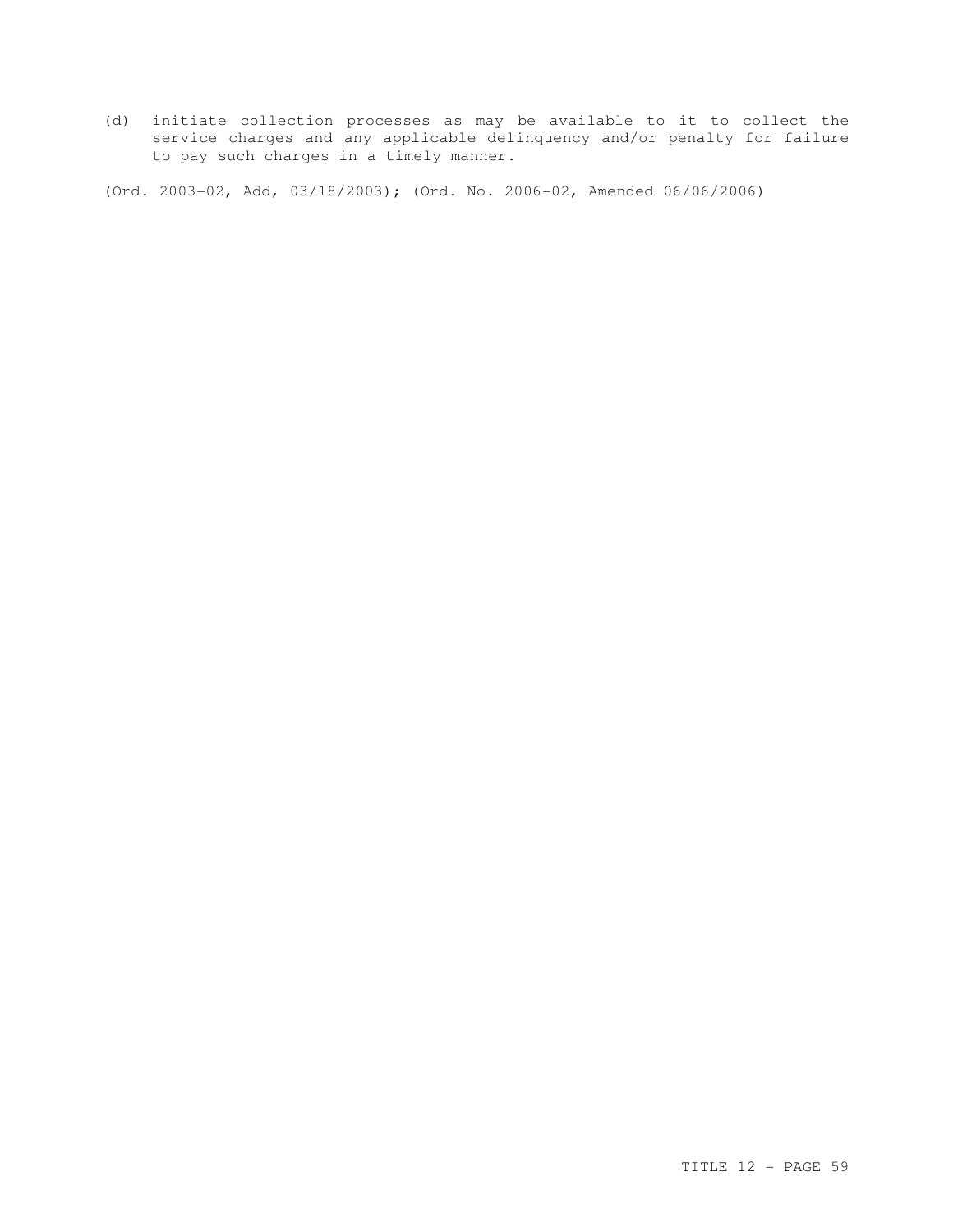(d) initiate collection processes as may be available to it to collect the service charges and any applicable delinquency and/or penalty for failure to pay such charges in a timely manner.

(Ord. 2003-02, Add, 03/18/2003); (Ord. No. 2006-02, Amended 06/06/2006)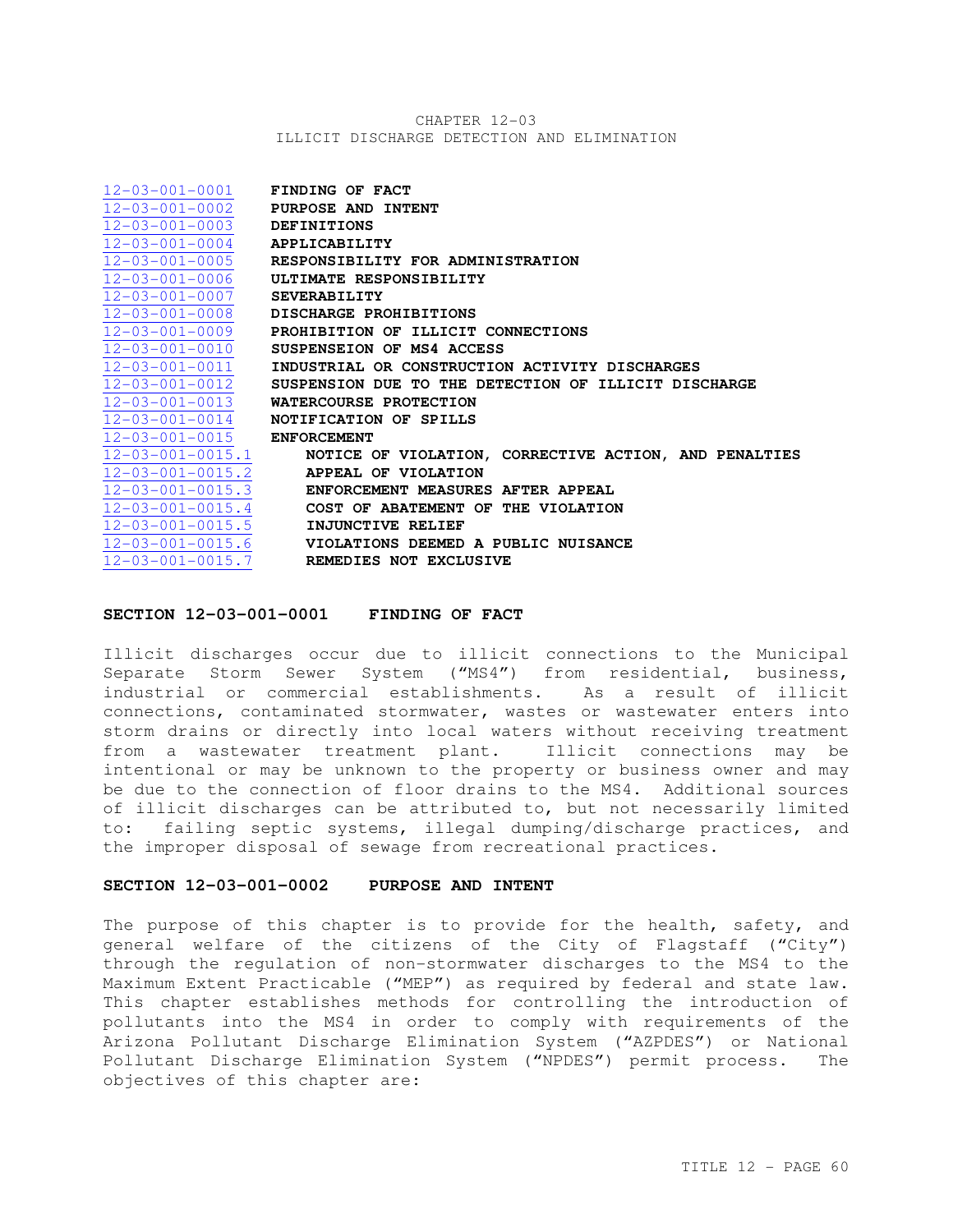CHAPTER 12-03
ILLICIT DISCHARGE DETECTION AND ELIMINATION

| | |
|---|---|
| 12-03-001-0001 | **FINDING OF FACT** |
| 12-03-001-0002 | **PURPOSE AND INTENT** |
| 12-03-001-0003 | **DEFINITIONS** |
| 12-03-001-0004 | **APPLICABILITY** |
| 12-03-001-0005 | **RESPONSIBILITY FOR ADMINISTRATION** |
| 12-03-001-0006 | **ULTIMATE RESPONSIBILITY** |
| 12-03-001-0007 | **SEVERABILITY** |
| 12-03-001-0008 | **DISCHARGE PROHIBITIONS** |
| 12-03-001-0009 | **PROHIBITION OF ILLICIT CONNECTIONS** |
| 12-03-001-0010 | **SUSPENSEION OF MS4 ACCESS** |
| 12-03-001-0011 | **INDUSTRIAL OR CONSTRUCTION ACTIVITY DISCHARGES** |
| 12-03-001-0012 | **SUSPENSION DUE TO THE DETECTION OF ILLICIT DISCHARGE** |
| 12-03-001-0013 | **WATERCOURSE PROTECTION** |
| 12-03-001-0014 | **NOTIFICATION OF SPILLS** |
| 12-03-001-0015 | **ENFORCEMENT** |
| 12-03-001-0015.1 | **NOTICE OF VIOLATION, CORRECTIVE ACTION, AND PENALTIES** |
| 12-03-001-0015.2 | **APPEAL OF VIOLATION** |
| 12-03-001-0015.3 | **ENFORCEMENT MEASURES AFTER APPEAL** |
| 12-03-001-0015.4 | **COST OF ABATEMENT OF THE VIOLATION** |
| 12-03-001-0015.5 | **INJUNCTIVE RELIEF** |
| 12-03-001-0015.6 | **VIOLATIONS DEEMED A PUBLIC NUISANCE** |
| 12-03-001-0015.7 | **REMEDIES NOT EXCLUSIVE** |

## SECTION 12-03-001-0001 FINDING OF FACT

Illicit discharges occur due to illicit connections to the Municipal Separate Storm Sewer System ("MS4") from residential, business, industrial or commercial establishments. As a result of illicit connections, contaminated stormwater, wastes or wastewater enters into storm drains or directly into local waters without receiving treatment from a wastewater treatment plant. Illicit connections may be intentional or may be unknown to the property or business owner and may be due to the connection of floor drains to the MS4. Additional sources of illicit discharges can be attributed to, but not necessarily limited to: failing septic systems, illegal dumping/discharge practices, and the improper disposal of sewage from recreational practices.

## SECTION 12-03-001-0002 PURPOSE AND INTENT

The purpose of this chapter is to provide for the health, safety, and general welfare of the citizens of the City of Flagstaff ("City") through the regulation of non-stormwater discharges to the MS4 to the Maximum Extent Practicable ("MEP") as required by federal and state law. This chapter establishes methods for controlling the introduction of pollutants into the MS4 in order to comply with requirements of the Arizona Pollutant Discharge Elimination System ("AZPDES") or National Pollutant Discharge Elimination System ("NPDES") permit process. The objectives of this chapter are: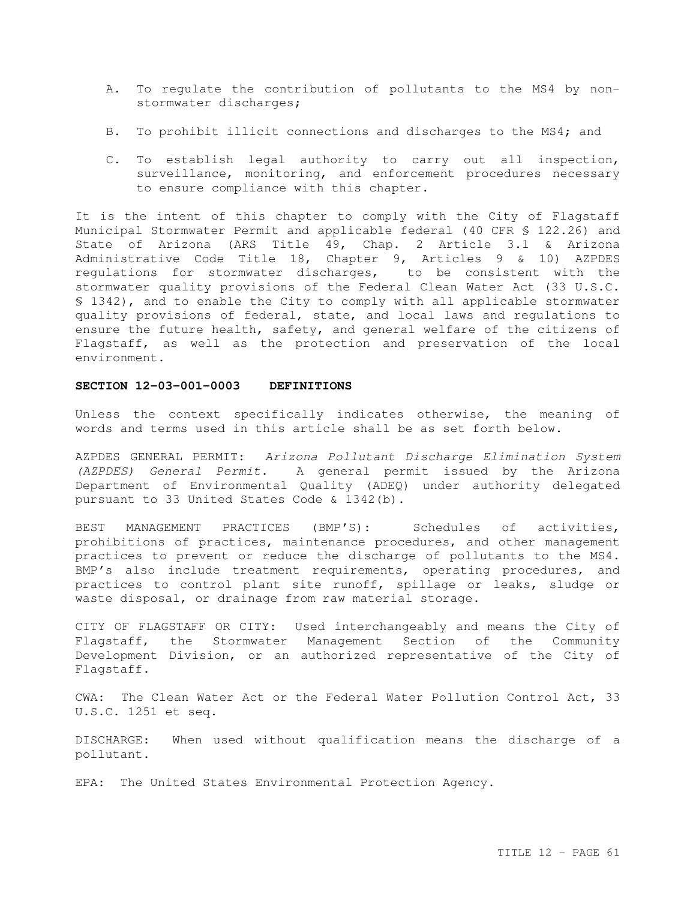A. To regulate the contribution of pollutants to the MS4 by non-stormwater discharges;

B. To prohibit illicit connections and discharges to the MS4; and

C. To establish legal authority to carry out all inspection, surveillance, monitoring, and enforcement procedures necessary to ensure compliance with this chapter.

It is the intent of this chapter to comply with the City of Flagstaff Municipal Stormwater Permit and applicable federal (40 CFR § 122.26) and State of Arizona (ARS Title 49, Chap. 2 Article 3.1 & Arizona Administrative Code Title 18, Chapter 9, Articles 9 & 10) AZPDES regulations for stormwater discharges, to be consistent with the stormwater quality provisions of the Federal Clean Water Act (33 U.S.C. § 1342), and to enable the City to comply with all applicable stormwater quality provisions of federal, state, and local laws and regulations to ensure the future health, safety, and general welfare of the citizens of Flagstaff, as well as the protection and preservation of the local environment.

**SECTION 12-03-001-0003 DEFINITIONS**

Unless the context specifically indicates otherwise, the meaning of words and terms used in this article shall be as set forth below.

AZPDES GENERAL PERMIT: *Arizona Pollutant Discharge Elimination System (AZPDES) General Permit*. A general permit issued by the Arizona Department of Environmental Quality (ADEQ) under authority delegated pursuant to 33 United States Code & 1342(b).

BEST MANAGEMENT PRACTICES (BMP'S): Schedules of activities, prohibitions of practices, maintenance procedures, and other management practices to prevent or reduce the discharge of pollutants to the MS4. BMP's also include treatment requirements, operating procedures, and practices to control plant site runoff, spillage or leaks, sludge or waste disposal, or drainage from raw material storage.

CITY OF FLAGSTAFF OR CITY: Used interchangeably and means the City of Flagstaff, the Stormwater Management Section of the Community Development Division, or an authorized representative of the City of Flagstaff.

CWA: The Clean Water Act or the Federal Water Pollution Control Act, 33 U.S.C. 1251 et seq.

DISCHARGE: When used without qualification means the discharge of a pollutant.

EPA: The United States Environmental Protection Agency.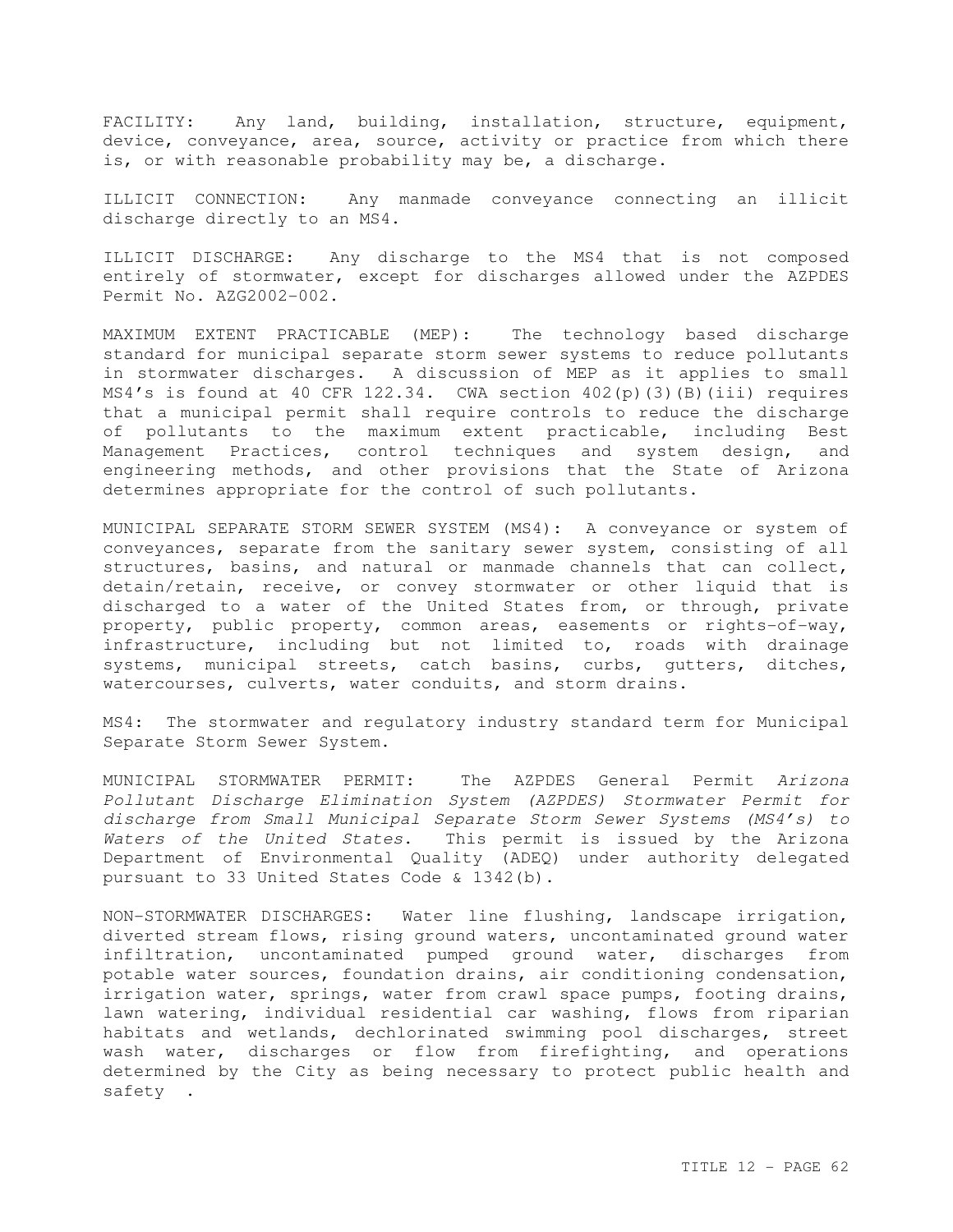FACILITY: Any land, building, installation, structure, equipment, device, conveyance, area, source, activity or practice from which there is, or with reasonable probability may be, a discharge.

ILLICIT CONNECTION: Any manmade conveyance connecting an illicit discharge directly to an MS4.

ILLICIT DISCHARGE: Any discharge to the MS4 that is not composed entirely of stormwater, except for discharges allowed under the AZPDES Permit No. AZG2002-002.

MAXIMUM EXTENT PRACTICABLE (MEP): The technology based discharge standard for municipal separate storm sewer systems to reduce pollutants in stormwater discharges. A discussion of MEP as it applies to small MS4's is found at 40 CFR 122.34. CWA section 402(p)(3)(B)(iii) requires that a municipal permit shall require controls to reduce the discharge of pollutants to the maximum extent practicable, including Best Management Practices, control techniques and system design, and engineering methods, and other provisions that the State of Arizona determines appropriate for the control of such pollutants.

MUNICIPAL SEPARATE STORM SEWER SYSTEM (MS4): A conveyance or system of conveyances, separate from the sanitary sewer system, consisting of all structures, basins, and natural or manmade channels that can collect, detain/retain, receive, or convey stormwater or other liquid that is discharged to a water of the United States from, or through, private property, public property, common areas, easements or rights-of-way, infrastructure, including but not limited to, roads with drainage systems, municipal streets, catch basins, curbs, gutters, ditches, watercourses, culverts, water conduits, and storm drains.

MS4: The stormwater and regulatory industry standard term for Municipal Separate Storm Sewer System.

MUNICIPAL STORMWATER PERMIT: The AZPDES General Permit *Arizona Pollutant Discharge Elimination System (AZPDES) Stormwater Permit for discharge from Small Municipal Separate Storm Sewer Systems (MS4's) to Waters of the United States*. This permit is issued by the Arizona Department of Environmental Quality (ADEQ) under authority delegated pursuant to 33 United States Code & 1342(b).

NON-STORMWATER DISCHARGES: Water line flushing, landscape irrigation, diverted stream flows, rising ground waters, uncontaminated ground water infiltration, uncontaminated pumped ground water, discharges from potable water sources, foundation drains, air conditioning condensation, irrigation water, springs, water from crawl space pumps, footing drains, lawn watering, individual residential car washing, flows from riparian habitats and wetlands, dechlorinated swimming pool discharges, street wash water, discharges or flow from firefighting, and operations determined by the City as being necessary to protect public health and safety .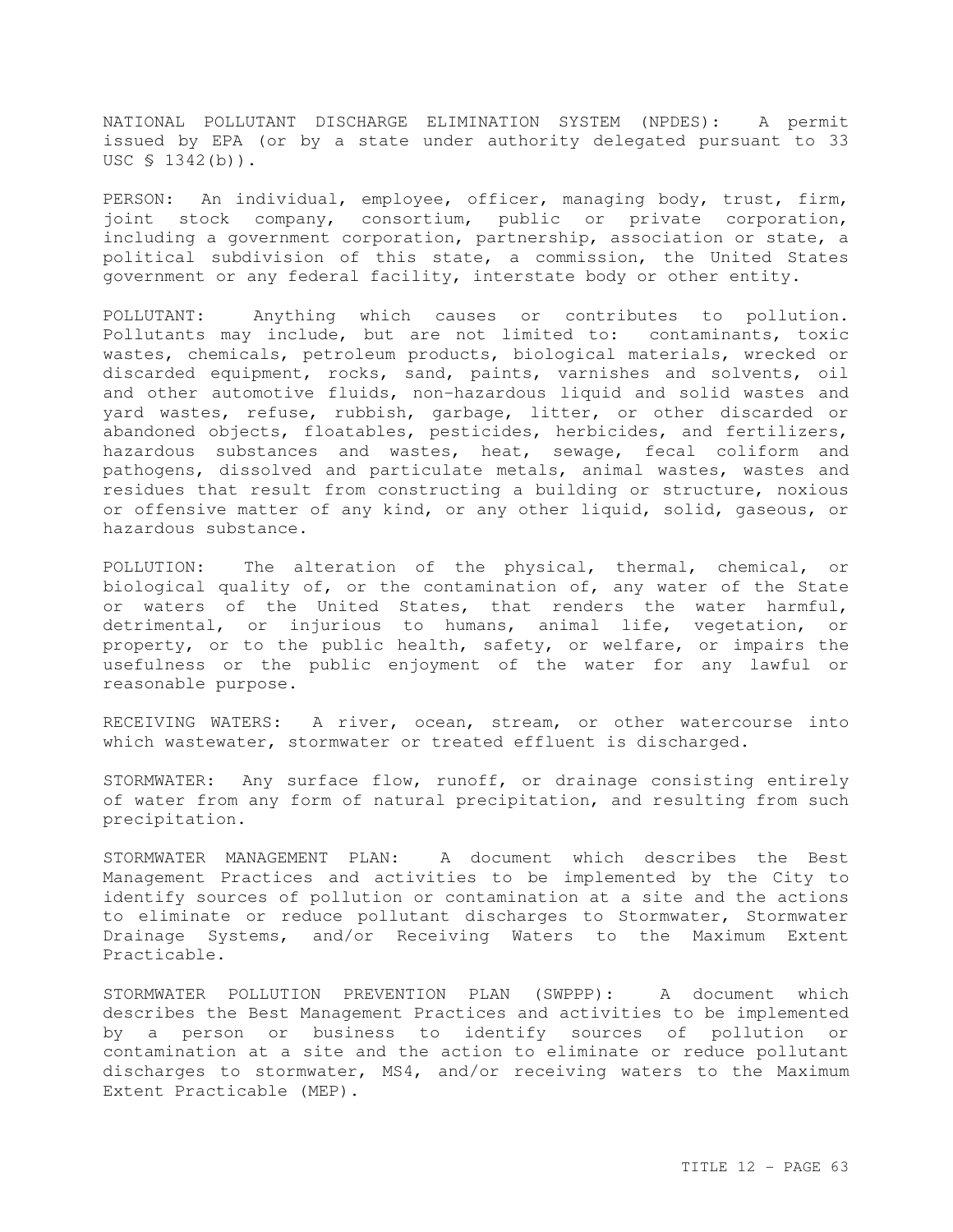NATIONAL POLLUTANT DISCHARGE ELIMINATION SYSTEM (NPDES): A permit issued by EPA (or by a state under authority delegated pursuant to 33 USC § 1342(b)).

PERSON: An individual, employee, officer, managing body, trust, firm, joint stock company, consortium, public or private corporation, including a government corporation, partnership, association or state, a political subdivision of this state, a commission, the United States government or any federal facility, interstate body or other entity.

POLLUTANT: Anything which causes or contributes to pollution. Pollutants may include, but are not limited to: contaminants, toxic wastes, chemicals, petroleum products, biological materials, wrecked or discarded equipment, rocks, sand, paints, varnishes and solvents, oil and other automotive fluids, non-hazardous liquid and solid wastes and yard wastes, refuse, rubbish, garbage, litter, or other discarded or abandoned objects, floatables, pesticides, herbicides, and fertilizers, hazardous substances and wastes, heat, sewage, fecal coliform and pathogens, dissolved and particulate metals, animal wastes, wastes and residues that result from constructing a building or structure, noxious or offensive matter of any kind, or any other liquid, solid, gaseous, or hazardous substance.

POLLUTION: The alteration of the physical, thermal, chemical, or biological quality of, or the contamination of, any water of the State or waters of the United States, that renders the water harmful, detrimental, or injurious to humans, animal life, vegetation, or property, or to the public health, safety, or welfare, or impairs the usefulness or the public enjoyment of the water for any lawful or reasonable purpose.

RECEIVING WATERS: A river, ocean, stream, or other watercourse into which wastewater, stormwater or treated effluent is discharged.

STORMWATER: Any surface flow, runoff, or drainage consisting entirely of water from any form of natural precipitation, and resulting from such precipitation.

STORMWATER MANAGEMENT PLAN: A document which describes the Best Management Practices and activities to be implemented by the City to identify sources of pollution or contamination at a site and the actions to eliminate or reduce pollutant discharges to Stormwater, Stormwater Drainage Systems, and/or Receiving Waters to the Maximum Extent Practicable.

STORMWATER POLLUTION PREVENTION PLAN (SWPPP): A document which describes the Best Management Practices and activities to be implemented by a person or business to identify sources of pollution or contamination at a site and the action to eliminate or reduce pollutant discharges to stormwater, MS4, and/or receiving waters to the Maximum Extent Practicable (MEP).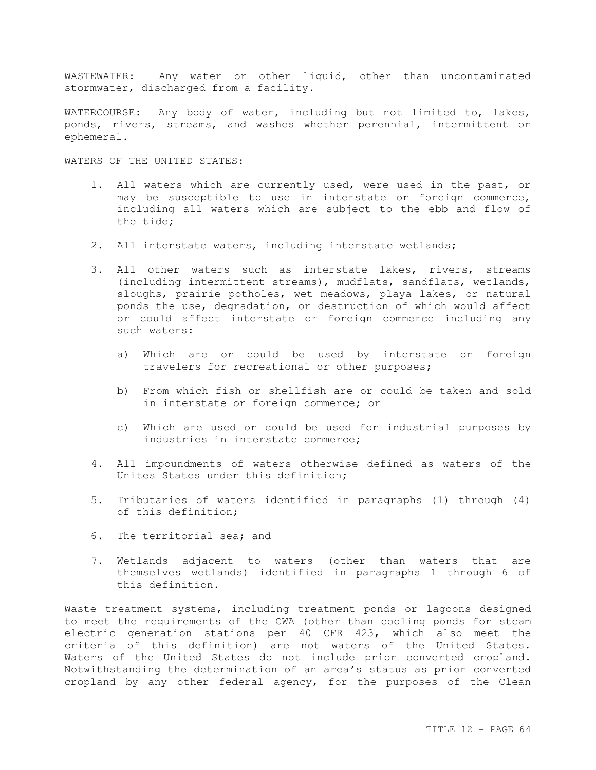WASTEWATER: Any water or other liquid, other than uncontaminated stormwater, discharged from a facility.

WATERCOURSE: Any body of water, including but not limited to, lakes, ponds, rivers, streams, and washes whether perennial, intermittent or ephemeral.

WATERS OF THE UNITED STATES:

1. All waters which are currently used, were used in the past, or may be susceptible to use in interstate or foreign commerce, including all waters which are subject to the ebb and flow of the tide;

2. All interstate waters, including interstate wetlands;

3. All other waters such as interstate lakes, rivers, streams (including intermittent streams), mudflats, sandflats, wetlands, sloughs, prairie potholes, wet meadows, playa lakes, or natural ponds the use, degradation, or destruction of which would affect or could affect interstate or foreign commerce including any such waters:

   a) Which are or could be used by interstate or foreign travelers for recreational or other purposes;

   b) From which fish or shellfish are or could be taken and sold in interstate or foreign commerce; or

   c) Which are used or could be used for industrial purposes by industries in interstate commerce;

4. All impoundments of waters otherwise defined as waters of the Unites States under this definition;

5. Tributaries of waters identified in paragraphs (1) through (4) of this definition;

6. The territorial sea; and

7. Wetlands adjacent to waters (other than waters that are themselves wetlands) identified in paragraphs 1 through 6 of this definition.

Waste treatment systems, including treatment ponds or lagoons designed to meet the requirements of the CWA (other than cooling ponds for steam electric generation stations per 40 CFR 423, which also meet the criteria of this definition) are not waters of the United States. Waters of the United States do not include prior converted cropland. Notwithstanding the determination of an area's status as prior converted cropland by any other federal agency, for the purposes of the Clean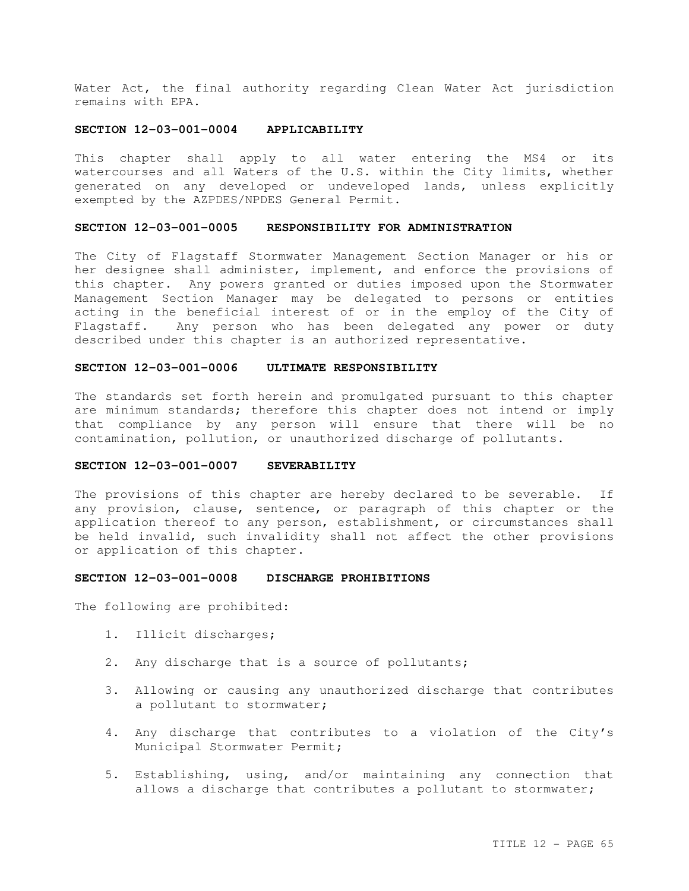Water Act, the final authority regarding Clean Water Act jurisdiction remains with EPA.

**SECTION 12-03-001-0004 APPLICABILITY**

This chapter shall apply to all water entering the MS4 or its watercourses and all Waters of the U.S. within the City limits, whether generated on any developed or undeveloped lands, unless explicitly exempted by the AZPDES/NPDES General Permit.

**SECTION 12-03-001-0005 RESPONSIBILITY FOR ADMINISTRATION**

The City of Flagstaff Stormwater Management Section Manager or his or her designee shall administer, implement, and enforce the provisions of this chapter. Any powers granted or duties imposed upon the Stormwater Management Section Manager may be delegated to persons or entities acting in the beneficial interest of or in the employ of the City of Flagstaff. Any person who has been delegated any power or duty described under this chapter is an authorized representative.

**SECTION 12-03-001-0006 ULTIMATE RESPONSIBILITY**

The standards set forth herein and promulgated pursuant to this chapter are minimum standards; therefore this chapter does not intend or imply that compliance by any person will ensure that there will be no contamination, pollution, or unauthorized discharge of pollutants.

**SECTION 12-03-001-0007 SEVERABILITY**

The provisions of this chapter are hereby declared to be severable. If any provision, clause, sentence, or paragraph of this chapter or the application thereof to any person, establishment, or circumstances shall be held invalid, such invalidity shall not affect the other provisions or application of this chapter.

**SECTION 12-03-001-0008 DISCHARGE PROHIBITIONS**

The following are prohibited:

1. Illicit discharges;

2. Any discharge that is a source of pollutants;

3. Allowing or causing any unauthorized discharge that contributes a pollutant to stormwater;

4. Any discharge that contributes to a violation of the City's Municipal Stormwater Permit;

5. Establishing, using, and/or maintaining any connection that allows a discharge that contributes a pollutant to stormwater;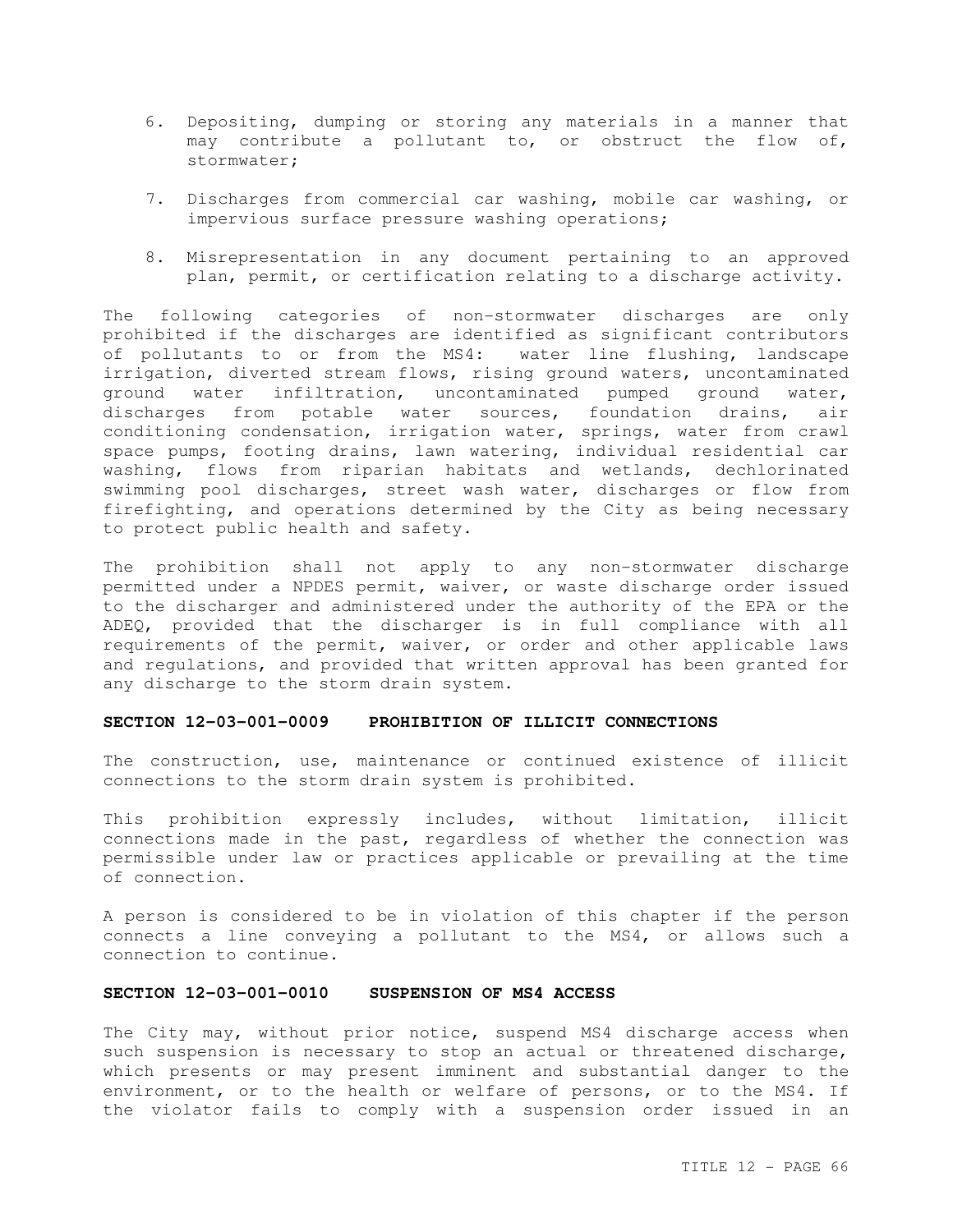6. Depositing, dumping or storing any materials in a manner that may contribute a pollutant to, or obstruct the flow of, stormwater;

7. Discharges from commercial car washing, mobile car washing, or impervious surface pressure washing operations;

8. Misrepresentation in any document pertaining to an approved plan, permit, or certification relating to a discharge activity.

The following categories of non-stormwater discharges are only prohibited if the discharges are identified as significant contributors of pollutants to or from the MS4: water line flushing, landscape irrigation, diverted stream flows, rising ground waters, uncontaminated ground water infiltration, uncontaminated pumped ground water, discharges from potable water sources, foundation drains, air conditioning condensation, irrigation water, springs, water from crawl space pumps, footing drains, lawn watering, individual residential car washing, flows from riparian habitats and wetlands, dechlorinated swimming pool discharges, street wash water, discharges or flow from firefighting, and operations determined by the City as being necessary to protect public health and safety.

The prohibition shall not apply to any non-stormwater discharge permitted under a NPDES permit, waiver, or waste discharge order issued to the discharger and administered under the authority of the EPA or the ADEQ, provided that the discharger is in full compliance with all requirements of the permit, waiver, or order and other applicable laws and regulations, and provided that written approval has been granted for any discharge to the storm drain system.

**SECTION 12-03-001-0009 PROHIBITION OF ILLICIT CONNECTIONS**

The construction, use, maintenance or continued existence of illicit connections to the storm drain system is prohibited.

This prohibition expressly includes, without limitation, illicit connections made in the past, regardless of whether the connection was permissible under law or practices applicable or prevailing at the time of connection.

A person is considered to be in violation of this chapter if the person connects a line conveying a pollutant to the MS4, or allows such a connection to continue.

**SECTION 12-03-001-0010 SUSPENSION OF MS4 ACCESS**

The City may, without prior notice, suspend MS4 discharge access when such suspension is necessary to stop an actual or threatened discharge, which presents or may present imminent and substantial danger to the environment, or to the health or welfare of persons, or to the MS4. If the violator fails to comply with a suspension order issued in an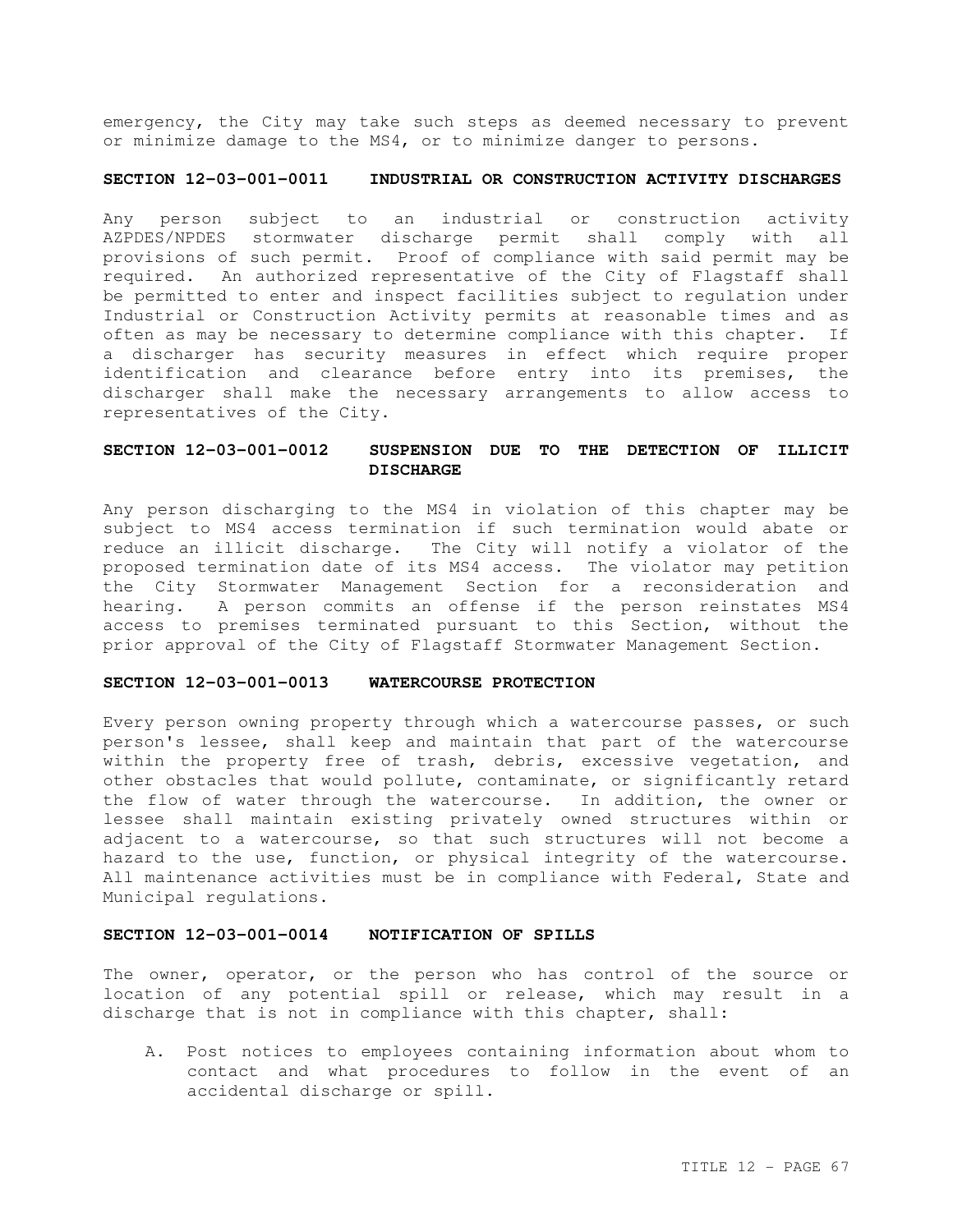emergency, the City may take such steps as deemed necessary to prevent or minimize damage to the MS4, or to minimize danger to persons.

### SECTION 12-03-001-0011 INDUSTRIAL OR CONSTRUCTION ACTIVITY DISCHARGES

Any person subject to an industrial or construction activity AZPDES/NPDES stormwater discharge permit shall comply with all provisions of such permit. Proof of compliance with said permit may be required. An authorized representative of the City of Flagstaff shall be permitted to enter and inspect facilities subject to regulation under Industrial or Construction Activity permits at reasonable times and as often as may be necessary to determine compliance with this chapter. If a discharger has security measures in effect which require proper identification and clearance before entry into its premises, the discharger shall make the necessary arrangements to allow access to representatives of the City.

### SECTION 12-03-001-0012 SUSPENSION DUE TO THE DETECTION OF ILLICIT DISCHARGE

Any person discharging to the MS4 in violation of this chapter may be subject to MS4 access termination if such termination would abate or reduce an illicit discharge. The City will notify a violator of the proposed termination date of its MS4 access. The violator may petition the City Stormwater Management Section for a reconsideration and hearing. A person commits an offense if the person reinstates MS4 access to premises terminated pursuant to this Section, without the prior approval of the City of Flagstaff Stormwater Management Section.

### SECTION 12-03-001-0013 WATERCOURSE PROTECTION

Every person owning property through which a watercourse passes, or such person's lessee, shall keep and maintain that part of the watercourse within the property free of trash, debris, excessive vegetation, and other obstacles that would pollute, contaminate, or significantly retard the flow of water through the watercourse. In addition, the owner or lessee shall maintain existing privately owned structures within or adjacent to a watercourse, so that such structures will not become a hazard to the use, function, or physical integrity of the watercourse. All maintenance activities must be in compliance with Federal, State and Municipal regulations.

### SECTION 12-03-001-0014 NOTIFICATION OF SPILLS

The owner, operator, or the person who has control of the source or location of any potential spill or release, which may result in a discharge that is not in compliance with this chapter, shall:

A. Post notices to employees containing information about whom to contact and what procedures to follow in the event of an accidental discharge or spill.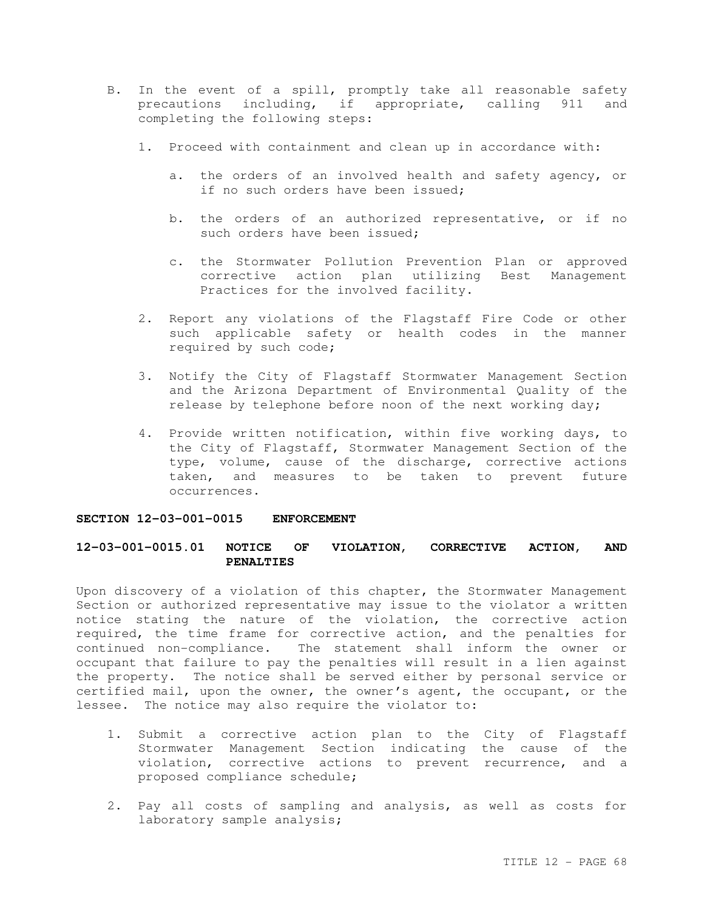B. In the event of a spill, promptly take all reasonable safety precautions including, if appropriate, calling 911 and completing the following steps:

   1. Proceed with containment and clean up in accordance with:

      a. the orders of an involved health and safety agency, or if no such orders have been issued;

      b. the orders of an authorized representative, or if no such orders have been issued;

      c. the Stormwater Pollution Prevention Plan or approved corrective action plan utilizing Best Management Practices for the involved facility.

   2. Report any violations of the Flagstaff Fire Code or other such applicable safety or health codes in the manner required by such code;

   3. Notify the City of Flagstaff Stormwater Management Section and the Arizona Department of Environmental Quality of the release by telephone before noon of the next working day;

   4. Provide written notification, within five working days, to the City of Flagstaff, Stormwater Management Section of the type, volume, cause of the discharge, corrective actions taken, and measures to be taken to prevent future occurrences.

## SECTION 12-03-001-0015 ENFORCEMENT

### 12-03-001-0015.01 NOTICE OF VIOLATION, CORRECTIVE ACTION, AND PENALTIES

Upon discovery of a violation of this chapter, the Stormwater Management Section or authorized representative may issue to the violator a written notice stating the nature of the violation, the corrective action required, the time frame for corrective action, and the penalties for continued non-compliance. The statement shall inform the owner or occupant that failure to pay the penalties will result in a lien against the property. The notice shall be served either by personal service or certified mail, upon the owner, the owner's agent, the occupant, or the lessee. The notice may also require the violator to:

1. Submit a corrective action plan to the City of Flagstaff Stormwater Management Section indicating the cause of the violation, corrective actions to prevent recurrence, and a proposed compliance schedule;

2. Pay all costs of sampling and analysis, as well as costs for laboratory sample analysis;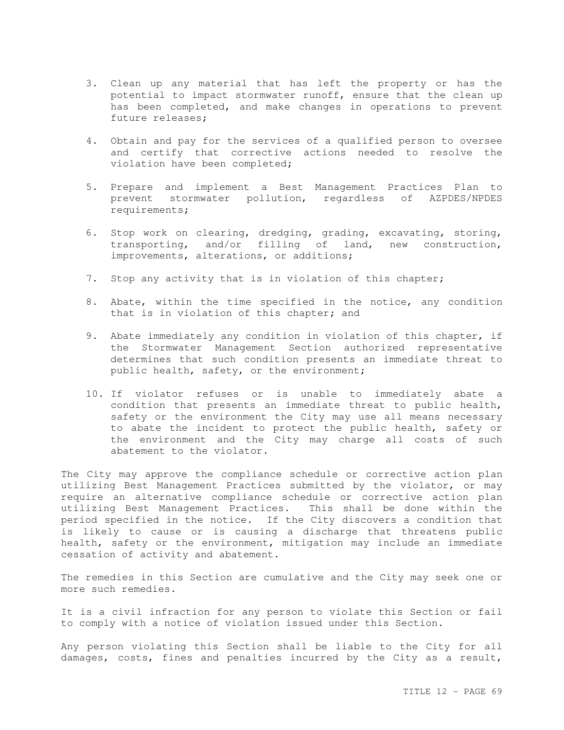3. Clean up any material that has left the property or has the potential to impact stormwater runoff, ensure that the clean up has been completed, and make changes in operations to prevent future releases;

4. Obtain and pay for the services of a qualified person to oversee and certify that corrective actions needed to resolve the violation have been completed;

5. Prepare and implement a Best Management Practices Plan to prevent stormwater pollution, regardless of AZPDES/NPDES requirements;

6. Stop work on clearing, dredging, grading, excavating, storing, transporting, and/or filling of land, new construction, improvements, alterations, or additions;

7. Stop any activity that is in violation of this chapter;

8. Abate, within the time specified in the notice, any condition that is in violation of this chapter; and

9. Abate immediately any condition in violation of this chapter, if the Stormwater Management Section authorized representative determines that such condition presents an immediate threat to public health, safety, or the environment;

10. If violator refuses or is unable to immediately abate a condition that presents an immediate threat to public health, safety or the environment the City may use all means necessary to abate the incident to protect the public health, safety or the environment and the City may charge all costs of such abatement to the violator.

The City may approve the compliance schedule or corrective action plan utilizing Best Management Practices submitted by the violator, or may require an alternative compliance schedule or corrective action plan utilizing Best Management Practices. This shall be done within the period specified in the notice. If the City discovers a condition that is likely to cause or is causing a discharge that threatens public health, safety or the environment, mitigation may include an immediate cessation of activity and abatement.

The remedies in this Section are cumulative and the City may seek one or more such remedies.

It is a civil infraction for any person to violate this Section or fail to comply with a notice of violation issued under this Section.

Any person violating this Section shall be liable to the City for all damages, costs, fines and penalties incurred by the City as a result,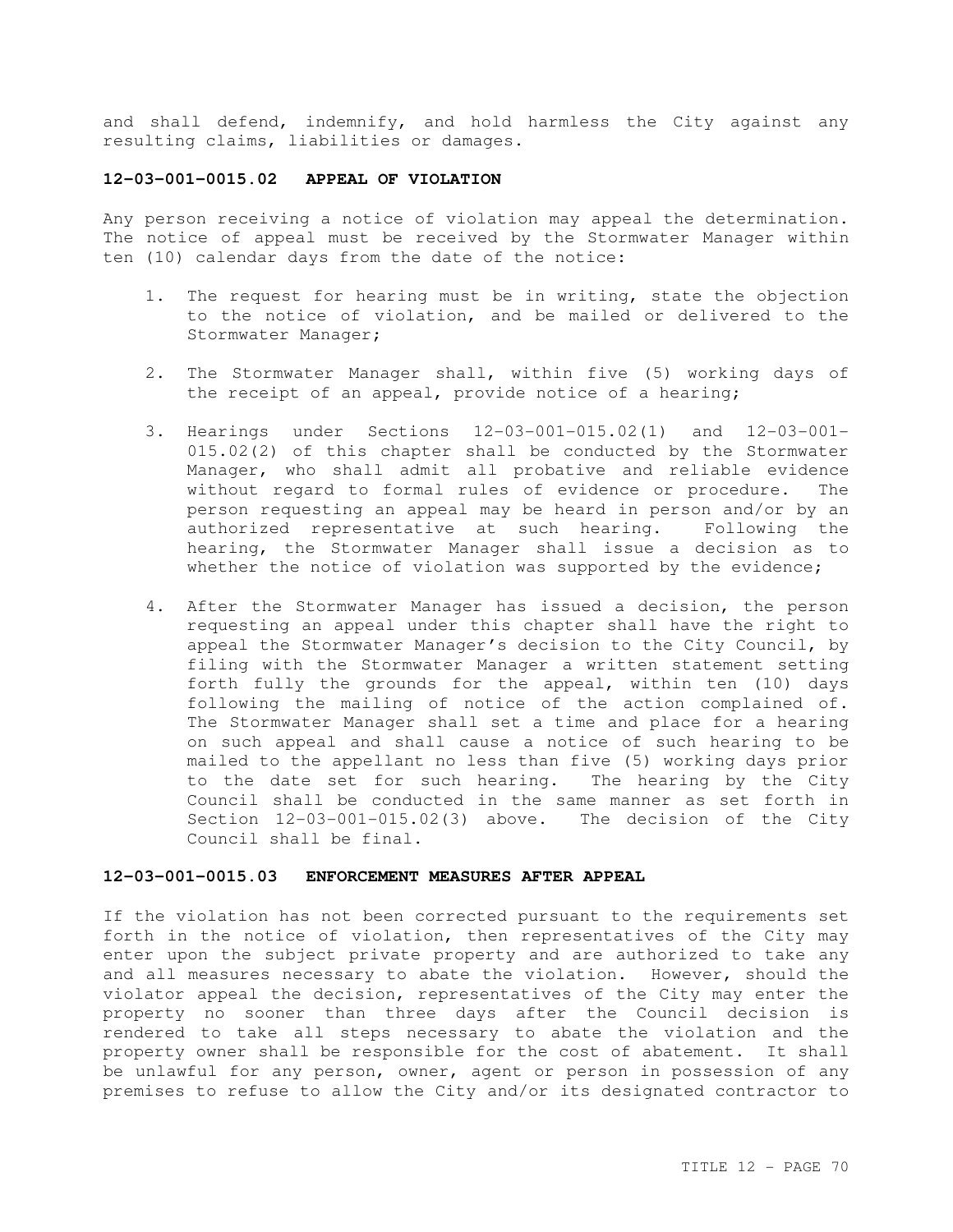and shall defend, indemnify, and hold harmless the City against any resulting claims, liabilities or damages.

### 12-03-001-0015.02 APPEAL OF VIOLATION

Any person receiving a notice of violation may appeal the determination. The notice of appeal must be received by the Stormwater Manager within ten (10) calendar days from the date of the notice:

1. The request for hearing must be in writing, state the objection to the notice of violation, and be mailed or delivered to the Stormwater Manager;

2. The Stormwater Manager shall, within five (5) working days of the receipt of an appeal, provide notice of a hearing;

3. Hearings under Sections 12-03-001-015.02(1) and 12-03-001-015.02(2) of this chapter shall be conducted by the Stormwater Manager, who shall admit all probative and reliable evidence without regard to formal rules of evidence or procedure. The person requesting an appeal may be heard in person and/or by an authorized representative at such hearing. Following the hearing, the Stormwater Manager shall issue a decision as to whether the notice of violation was supported by the evidence;

4. After the Stormwater Manager has issued a decision, the person requesting an appeal under this chapter shall have the right to appeal the Stormwater Manager's decision to the City Council, by filing with the Stormwater Manager a written statement setting forth fully the grounds for the appeal, within ten (10) days following the mailing of notice of the action complained of. The Stormwater Manager shall set a time and place for a hearing on such appeal and shall cause a notice of such hearing to be mailed to the appellant no less than five (5) working days prior to the date set for such hearing. The hearing by the City Council shall be conducted in the same manner as set forth in Section 12-03-001-015.02(3) above. The decision of the City Council shall be final.

### 12-03-001-0015.03 ENFORCEMENT MEASURES AFTER APPEAL

If the violation has not been corrected pursuant to the requirements set forth in the notice of violation, then representatives of the City may enter upon the subject private property and are authorized to take any and all measures necessary to abate the violation. However, should the violator appeal the decision, representatives of the City may enter the property no sooner than three days after the Council decision is rendered to take all steps necessary to abate the violation and the property owner shall be responsible for the cost of abatement. It shall be unlawful for any person, owner, agent or person in possession of any premises to refuse to allow the City and/or its designated contractor to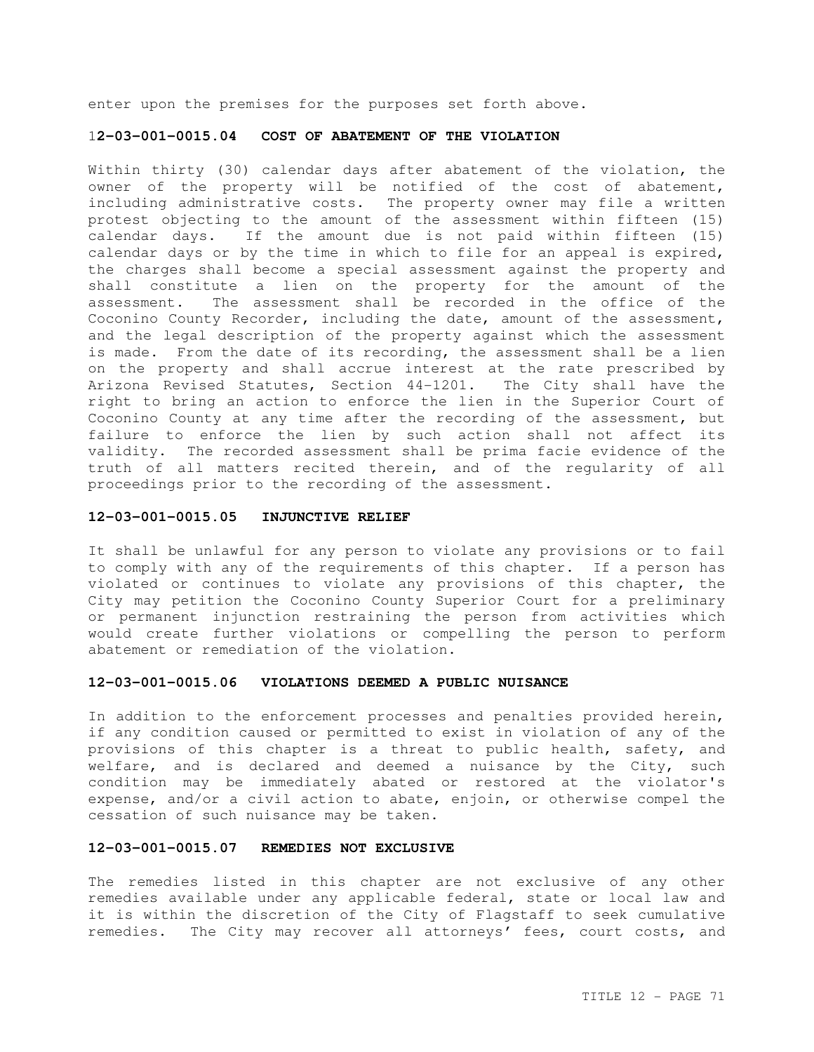enter upon the premises for the purposes set forth above.

### 12-03-001-0015.04 COST OF ABATEMENT OF THE VIOLATION

Within thirty (30) calendar days after abatement of the violation, the owner of the property will be notified of the cost of abatement, including administrative costs. The property owner may file a written protest objecting to the amount of the assessment within fifteen (15) calendar days. If the amount due is not paid within fifteen (15) calendar days or by the time in which to file for an appeal is expired, the charges shall become a special assessment against the property and shall constitute a lien on the property for the amount of the assessment. The assessment shall be recorded in the office of the Coconino County Recorder, including the date, amount of the assessment, and the legal description of the property against which the assessment is made. From the date of its recording, the assessment shall be a lien on the property and shall accrue interest at the rate prescribed by Arizona Revised Statutes, Section 44-1201. The City shall have the right to bring an action to enforce the lien in the Superior Court of Coconino County at any time after the recording of the assessment, but failure to enforce the lien by such action shall not affect its validity. The recorded assessment shall be prima facie evidence of the truth of all matters recited therein, and of the regularity of all proceedings prior to the recording of the assessment.

### 12-03-001-0015.05 INJUNCTIVE RELIEF

It shall be unlawful for any person to violate any provisions or to fail to comply with any of the requirements of this chapter. If a person has violated or continues to violate any provisions of this chapter, the City may petition the Coconino County Superior Court for a preliminary or permanent injunction restraining the person from activities which would create further violations or compelling the person to perform abatement or remediation of the violation.

### 12-03-001-0015.06 VIOLATIONS DEEMED A PUBLIC NUISANCE

In addition to the enforcement processes and penalties provided herein, if any condition caused or permitted to exist in violation of any of the provisions of this chapter is a threat to public health, safety, and welfare, and is declared and deemed a nuisance by the City, such condition may be immediately abated or restored at the violator's expense, and/or a civil action to abate, enjoin, or otherwise compel the cessation of such nuisance may be taken.

### 12-03-001-0015.07 REMEDIES NOT EXCLUSIVE

The remedies listed in this chapter are not exclusive of any other remedies available under any applicable federal, state or local law and it is within the discretion of the City of Flagstaff to seek cumulative remedies. The City may recover all attorneys' fees, court costs, and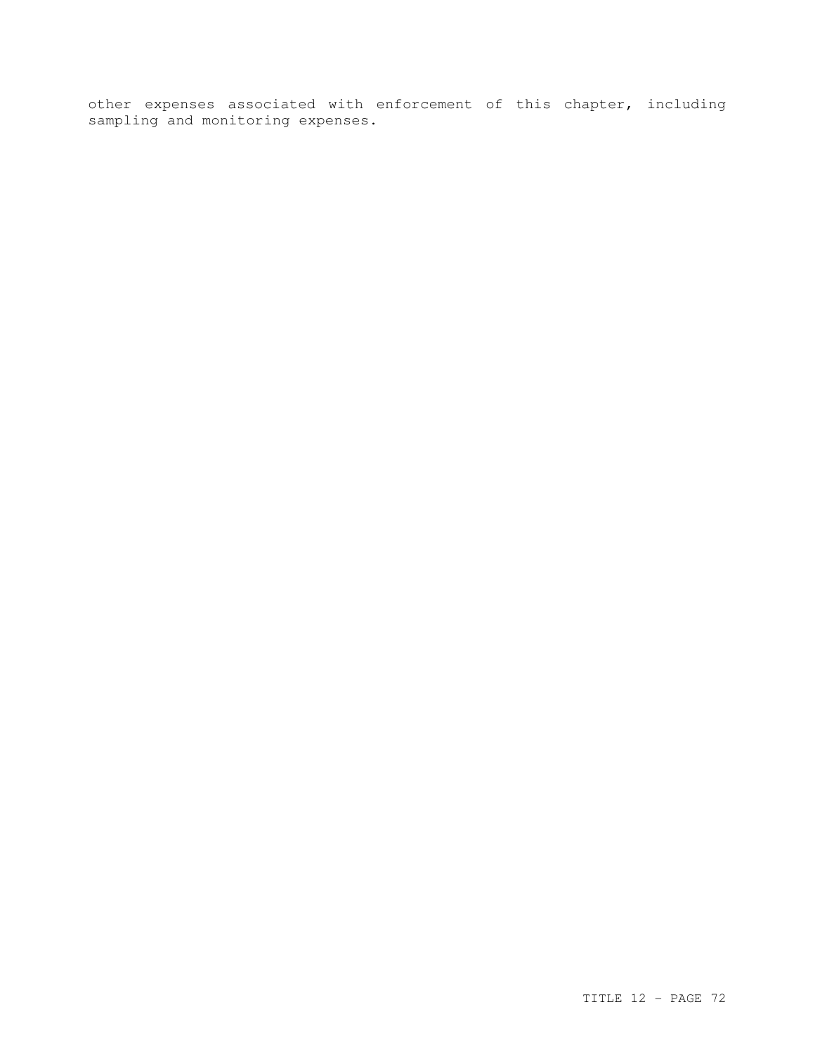other expenses associated with enforcement of this chapter, including sampling and monitoring expenses.